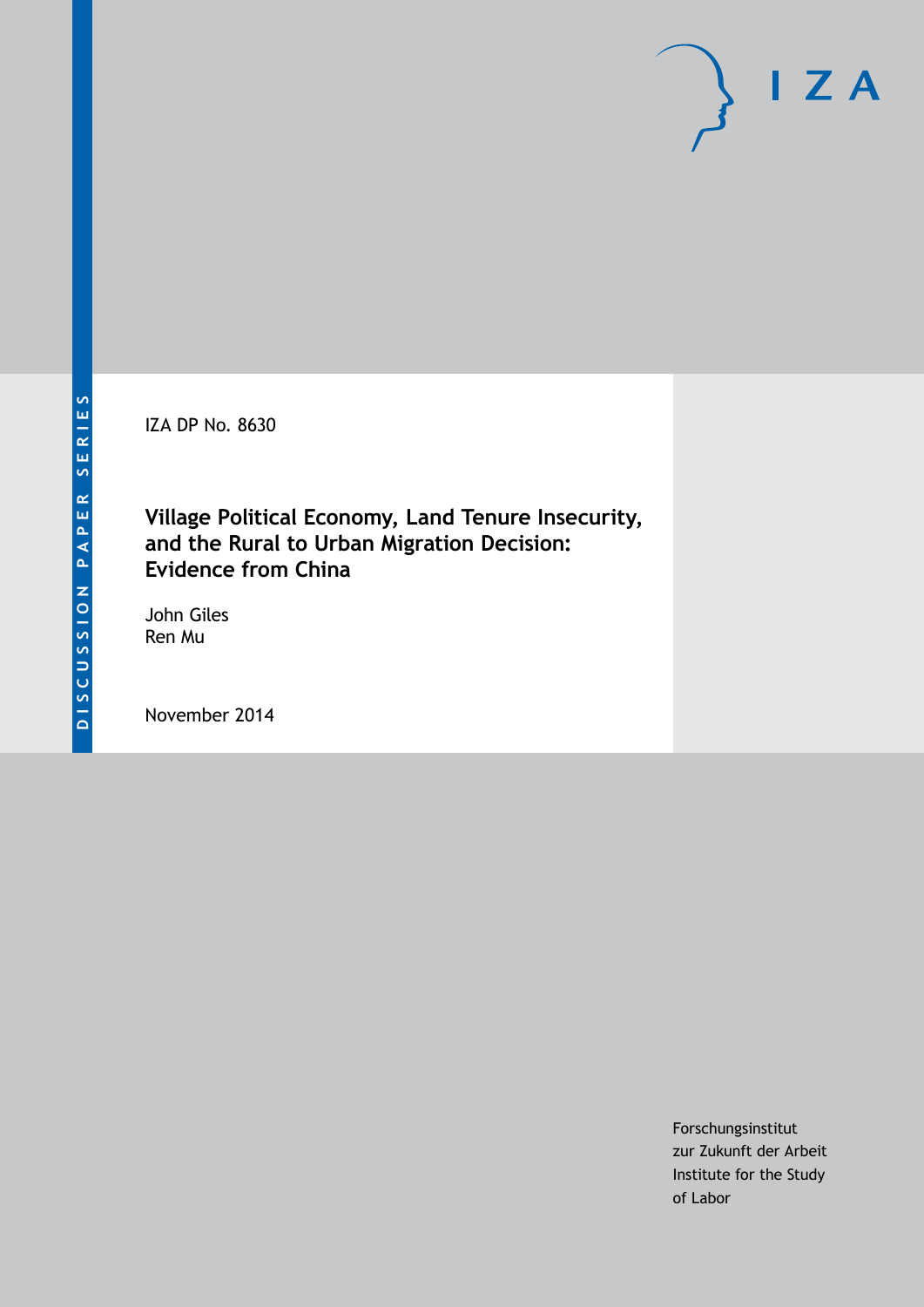DISCUSSION PAPER SERIES

IZA DP No. 8630

# Village Political Economy, Land Tenure Insecurity, and the Rural to Urban Migration Decision: Evidence from China

John Giles
Ren Mu

November 2014

Forschungsinstitut
zur Zukunft der Arbeit
Institute for the Study
of Labor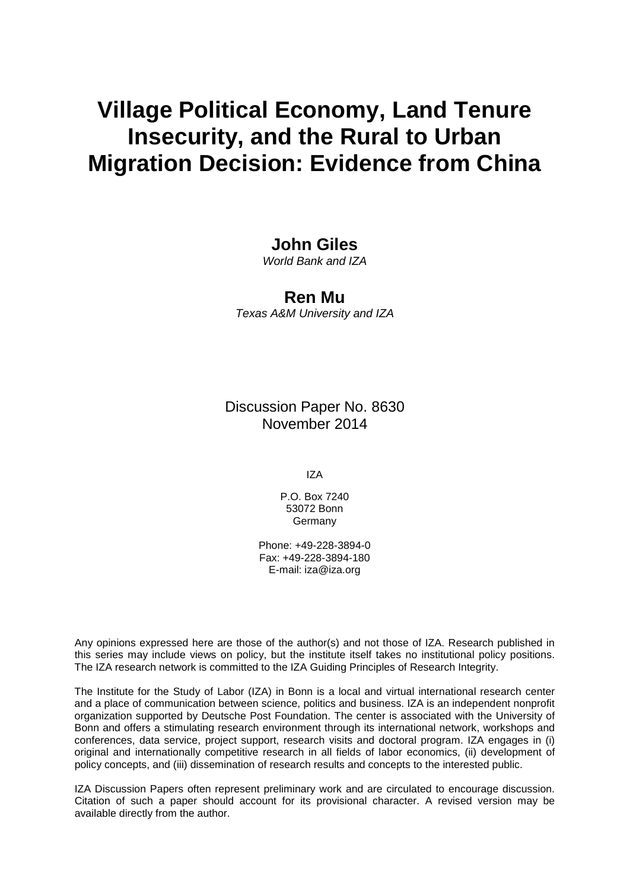# Village Political Economy, Land Tenure Insecurity, and the Rural to Urban Migration Decision: Evidence from China

**John Giles**
*World Bank and IZA*

**Ren Mu**
*Texas A&M University and IZA*

Discussion Paper No. 8630
November 2014

IZA

P.O. Box 7240
53072 Bonn
Germany

Phone: +49-228-3894-0
Fax: +49-228-3894-180
E-mail: iza@iza.org

Any opinions expressed here are those of the author(s) and not those of IZA. Research published in this series may include views on policy, but the institute itself takes no institutional policy positions. The IZA research network is committed to the IZA Guiding Principles of Research Integrity.

The Institute for the Study of Labor (IZA) in Bonn is a local and virtual international research center and a place of communication between science, politics and business. IZA is an independent nonprofit organization supported by Deutsche Post Foundation. The center is associated with the University of Bonn and offers a stimulating research environment through its international network, workshops and conferences, data service, project support, research visits and doctoral program. IZA engages in (i) original and internationally competitive research in all fields of labor economics, (ii) development of policy concepts, and (iii) dissemination of research results and concepts to the interested public.

IZA Discussion Papers often represent preliminary work and are circulated to encourage discussion. Citation of such a paper should account for its provisional character. A revised version may be available directly from the author.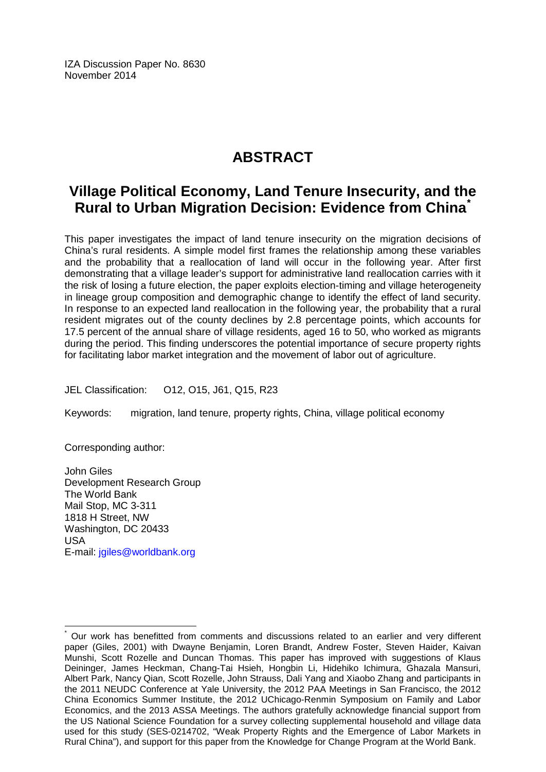IZA Discussion Paper No. 8630
November 2014

# ABSTRACT

## Village Political Economy, Land Tenure Insecurity, and the Rural to Urban Migration Decision: Evidence from China*

This paper investigates the impact of land tenure insecurity on the migration decisions of China's rural residents. A simple model first frames the relationship among these variables and the probability that a reallocation of land will occur in the following year. After first demonstrating that a village leader's support for administrative land reallocation carries with it the risk of losing a future election, the paper exploits election-timing and village heterogeneity in lineage group composition and demographic change to identify the effect of land security. In response to an expected land reallocation in the following year, the probability that a rural resident migrates out of the county declines by 2.8 percentage points, which accounts for 17.5 percent of the annual share of village residents, aged 16 to 50, who worked as migrants during the period. This finding underscores the potential importance of secure property rights for facilitating labor market integration and the movement of labor out of agriculture.

JEL Classification: O12, O15, J61, Q15, R23

Keywords: migration, land tenure, property rights, China, village political economy

Corresponding author:

John Giles
Development Research Group
The World Bank
Mail Stop, MC 3-311
1818 H Street, NW
Washington, DC 20433
USA
E-mail: jgiles@worldbank.org

---

* Our work has benefitted from comments and discussions related to an earlier and very different paper (Giles, 2001) with Dwayne Benjamin, Loren Brandt, Andrew Foster, Steven Haider, Kaivan Munshi, Scott Rozelle and Duncan Thomas. This paper has improved with suggestions of Klaus Deininger, James Heckman, Chang-Tai Hsieh, Hongbin Li, Hidehiko Ichimura, Ghazala Mansuri, Albert Park, Nancy Qian, Scott Rozelle, John Strauss, Dali Yang and Xiaobo Zhang and participants in the 2011 NEUDC Conference at Yale University, the 2012 PAA Meetings in San Francisco, the 2012 China Economics Summer Institute, the 2012 UChicago-Renmin Symposium on Family and Labor Economics, and the 2013 ASSA Meetings. The authors gratefully acknowledge financial support from the US National Science Foundation for a survey collecting supplemental household and village data used for this study (SES-0214702, "Weak Property Rights and the Emergence of Labor Markets in Rural China"), and support for this paper from the Knowledge for Change Program at the World Bank.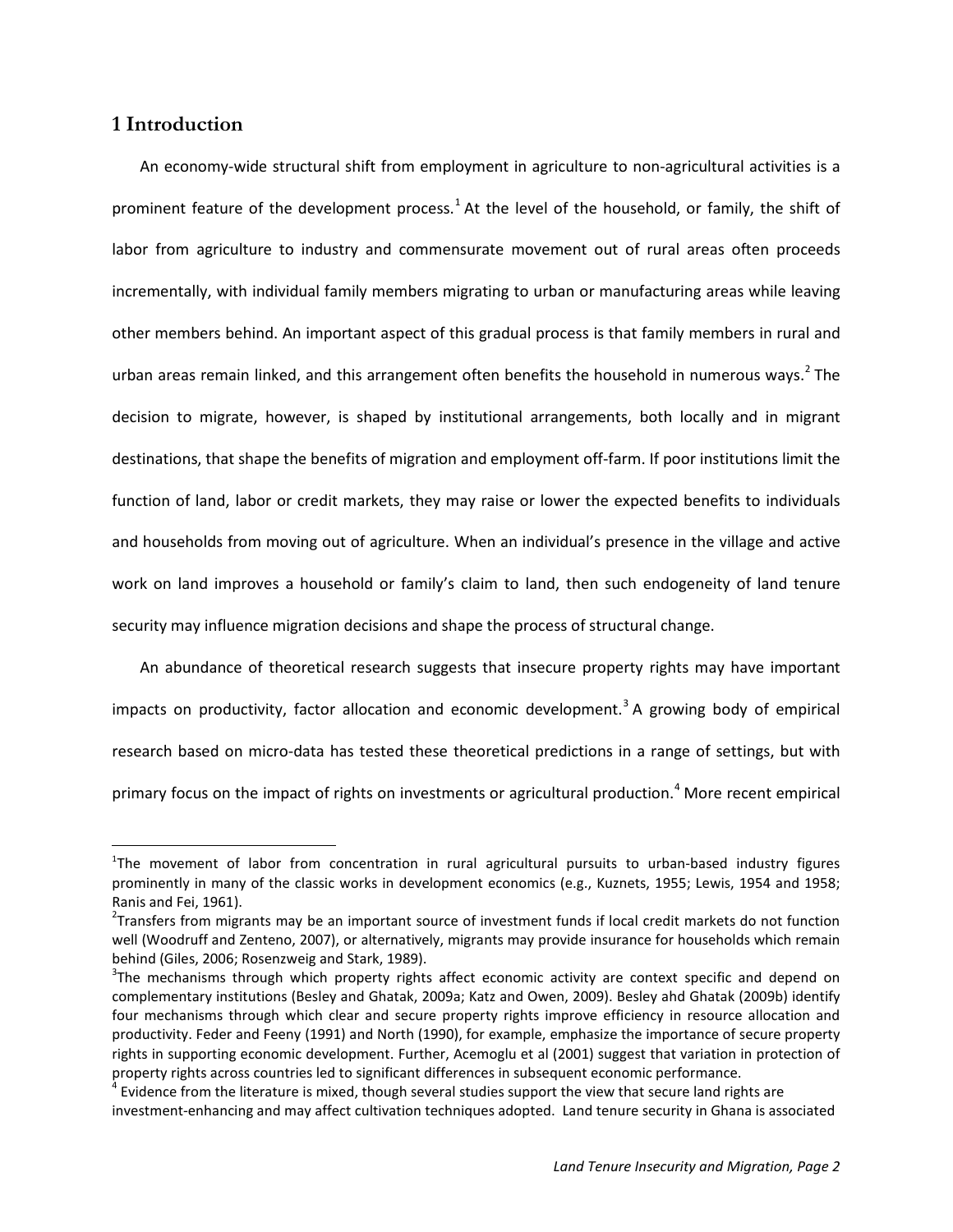# 1 Introduction

An economy-wide structural shift from employment in agriculture to non-agricultural activities is a prominent feature of the development process.[1] At the level of the household, or family, the shift of labor from agriculture to industry and commensurate movement out of rural areas often proceeds incrementally, with individual family members migrating to urban or manufacturing areas while leaving other members behind. An important aspect of this gradual process is that family members in rural and urban areas remain linked, and this arrangement often benefits the household in numerous ways.[2] The decision to migrate, however, is shaped by institutional arrangements, both locally and in migrant destinations, that shape the benefits of migration and employment off-farm. If poor institutions limit the function of land, labor or credit markets, they may raise or lower the expected benefits to individuals and households from moving out of agriculture. When an individual's presence in the village and active work on land improves a household or family's claim to land, then such endogeneity of land tenure security may influence migration decisions and shape the process of structural change.

An abundance of theoretical research suggests that insecure property rights may have important impacts on productivity, factor allocation and economic development.[3] A growing body of empirical research based on micro-data has tested these theoretical predictions in a range of settings, but with primary focus on the impact of rights on investments or agricultural production.[4] More recent empirical

---

[1]The movement of labor from concentration in rural agricultural pursuits to urban-based industry figures prominently in many of the classic works in development economics (e.g., Kuznets, 1955; Lewis, 1954 and 1958; Ranis and Fei, 1961).

[2]Transfers from migrants may be an important source of investment funds if local credit markets do not function well (Woodruff and Zenteno, 2007), or alternatively, migrants may provide insurance for households which remain behind (Giles, 2006; Rosenzweig and Stark, 1989).

[3]The mechanisms through which property rights affect economic activity are context specific and depend on complementary institutions (Besley and Ghatak, 2009a; Katz and Owen, 2009). Besley ahd Ghatak (2009b) identify four mechanisms through which clear and secure property rights improve efficiency in resource allocation and productivity. Feder and Feeny (1991) and North (1990), for example, emphasize the importance of secure property rights in supporting economic development. Further, Acemoglu et al (2001) suggest that variation in protection of property rights across countries led to significant differences in subsequent economic performance.

[4] Evidence from the literature is mixed, though several studies support the view that secure land rights are investment-enhancing and may affect cultivation techniques adopted. Land tenure security in Ghana is associated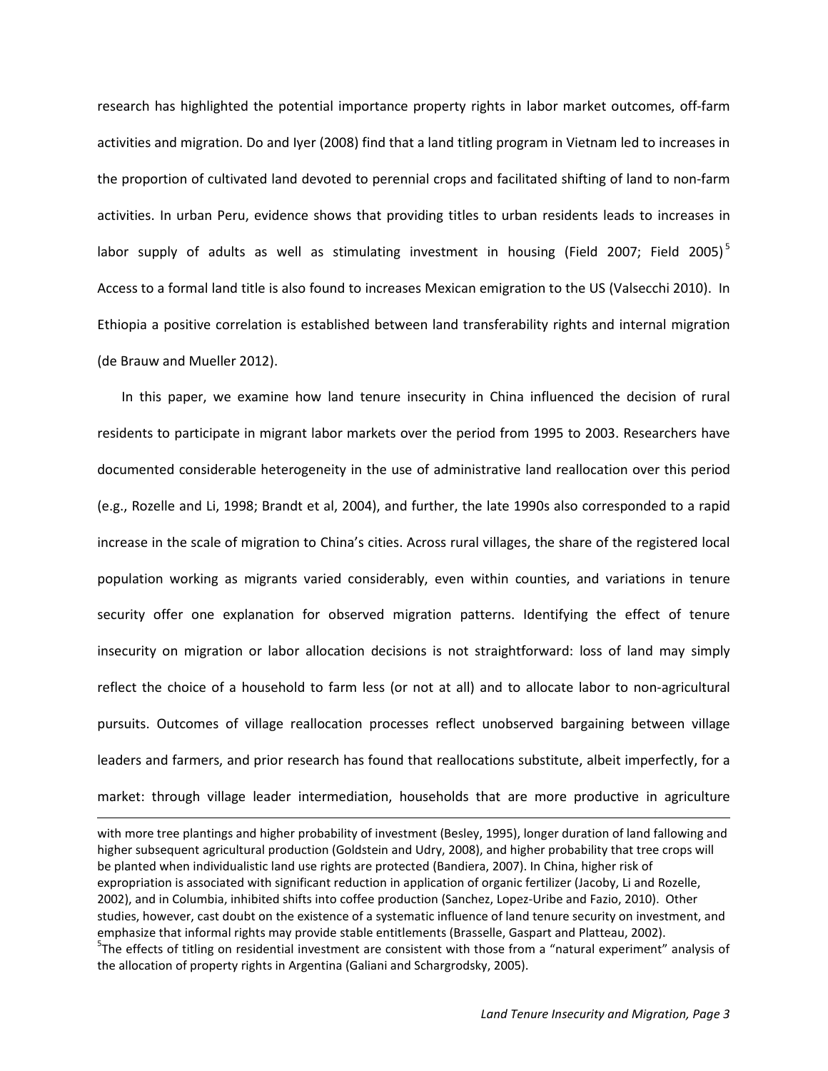research has highlighted the potential importance property rights in labor market outcomes, off-farm activities and migration. Do and Iyer (2008) find that a land titling program in Vietnam led to increases in the proportion of cultivated land devoted to perennial crops and facilitated shifting of land to non-farm activities. In urban Peru, evidence shows that providing titles to urban residents leads to increases in labor supply of adults as well as stimulating investment in housing (Field 2007; Field 2005)[5] Access to a formal land title is also found to increases Mexican emigration to the US (Valsecchi 2010). In Ethiopia a positive correlation is established between land transferability rights and internal migration (de Brauw and Mueller 2012).

In this paper, we examine how land tenure insecurity in China influenced the decision of rural residents to participate in migrant labor markets over the period from 1995 to 2003. Researchers have documented considerable heterogeneity in the use of administrative land reallocation over this period (e.g., Rozelle and Li, 1998; Brandt et al, 2004), and further, the late 1990s also corresponded to a rapid increase in the scale of migration to China's cities. Across rural villages, the share of the registered local population working as migrants varied considerably, even within counties, and variations in tenure security offer one explanation for observed migration patterns. Identifying the effect of tenure insecurity on migration or labor allocation decisions is not straightforward: loss of land may simply reflect the choice of a household to farm less (or not at all) and to allocate labor to non-agricultural pursuits. Outcomes of village reallocation processes reflect unobserved bargaining between village leaders and farmers, and prior research has found that reallocations substitute, albeit imperfectly, for a market: through village leader intermediation, households that are more productive in agriculture

---

with more tree plantings and higher probability of investment (Besley, 1995), longer duration of land fallowing and higher subsequent agricultural production (Goldstein and Udry, 2008), and higher probability that tree crops will be planted when individualistic land use rights are protected (Bandiera, 2007). In China, higher risk of expropriation is associated with significant reduction in application of organic fertilizer (Jacoby, Li and Rozelle, 2002), and in Columbia, inhibited shifts into coffee production (Sanchez, Lopez-Uribe and Fazio, 2010). Other studies, however, cast doubt on the existence of a systematic influence of land tenure security on investment, and emphasize that informal rights may provide stable entitlements (Brasselle, Gaspart and Platteau, 2002).

[5] The effects of titling on residential investment are consistent with those from a "natural experiment" analysis of the allocation of property rights in Argentina (Galiani and Schargrodsky, 2005).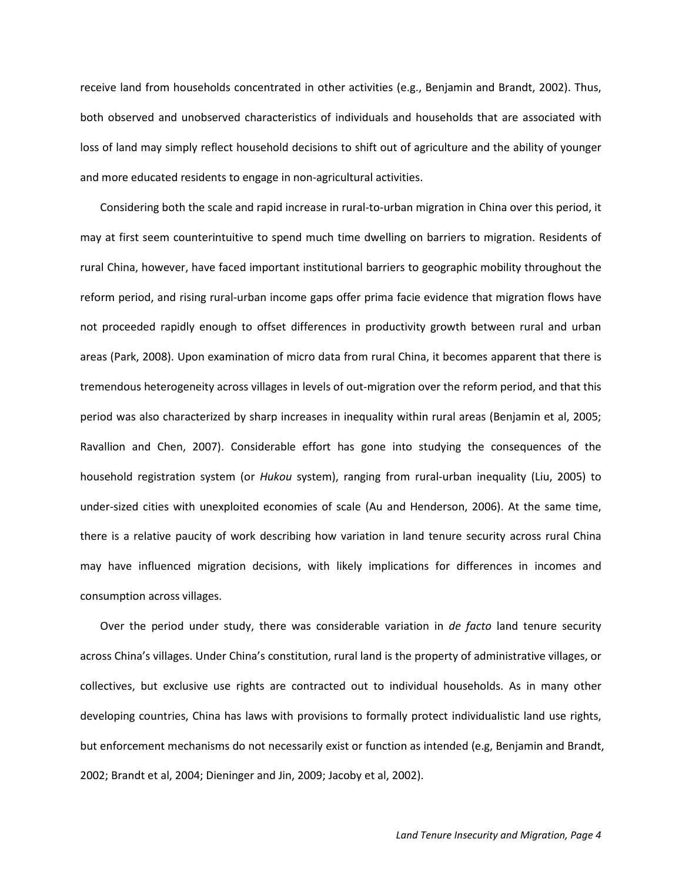receive land from households concentrated in other activities (e.g., Benjamin and Brandt, 2002). Thus, both observed and unobserved characteristics of individuals and households that are associated with loss of land may simply reflect household decisions to shift out of agriculture and the ability of younger and more educated residents to engage in non-agricultural activities.

Considering both the scale and rapid increase in rural-to-urban migration in China over this period, it may at first seem counterintuitive to spend much time dwelling on barriers to migration. Residents of rural China, however, have faced important institutional barriers to geographic mobility throughout the reform period, and rising rural-urban income gaps offer prima facie evidence that migration flows have not proceeded rapidly enough to offset differences in productivity growth between rural and urban areas (Park, 2008). Upon examination of micro data from rural China, it becomes apparent that there is tremendous heterogeneity across villages in levels of out-migration over the reform period, and that this period was also characterized by sharp increases in inequality within rural areas (Benjamin et al, 2005; Ravallion and Chen, 2007). Considerable effort has gone into studying the consequences of the household registration system (or *Hukou* system), ranging from rural-urban inequality (Liu, 2005) to under-sized cities with unexploited economies of scale (Au and Henderson, 2006). At the same time, there is a relative paucity of work describing how variation in land tenure security across rural China may have influenced migration decisions, with likely implications for differences in incomes and consumption across villages.

Over the period under study, there was considerable variation in *de facto* land tenure security across China's villages. Under China's constitution, rural land is the property of administrative villages, or collectives, but exclusive use rights are contracted out to individual households. As in many other developing countries, China has laws with provisions to formally protect individualistic land use rights, but enforcement mechanisms do not necessarily exist or function as intended (e.g, Benjamin and Brandt, 2002; Brandt et al, 2004; Dieninger and Jin, 2009; Jacoby et al, 2002).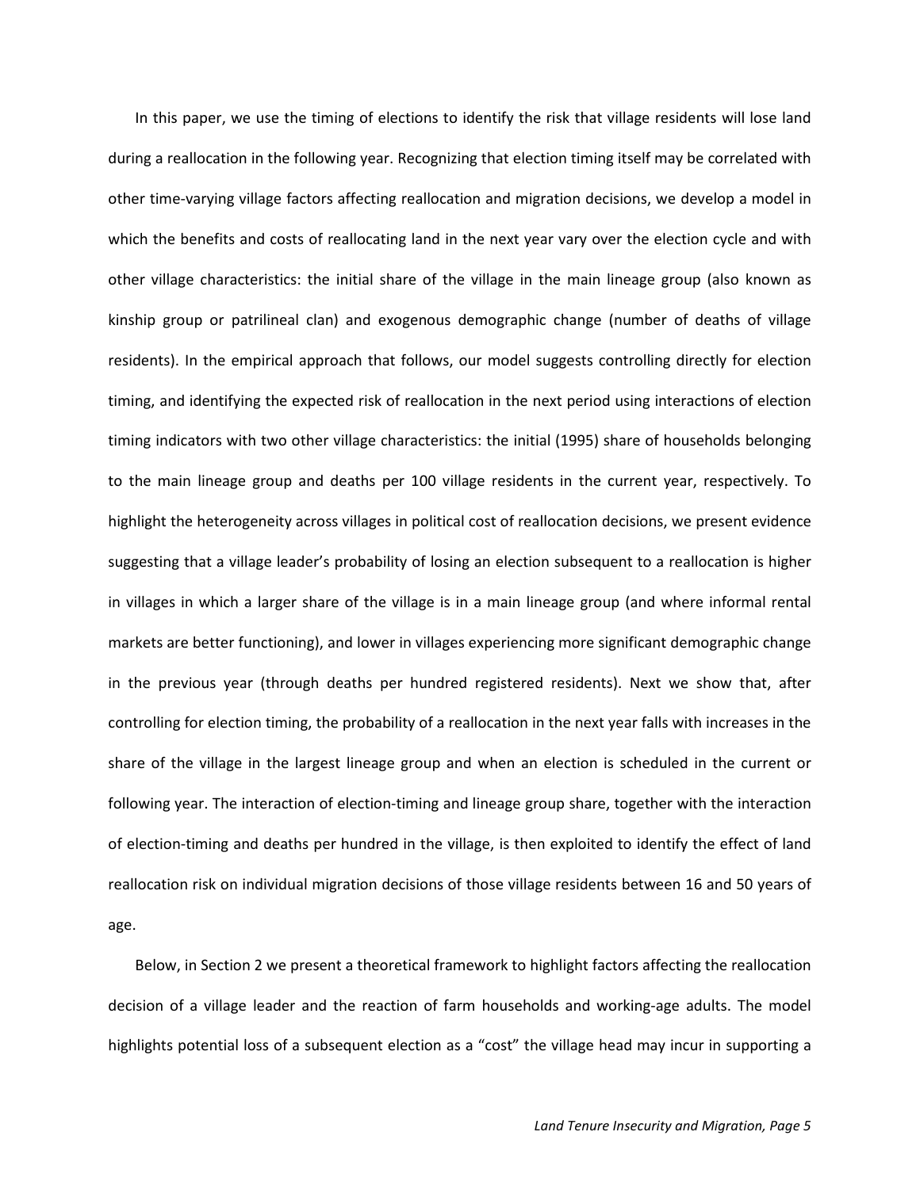In this paper, we use the timing of elections to identify the risk that village residents will lose land during a reallocation in the following year. Recognizing that election timing itself may be correlated with other time-varying village factors affecting reallocation and migration decisions, we develop a model in which the benefits and costs of reallocating land in the next year vary over the election cycle and with other village characteristics: the initial share of the village in the main lineage group (also known as kinship group or patrilineal clan) and exogenous demographic change (number of deaths of village residents). In the empirical approach that follows, our model suggests controlling directly for election timing, and identifying the expected risk of reallocation in the next period using interactions of election timing indicators with two other village characteristics: the initial (1995) share of households belonging to the main lineage group and deaths per 100 village residents in the current year, respectively. To highlight the heterogeneity across villages in political cost of reallocation decisions, we present evidence suggesting that a village leader's probability of losing an election subsequent to a reallocation is higher in villages in which a larger share of the village is in a main lineage group (and where informal rental markets are better functioning), and lower in villages experiencing more significant demographic change in the previous year (through deaths per hundred registered residents). Next we show that, after controlling for election timing, the probability of a reallocation in the next year falls with increases in the share of the village in the largest lineage group and when an election is scheduled in the current or following year. The interaction of election-timing and lineage group share, together with the interaction of election-timing and deaths per hundred in the village, is then exploited to identify the effect of land reallocation risk on individual migration decisions of those village residents between 16 and 50 years of age.

Below, in Section 2 we present a theoretical framework to highlight factors affecting the reallocation decision of a village leader and the reaction of farm households and working-age adults. The model highlights potential loss of a subsequent election as a "cost" the village head may incur in supporting a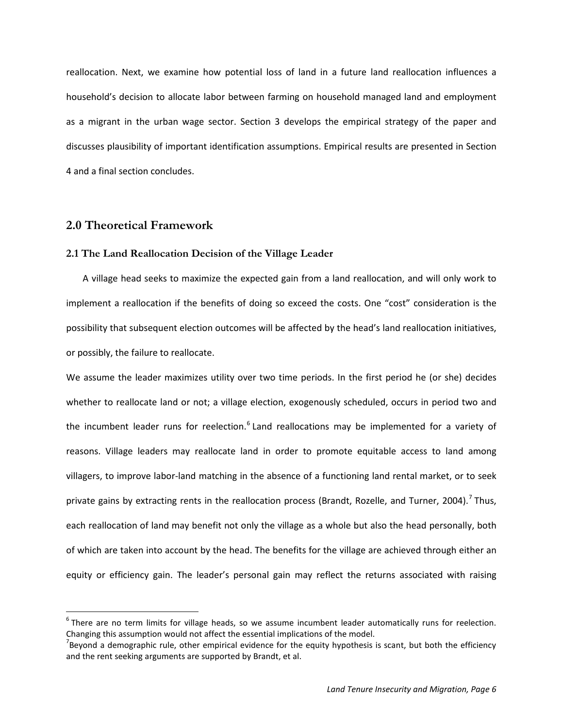reallocation. Next, we examine how potential loss of land in a future land reallocation influences a household's decision to allocate labor between farming on household managed land and employment as a migrant in the urban wage sector. Section 3 develops the empirical strategy of the paper and discusses plausibility of important identification assumptions. Empirical results are presented in Section 4 and a final section concludes.

## 2.0 Theoretical Framework

### 2.1 The Land Reallocation Decision of the Village Leader

A village head seeks to maximize the expected gain from a land reallocation, and will only work to implement a reallocation if the benefits of doing so exceed the costs. One "cost" consideration is the possibility that subsequent election outcomes will be affected by the head's land reallocation initiatives, or possibly, the failure to reallocate.

We assume the leader maximizes utility over two time periods. In the first period he (or she) decides whether to reallocate land or not; a village election, exogenously scheduled, occurs in period two and the incumbent leader runs for reelection.[6] Land reallocations may be implemented for a variety of reasons. Village leaders may reallocate land in order to promote equitable access to land among villagers, to improve labor-land matching in the absence of a functioning land rental market, or to seek private gains by extracting rents in the reallocation process (Brandt, Rozelle, and Turner, 2004).[7] Thus, each reallocation of land may benefit not only the village as a whole but also the head personally, both of which are taken into account by the head. The benefits for the village are achieved through either an equity or efficiency gain. The leader's personal gain may reflect the returns associated with raising

---

[6] There are no term limits for village heads, so we assume incumbent leader automatically runs for reelection. Changing this assumption would not affect the essential implications of the model.

[7] Beyond a demographic rule, other empirical evidence for the equity hypothesis is scant, but both the efficiency and the rent seeking arguments are supported by Brandt, et al.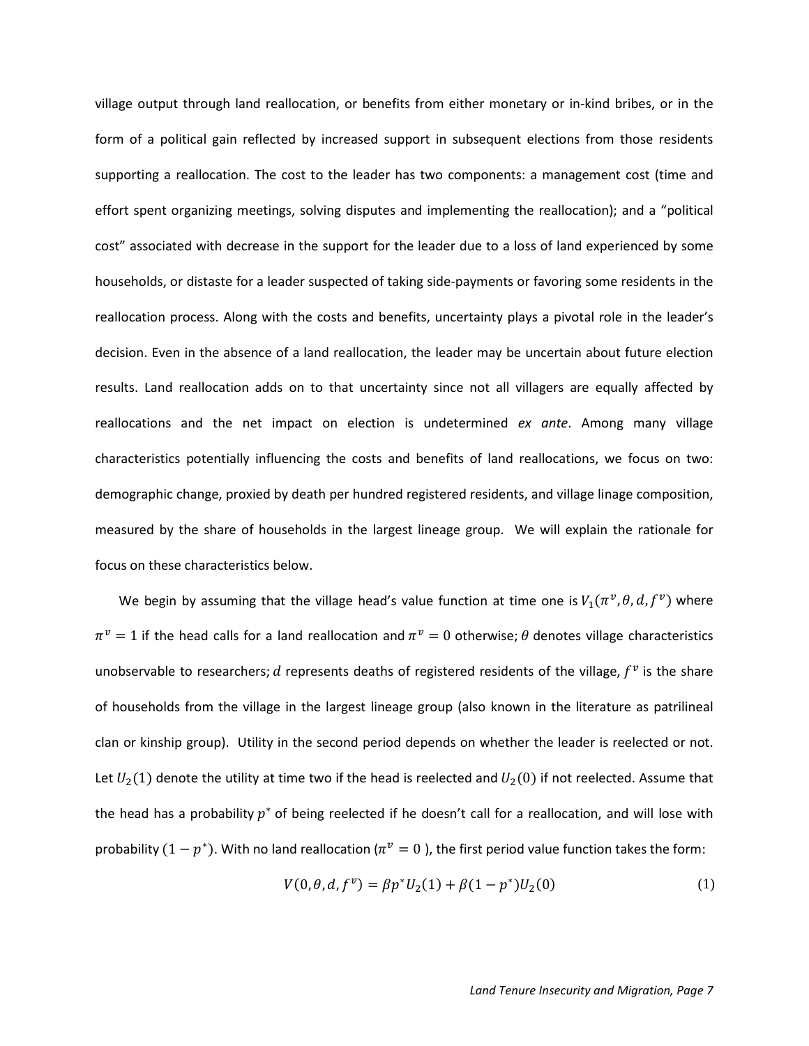village output through land reallocation, or benefits from either monetary or in-kind bribes, or in the form of a political gain reflected by increased support in subsequent elections from those residents supporting a reallocation. The cost to the leader has two components: a management cost (time and effort spent organizing meetings, solving disputes and implementing the reallocation); and a "political cost" associated with decrease in the support for the leader due to a loss of land experienced by some households, or distaste for a leader suspected of taking side-payments or favoring some residents in the reallocation process. Along with the costs and benefits, uncertainty plays a pivotal role in the leader's decision. Even in the absence of a land reallocation, the leader may be uncertain about future election results. Land reallocation adds on to that uncertainty since not all villagers are equally affected by reallocations and the net impact on election is undetermined *ex ante*. Among many village characteristics potentially influencing the costs and benefits of land reallocations, we focus on two: demographic change, proxied by death per hundred registered residents, and village linage composition, measured by the share of households in the largest lineage group. We will explain the rationale for focus on these characteristics below.

We begin by assuming that the village head's value function at time one is $V_1(\pi^v, \theta, d, f^v)$ where $\pi^v = 1$ if the head calls for a land reallocation and $\pi^v = 0$ otherwise; $\theta$ denotes village characteristics unobservable to researchers; $d$ represents deaths of registered residents of the village, $f^v$ is the share of households from the village in the largest lineage group (also known in the literature as patrilineal clan or kinship group). Utility in the second period depends on whether the leader is reelected or not. Let $U_2(1)$ denote the utility at time two if the head is reelected and $U_2(0)$ if not reelected. Assume that the head has a probability $p^*$ of being reelected if he doesn't call for a reallocation, and will lose with probability $(1 - p^*)$. With no land reallocation ($\pi^v = 0$), the first period value function takes the form:

$$V(0, \theta, d, f^v) = \beta p^* U_2(1) + \beta(1 - p^*) U_2(0) \tag{1}$$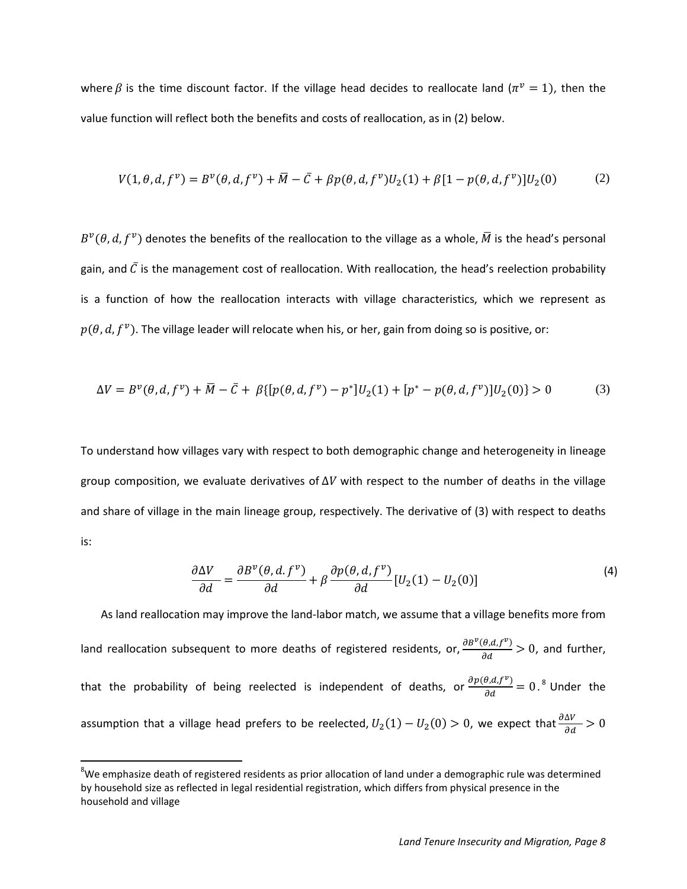where $\beta$ is the time discount factor. If the village head decides to reallocate land ($\pi^v = 1$), then the value function will reflect both the benefits and costs of reallocation, as in (2) below.

$$V(1, \theta, d, f^v) = B^v(\theta, d, f^v) + \bar{M} - \bar{C} + \beta p(\theta, d, f^v) U_2(1) + \beta[1 - p(\theta, d, f^v)] U_2(0) \tag{2}$$

$B^v(\theta, d, f^v)$ denotes the benefits of the reallocation to the village as a whole, $\bar{M}$ is the head's personal gain, and $\bar{C}$ is the management cost of reallocation. With reallocation, the head's reelection probability is a function of how the reallocation interacts with village characteristics, which we represent as $p(\theta, d, f^v)$. The village leader will relocate when his, or her, gain from doing so is positive, or:

$$\Delta V = B^v(\theta, d, f^v) + \bar{M} - \bar{C} + \beta\{[p(\theta, d, f^v) - p^*] U_2(1) + [p^* - p(\theta, d, f^v)] U_2(0)\} > 0 \tag{3}$$

To understand how villages vary with respect to both demographic change and heterogeneity in lineage group composition, we evaluate derivatives of $\Delta V$ with respect to the number of deaths in the village and share of village in the main lineage group, respectively. The derivative of (3) with respect to deaths is:

$$\frac{\partial \Delta V}{\partial d} = \frac{\partial B^v(\theta, d. f^v)}{\partial d} + \beta \frac{\partial p(\theta, d, f^v)}{\partial d} [U_2(1) - U_2(0)] \tag{4}$$

As land reallocation may improve the land-labor match, we assume that a village benefits more from land reallocation subsequent to more deaths of registered residents, or, $\frac{\partial B^v(\theta, d, f^v)}{\partial d} > 0$, and further, that the probability of being reelected is independent of deaths, or $\frac{\partial p(\theta, d, f^v)}{\partial d} = 0$.[8] Under the assumption that a village head prefers to be reelected, $U_2(1) - U_2(0) > 0$, we expect that $\frac{\partial \Delta V}{\partial d} > 0$

[8] We emphasize death of registered residents as prior allocation of land under a demographic rule was determined by household size as reflected in legal residential registration, which differs from physical presence in the household and village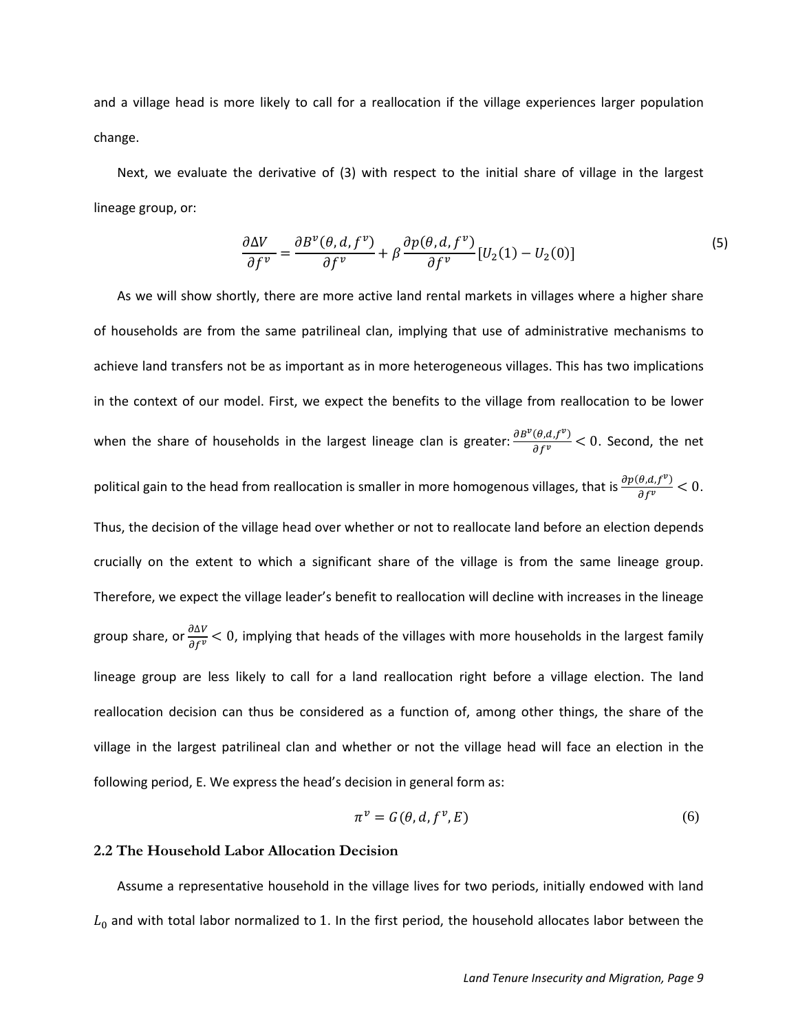and a village head is more likely to call for a reallocation if the village experiences larger population change.

Next, we evaluate the derivative of (3) with respect to the initial share of village in the largest lineage group, or:

$$\frac{\partial \Delta V}{\partial f^v} = \frac{\partial B^v(\theta, d, f^v)}{\partial f^v} + \beta \frac{\partial p(\theta, d, f^v)}{\partial f^v}[U_2(1) - U_2(0)] \tag{5}$$

As we will show shortly, there are more active land rental markets in villages where a higher share of households are from the same patrilineal clan, implying that use of administrative mechanisms to achieve land transfers not be as important as in more heterogeneous villages. This has two implications in the context of our model. First, we expect the benefits to the village from reallocation to be lower when the share of households in the largest lineage clan is greater: $\frac{\partial B^v(\theta,d,f^v)}{\partial f^v} < 0$. Second, the net political gain to the head from reallocation is smaller in more homogenous villages, that is $\frac{\partial p(\theta,d,f^v)}{\partial f^v} < 0$. Thus, the decision of the village head over whether or not to reallocate land before an election depends crucially on the extent to which a significant share of the village is from the same lineage group. Therefore, we expect the village leader's benefit to reallocation will decline with increases in the lineage group share, or $\frac{\partial \Delta V}{\partial f^v} < 0$, implying that heads of the villages with more households in the largest family lineage group are less likely to call for a land reallocation right before a village election. The land reallocation decision can thus be considered as a function of, among other things, the share of the village in the largest patrilineal clan and whether or not the village head will face an election in the following period, E. We express the head's decision in general form as:

$$\pi^v = G(\theta, d, f^v, E) \tag{6}$$

### 2.2 The Household Labor Allocation Decision

Assume a representative household in the village lives for two periods, initially endowed with land $L_0$ and with total labor normalized to 1. In the first period, the household allocates labor between the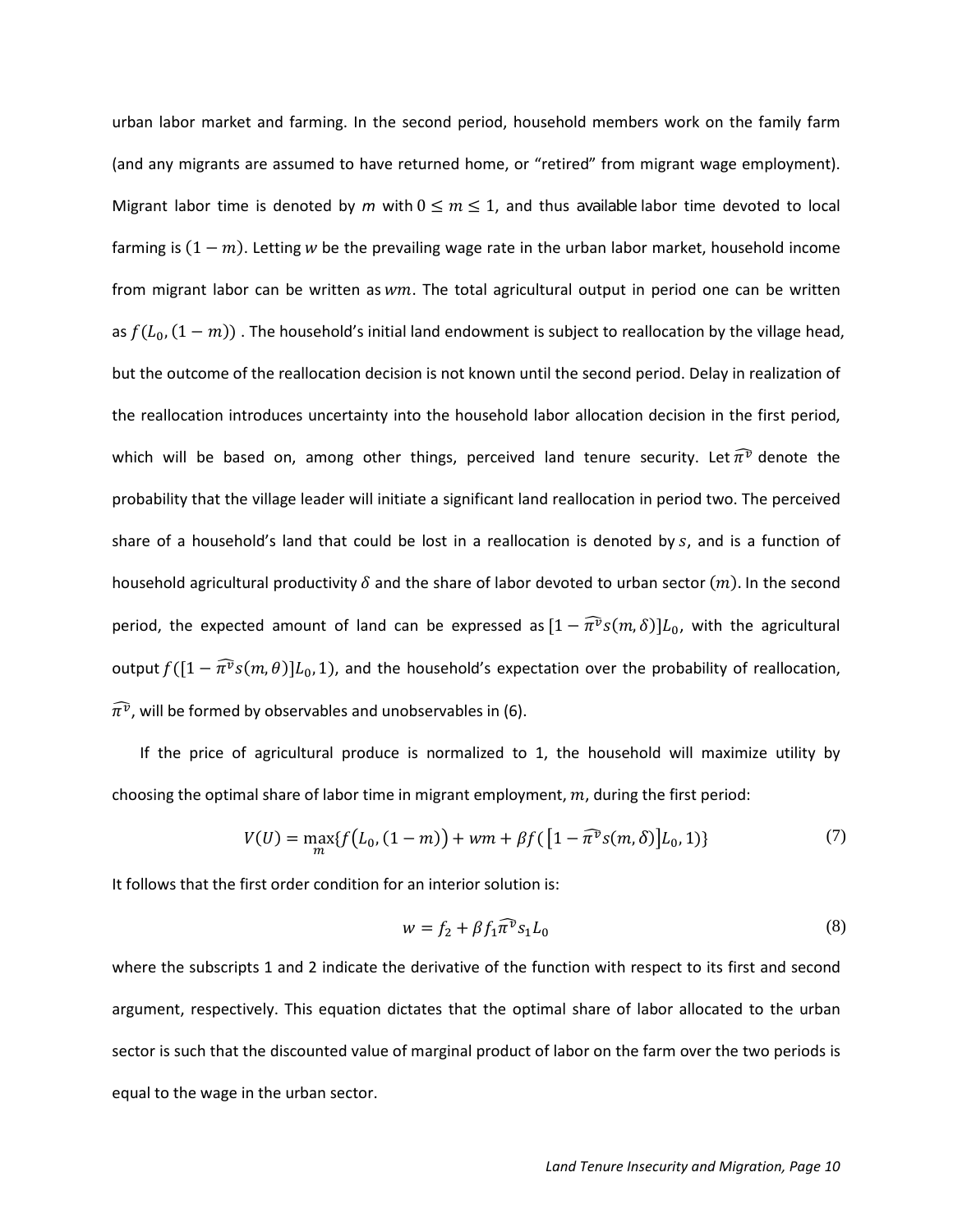urban labor market and farming. In the second period, household members work on the family farm (and any migrants are assumed to have returned home, or "retired" from migrant wage employment). Migrant labor time is denoted by $m$ with $0 \leq m \leq 1$, and thus available labor time devoted to local farming is $(1-m)$. Letting $w$ be the prevailing wage rate in the urban labor market, household income from migrant labor can be written as $wm$. The total agricultural output in period one can be written as $f(L_0, (1-m))$ . The household's initial land endowment is subject to reallocation by the village head, but the outcome of the reallocation decision is not known until the second period. Delay in realization of the reallocation introduces uncertainty into the household labor allocation decision in the first period, which will be based on, among other things, perceived land tenure security. Let $\widehat{\pi^v}$ denote the probability that the village leader will initiate a significant land reallocation in period two. The perceived share of a household's land that could be lost in a reallocation is denoted by $s$, and is a function of household agricultural productivity $\delta$ and the share of labor devoted to urban sector $(m)$. In the second period, the expected amount of land can be expressed as $[1-\widehat{\pi^v}s(m,\delta)]L_0$, with the agricultural output $f([1-\widehat{\pi^v}s(m,\theta)]L_0, 1)$, and the household's expectation over the probability of reallocation, $\widehat{\pi^v}$, will be formed by observables and unobservables in (6).

If the price of agricultural produce is normalized to 1, the household will maximize utility by choosing the optimal share of labor time in migrant employment, $m$, during the first period:

$$V(U) = \max_m \{f(L_0, (1-m)) + wm + \beta f([1-\widehat{\pi^v}s(m,\delta)]L_0, 1)\} \tag{7}$$

It follows that the first order condition for an interior solution is:

$$w = f_2 + \beta f_1 \widehat{\pi^v} s_1 L_0 \tag{8}$$

where the subscripts 1 and 2 indicate the derivative of the function with respect to its first and second argument, respectively. This equation dictates that the optimal share of labor allocated to the urban sector is such that the discounted value of marginal product of labor on the farm over the two periods is equal to the wage in the urban sector.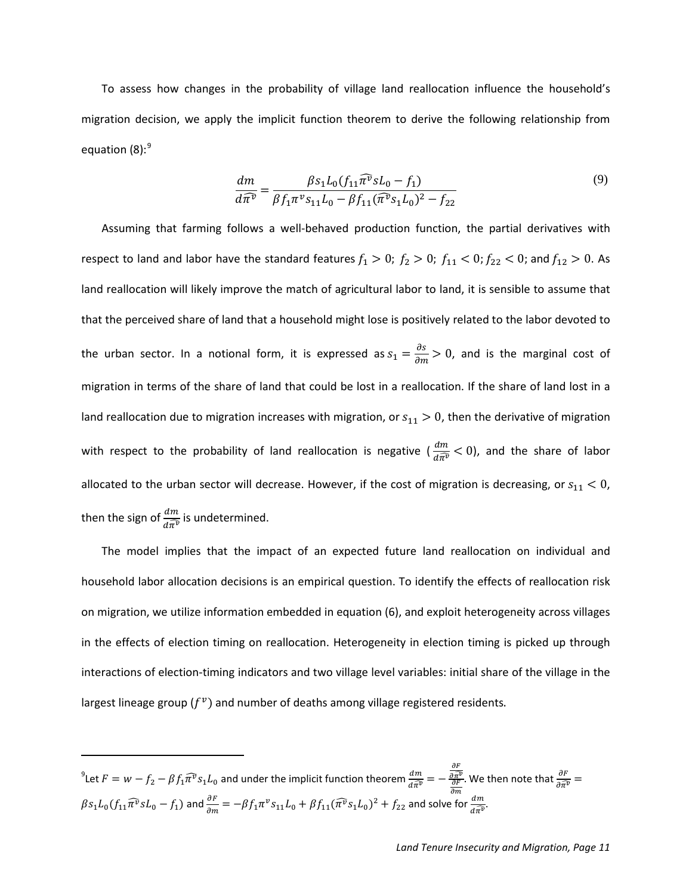To assess how changes in the probability of village land reallocation influence the household's migration decision, we apply the implicit function theorem to derive the following relationship from equation (8):[9]

$$\frac{dm}{d\widehat{\pi^v}} = \frac{\beta s_1 L_0 (f_{11}\widehat{\pi^v} s L_0 - f_1)}{\beta f_1 \pi^v s_{11} L_0 - \beta f_{11}(\widehat{\pi^v} s_1 L_0)^2 - f_{22}} \tag{9}$$

Assuming that farming follows a well-behaved production function, the partial derivatives with respect to land and labor have the standard features $f_1 > 0;\ f_2 > 0;\ f_{11} < 0; f_{22} < 0$; and $f_{12} > 0$. As land reallocation will likely improve the match of agricultural labor to land, it is sensible to assume that that the perceived share of land that a household might lose is positively related to the labor devoted to the urban sector. In a notional form, it is expressed as $s_1 = \frac{\partial s}{\partial m} > 0$, and is the marginal cost of migration in terms of the share of land that could be lost in a reallocation. If the share of land lost in a land reallocation due to migration increases with migration, or $s_{11} > 0$, then the derivative of migration with respect to the probability of land reallocation is negative ($\frac{dm}{d\widehat{\pi^v}} < 0$), and the share of labor allocated to the urban sector will decrease. However, if the cost of migration is decreasing, or $s_{11} < 0$, then the sign of $\frac{dm}{d\widehat{\pi^v}}$ is undetermined.

The model implies that the impact of an expected future land reallocation on individual and household labor allocation decisions is an empirical question. To identify the effects of reallocation risk on migration, we utilize information embedded in equation (6), and exploit heterogeneity across villages in the effects of election timing on reallocation. Heterogeneity in election timing is picked up through interactions of election-timing indicators and two village level variables: initial share of the village in the largest lineage group ($f^v$) and number of deaths among village registered residents.

---

[9] Let $F = w - f_2 - \beta f_1 \widehat{\pi^v} s_1 L_0$ and under the implicit function theorem $\frac{dm}{d\widehat{\pi^v}} = -\frac{\frac{\partial F}{\partial \widehat{\pi^v}}}{\frac{\partial F}{\partial m}}$. We then note that $\frac{\partial F}{\partial \widehat{\pi^v}} = \beta s_1 L_0 (f_{11}\widehat{\pi^v} s L_0 - f_1)$ and $\frac{\partial F}{\partial m} = -\beta f_1 \pi^v s_{11} L_0 + \beta f_{11}(\widehat{\pi^v} s_1 L_0)^2 + f_{22}$ and solve for $\frac{dm}{d\widehat{\pi^v}}$.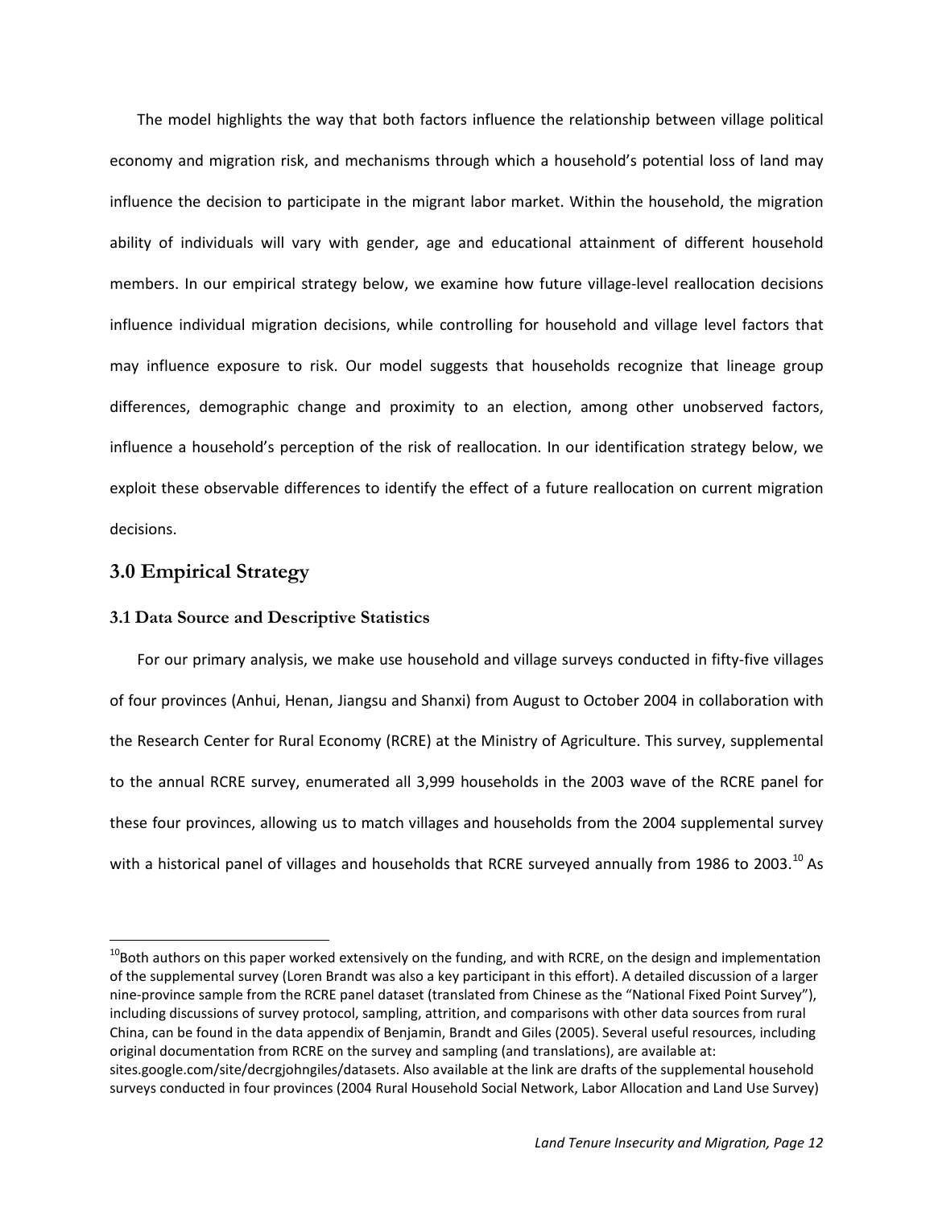The model highlights the way that both factors influence the relationship between village political economy and migration risk, and mechanisms through which a household's potential loss of land may influence the decision to participate in the migrant labor market. Within the household, the migration ability of individuals will vary with gender, age and educational attainment of different household members. In our empirical strategy below, we examine how future village-level reallocation decisions influence individual migration decisions, while controlling for household and village level factors that may influence exposure to risk. Our model suggests that households recognize that lineage group differences, demographic change and proximity to an election, among other unobserved factors, influence a household's perception of the risk of reallocation. In our identification strategy below, we exploit these observable differences to identify the effect of a future reallocation on current migration decisions.

## 3.0 Empirical Strategy

### 3.1 Data Source and Descriptive Statistics

For our primary analysis, we make use household and village surveys conducted in fifty-five villages of four provinces (Anhui, Henan, Jiangsu and Shanxi) from August to October 2004 in collaboration with the Research Center for Rural Economy (RCRE) at the Ministry of Agriculture. This survey, supplemental to the annual RCRE survey, enumerated all 3,999 households in the 2003 wave of the RCRE panel for these four provinces, allowing us to match villages and households from the 2004 supplemental survey with a historical panel of villages and households that RCRE surveyed annually from 1986 to 2003.[10] As

---

[10]Both authors on this paper worked extensively on the funding, and with RCRE, on the design and implementation of the supplemental survey (Loren Brandt was also a key participant in this effort). A detailed discussion of a larger nine-province sample from the RCRE panel dataset (translated from Chinese as the "National Fixed Point Survey"), including discussions of survey protocol, sampling, attrition, and comparisons with other data sources from rural China, can be found in the data appendix of Benjamin, Brandt and Giles (2005). Several useful resources, including original documentation from RCRE on the survey and sampling (and translations), are available at: sites.google.com/site/decrgjohngiles/datasets. Also available at the link are drafts of the supplemental household surveys conducted in four provinces (2004 Rural Household Social Network, Labor Allocation and Land Use Survey)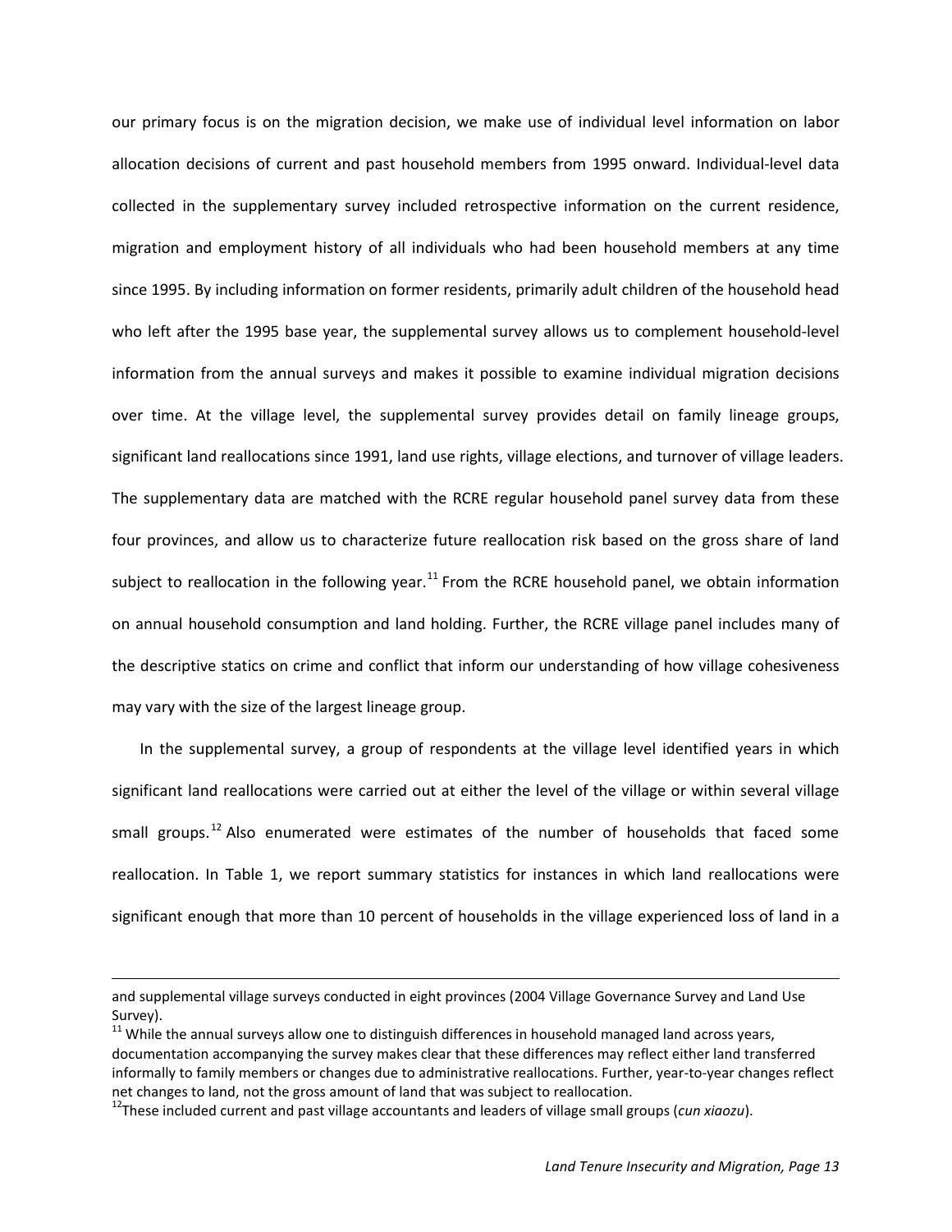our primary focus is on the migration decision, we make use of individual level information on labor allocation decisions of current and past household members from 1995 onward. Individual-level data collected in the supplementary survey included retrospective information on the current residence, migration and employment history of all individuals who had been household members at any time since 1995. By including information on former residents, primarily adult children of the household head who left after the 1995 base year, the supplemental survey allows us to complement household-level information from the annual surveys and makes it possible to examine individual migration decisions over time. At the village level, the supplemental survey provides detail on family lineage groups, significant land reallocations since 1991, land use rights, village elections, and turnover of village leaders. The supplementary data are matched with the RCRE regular household panel survey data from these four provinces, and allow us to characterize future reallocation risk based on the gross share of land subject to reallocation in the following year.[11] From the RCRE household panel, we obtain information on annual household consumption and land holding. Further, the RCRE village panel includes many of the descriptive statics on crime and conflict that inform our understanding of how village cohesiveness may vary with the size of the largest lineage group.

In the supplemental survey, a group of respondents at the village level identified years in which significant land reallocations were carried out at either the level of the village or within several village small groups.[12] Also enumerated were estimates of the number of households that faced some reallocation. In Table 1, we report summary statistics for instances in which land reallocations were significant enough that more than 10 percent of households in the village experienced loss of land in a

---

and supplemental village surveys conducted in eight provinces (2004 Village Governance Survey and Land Use Survey).

[11] While the annual surveys allow one to distinguish differences in household managed land across years, documentation accompanying the survey makes clear that these differences may reflect either land transferred informally to family members or changes due to administrative reallocations. Further, year-to-year changes reflect net changes to land, not the gross amount of land that was subject to reallocation.

[12] These included current and past village accountants and leaders of village small groups (*cun xiaozu*).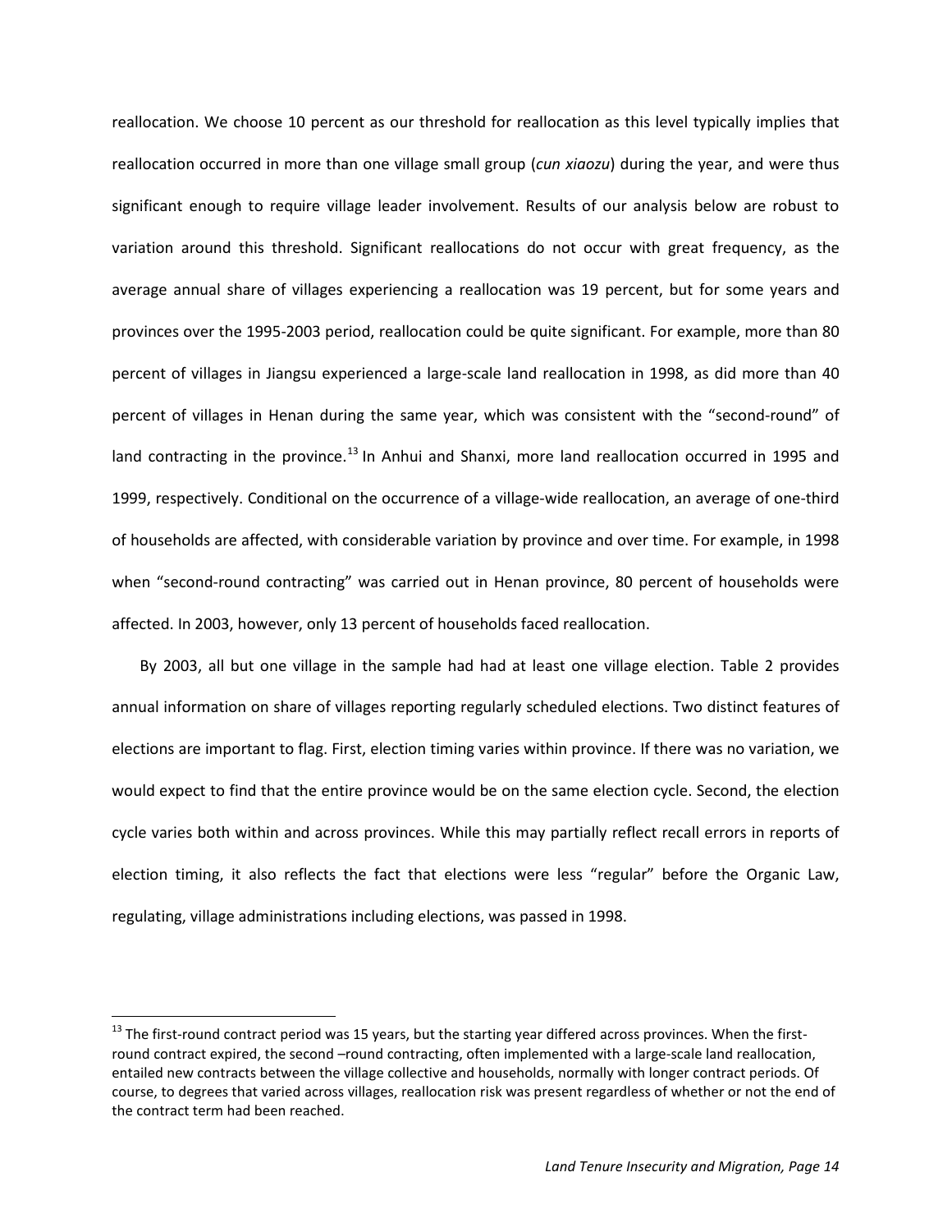reallocation. We choose 10 percent as our threshold for reallocation as this level typically implies that reallocation occurred in more than one village small group (*cun xiaozu*) during the year, and were thus significant enough to require village leader involvement. Results of our analysis below are robust to variation around this threshold. Significant reallocations do not occur with great frequency, as the average annual share of villages experiencing a reallocation was 19 percent, but for some years and provinces over the 1995-2003 period, reallocation could be quite significant. For example, more than 80 percent of villages in Jiangsu experienced a large-scale land reallocation in 1998, as did more than 40 percent of villages in Henan during the same year, which was consistent with the "second-round" of land contracting in the province.[13] In Anhui and Shanxi, more land reallocation occurred in 1995 and 1999, respectively. Conditional on the occurrence of a village-wide reallocation, an average of one-third of households are affected, with considerable variation by province and over time. For example, in 1998 when "second-round contracting" was carried out in Henan province, 80 percent of households were affected. In 2003, however, only 13 percent of households faced reallocation.

By 2003, all but one village in the sample had had at least one village election. Table 2 provides annual information on share of villages reporting regularly scheduled elections. Two distinct features of elections are important to flag. First, election timing varies within province. If there was no variation, we would expect to find that the entire province would be on the same election cycle. Second, the election cycle varies both within and across provinces. While this may partially reflect recall errors in reports of election timing, it also reflects the fact that elections were less "regular" before the Organic Law, regulating, village administrations including elections, was passed in 1998.

[13] The first-round contract period was 15 years, but the starting year differed across provinces. When the first-round contract expired, the second –round contracting, often implemented with a large-scale land reallocation, entailed new contracts between the village collective and households, normally with longer contract periods. Of course, to degrees that varied across villages, reallocation risk was present regardless of whether or not the end of the contract term had been reached.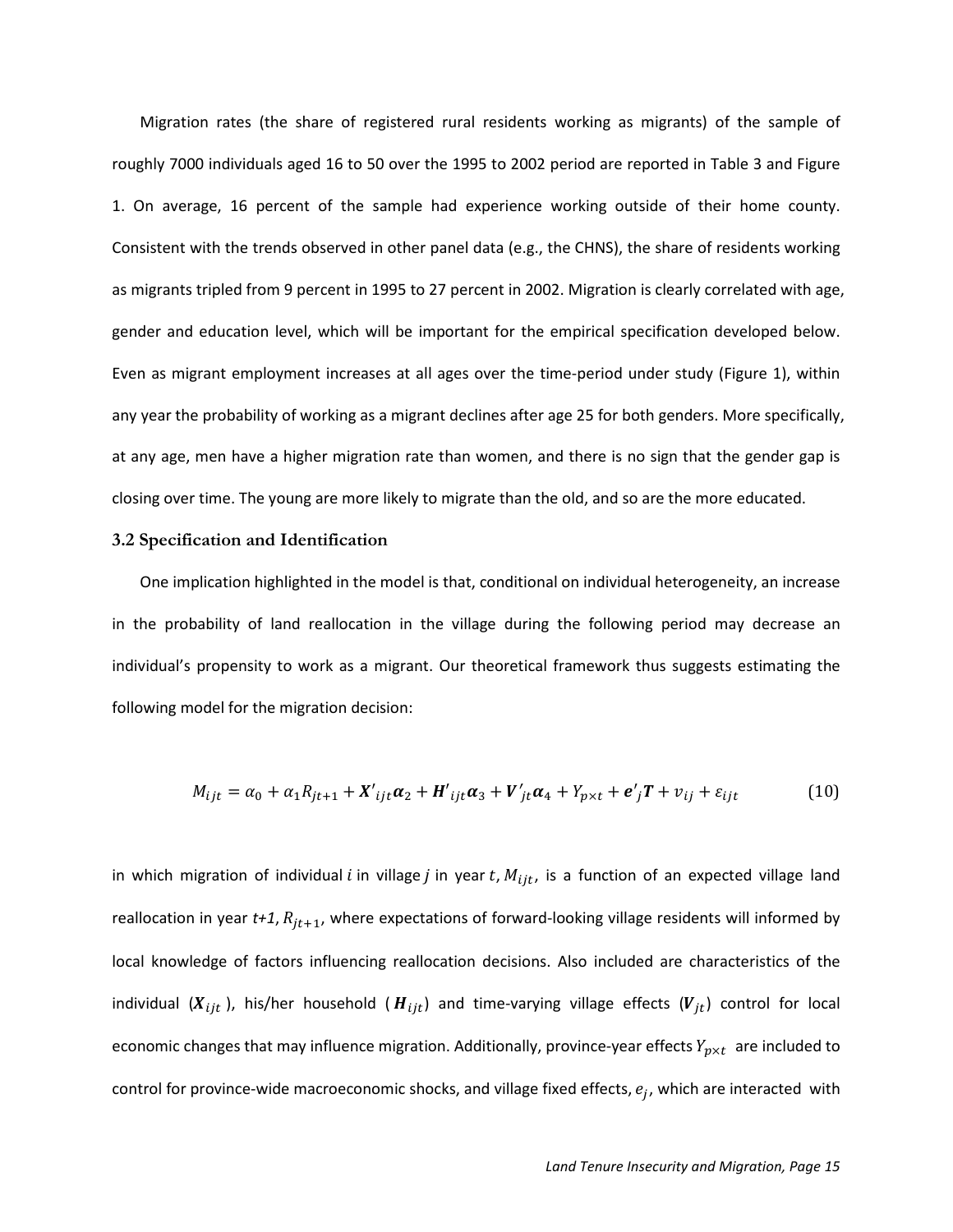Migration rates (the share of registered rural residents working as migrants) of the sample of roughly 7000 individuals aged 16 to 50 over the 1995 to 2002 period are reported in Table 3 and Figure 1. On average, 16 percent of the sample had experience working outside of their home county. Consistent with the trends observed in other panel data (e.g., the CHNS), the share of residents working as migrants tripled from 9 percent in 1995 to 27 percent in 2002. Migration is clearly correlated with age, gender and education level, which will be important for the empirical specification developed below. Even as migrant employment increases at all ages over the time-period under study (Figure 1), within any year the probability of working as a migrant declines after age 25 for both genders. More specifically, at any age, men have a higher migration rate than women, and there is no sign that the gender gap is closing over time. The young are more likely to migrate than the old, and so are the more educated.

### 3.2 Specification and Identification

One implication highlighted in the model is that, conditional on individual heterogeneity, an increase in the probability of land reallocation in the village during the following period may decrease an individual's propensity to work as a migrant. Our theoretical framework thus suggests estimating the following model for the migration decision:

$$M_{ijt} = \alpha_0 + \alpha_1 R_{jt+1} + \boldsymbol{X}'_{ijt}\boldsymbol{\alpha}_2 + \boldsymbol{H}'_{ijt}\boldsymbol{\alpha}_3 + \boldsymbol{V}'_{jt}\boldsymbol{\alpha}_4 + Y_{p\times t} + \boldsymbol{e}'_j\boldsymbol{T} + v_{ij} + \varepsilon_{ijt} \tag{10}$$

in which migration of individual $i$ in village $j$ in year $t$, $M_{ijt}$, is a function of an expected village land reallocation in year *t+1*, $R_{jt+1}$, where expectations of forward-looking village residents will informed by local knowledge of factors influencing reallocation decisions. Also included are characteristics of the individual ($\boldsymbol{X}_{ijt}$ ), his/her household ( $\boldsymbol{H}_{ijt}$) and time-varying village effects ($\boldsymbol{V}_{jt}$) control for local economic changes that may influence migration. Additionally, province-year effects $Y_{p\times t}$ are included to control for province-wide macroeconomic shocks, and village fixed effects, $e_j$, which are interacted with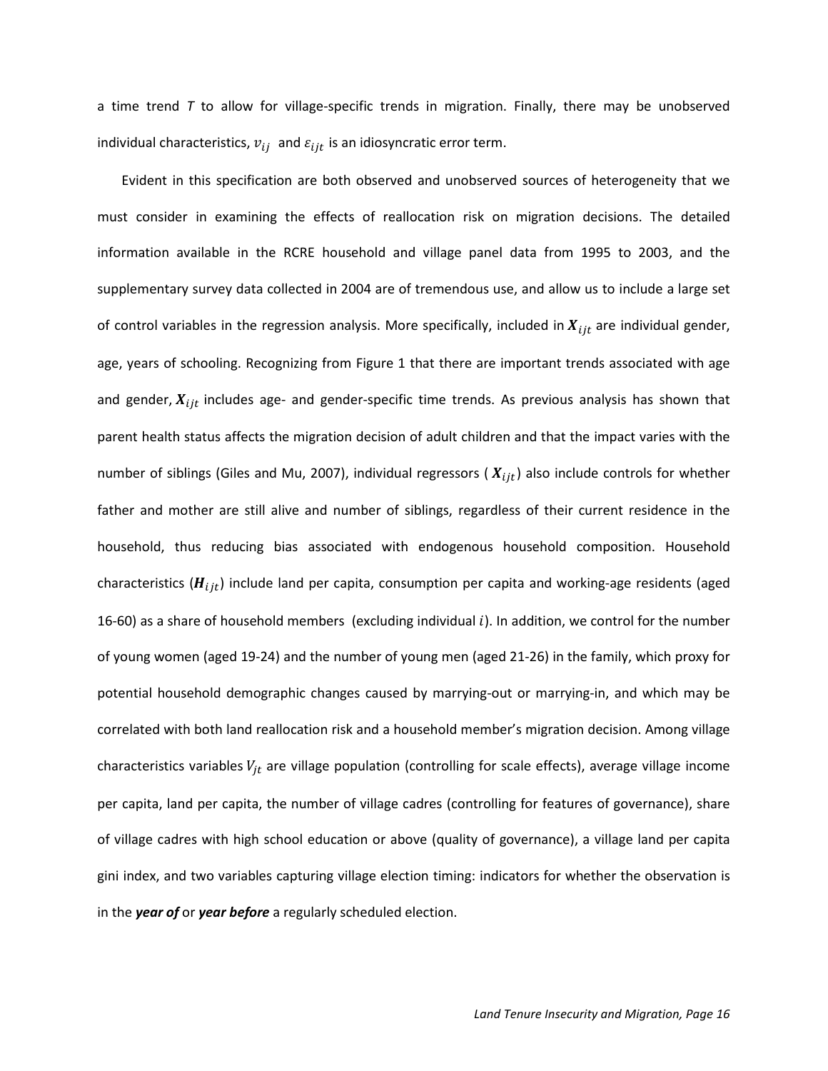a time trend $T$ to allow for village-specific trends in migration. Finally, there may be unobserved individual characteristics, $v_{ij}$ and $\varepsilon_{ijt}$ is an idiosyncratic error term.

Evident in this specification are both observed and unobserved sources of heterogeneity that we must consider in examining the effects of reallocation risk on migration decisions. The detailed information available in the RCRE household and village panel data from 1995 to 2003, and the supplementary survey data collected in 2004 are of tremendous use, and allow us to include a large set of control variables in the regression analysis. More specifically, included in $\boldsymbol{X}_{ijt}$ are individual gender, age, years of schooling. Recognizing from Figure 1 that there are important trends associated with age and gender, $\boldsymbol{X}_{ijt}$ includes age- and gender-specific time trends. As previous analysis has shown that parent health status affects the migration decision of adult children and that the impact varies with the number of siblings (Giles and Mu, 2007), individual regressors ($\boldsymbol{X}_{ijt}$) also include controls for whether father and mother are still alive and number of siblings, regardless of their current residence in the household, thus reducing bias associated with endogenous household composition. Household characteristics ($\boldsymbol{H}_{ijt}$) include land per capita, consumption per capita and working-age residents (aged 16-60) as a share of household members (excluding individual $i$). In addition, we control for the number of young women (aged 19-24) and the number of young men (aged 21-26) in the family, which proxy for potential household demographic changes caused by marrying-out or marrying-in, and which may be correlated with both land reallocation risk and a household member's migration decision. Among village characteristics variables $V_{jt}$ are village population (controlling for scale effects), average village income per capita, land per capita, the number of village cadres (controlling for features of governance), share of village cadres with high school education or above (quality of governance), a village land per capita gini index, and two variables capturing village election timing: indicators for whether the observation is in the ***year of*** or ***year before*** a regularly scheduled election.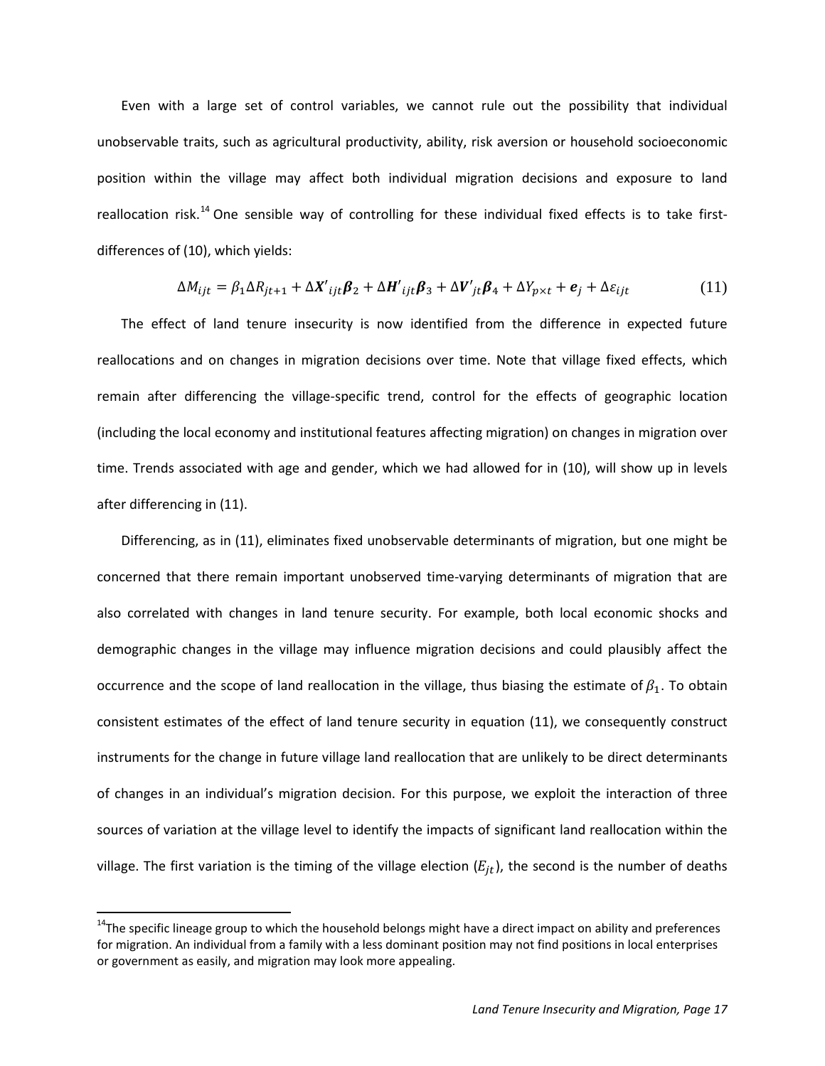Even with a large set of control variables, we cannot rule out the possibility that individual unobservable traits, such as agricultural productivity, ability, risk aversion or household socioeconomic position within the village may affect both individual migration decisions and exposure to land reallocation risk.[14] One sensible way of controlling for these individual fixed effects is to take first-differences of (10), which yields:

$$\Delta M_{ijt} = \beta_1 \Delta R_{jt+1} + \Delta \boldsymbol{X'}_{ijt}\boldsymbol{\beta}_2 + \Delta \boldsymbol{H'}_{ijt}\boldsymbol{\beta}_3 + \Delta \boldsymbol{V'}_{jt}\boldsymbol{\beta}_4 + \Delta Y_{p\times t} + \boldsymbol{e}_j + \Delta \varepsilon_{ijt} \tag{11}$$

The effect of land tenure insecurity is now identified from the difference in expected future reallocations and on changes in migration decisions over time. Note that village fixed effects, which remain after differencing the village-specific trend, control for the effects of geographic location (including the local economy and institutional features affecting migration) on changes in migration over time. Trends associated with age and gender, which we had allowed for in (10), will show up in levels after differencing in (11).

Differencing, as in (11), eliminates fixed unobservable determinants of migration, but one might be concerned that there remain important unobserved time-varying determinants of migration that are also correlated with changes in land tenure security. For example, both local economic shocks and demographic changes in the village may influence migration decisions and could plausibly affect the occurrence and the scope of land reallocation in the village, thus biasing the estimate of $\beta_1$. To obtain consistent estimates of the effect of land tenure security in equation (11), we consequently construct instruments for the change in future village land reallocation that are unlikely to be direct determinants of changes in an individual's migration decision. For this purpose, we exploit the interaction of three sources of variation at the village level to identify the impacts of significant land reallocation within the village. The first variation is the timing of the village election ($E_{jt}$), the second is the number of deaths

[14] The specific lineage group to which the household belongs might have a direct impact on ability and preferences for migration. An individual from a family with a less dominant position may not find positions in local enterprises or government as easily, and migration may look more appealing.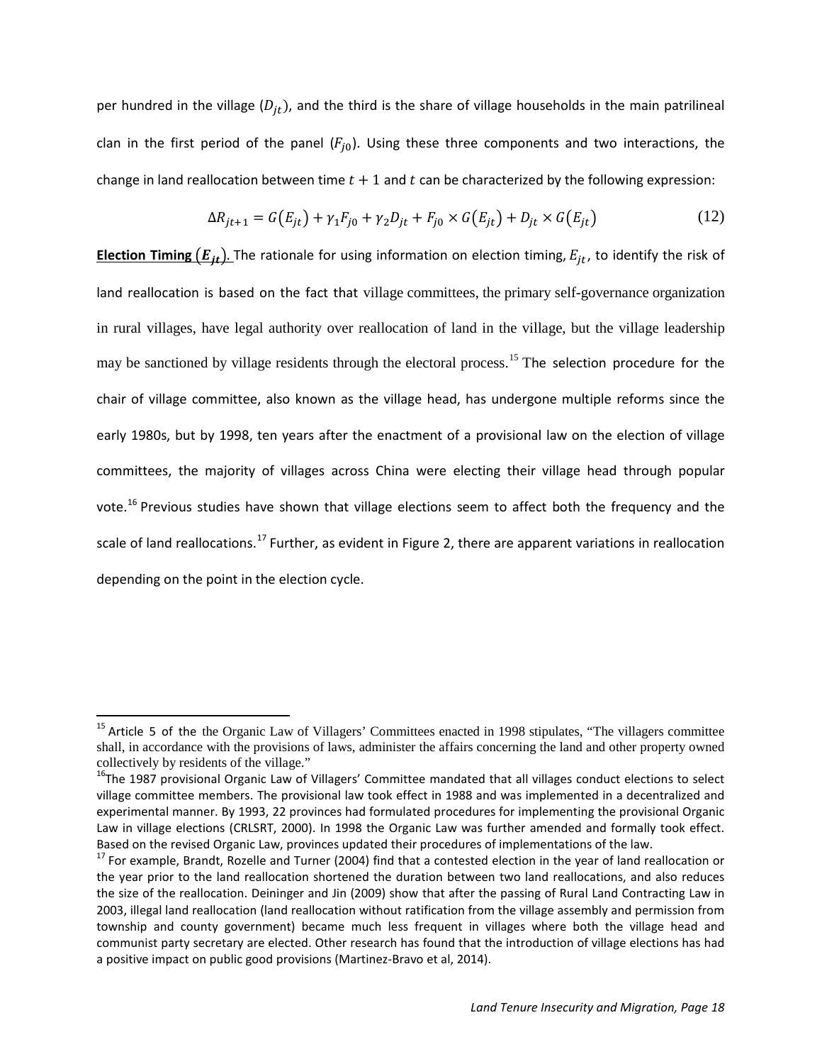per hundred in the village ($D_{jt}$), and the third is the share of village households in the main patrilineal clan in the first period of the panel ($F_{j0}$). Using these three components and two interactions, the change in land reallocation between time $t+1$ and $t$ can be characterized by the following expression:

$$\Delta R_{jt+1} = G(E_{jt}) + \gamma_1 F_{j0} + \gamma_2 D_{jt} + F_{j0} \times G(E_{jt}) + D_{jt} \times G(E_{jt}) \tag{12}$$

**Election Timing ($E_{jt}$).** The rationale for using information on election timing, $E_{jt}$, to identify the risk of land reallocation is based on the fact that village committees, the primary self-governance organization in rural villages, have legal authority over reallocation of land in the village, but the village leadership may be sanctioned by village residents through the electoral process.[15] The selection procedure for the chair of village committee, also known as the village head, has undergone multiple reforms since the early 1980s, but by 1998, ten years after the enactment of a provisional law on the election of village committees, the majority of villages across China were electing their village head through popular vote.[16] Previous studies have shown that village elections seem to affect both the frequency and the scale of land reallocations.[17] Further, as evident in Figure 2, there are apparent variations in reallocation depending on the point in the election cycle.

---

[15] Article 5 of the the Organic Law of Villagers' Committees enacted in 1998 stipulates, "The villagers committee shall, in accordance with the provisions of laws, administer the affairs concerning the land and other property owned collectively by residents of the village."

[16] The 1987 provisional Organic Law of Villagers' Committee mandated that all villages conduct elections to select village committee members. The provisional law took effect in 1988 and was implemented in a decentralized and experimental manner. By 1993, 22 provinces had formulated procedures for implementing the provisional Organic Law in village elections (CRLSRT, 2000). In 1998 the Organic Law was further amended and formally took effect. Based on the revised Organic Law, provinces updated their procedures of implementations of the law.

[17] For example, Brandt, Rozelle and Turner (2004) find that a contested election in the year of land reallocation or the year prior to the land reallocation shortened the duration between two land reallocations, and also reduces the size of the reallocation. Deininger and Jin (2009) show that after the passing of Rural Land Contracting Law in 2003, illegal land reallocation (land reallocation without ratification from the village assembly and permission from township and county government) became much less frequent in villages where both the village head and communist party secretary are elected. Other research has found that the introduction of village elections has had a positive impact on public good provisions (Martinez-Bravo et al, 2014).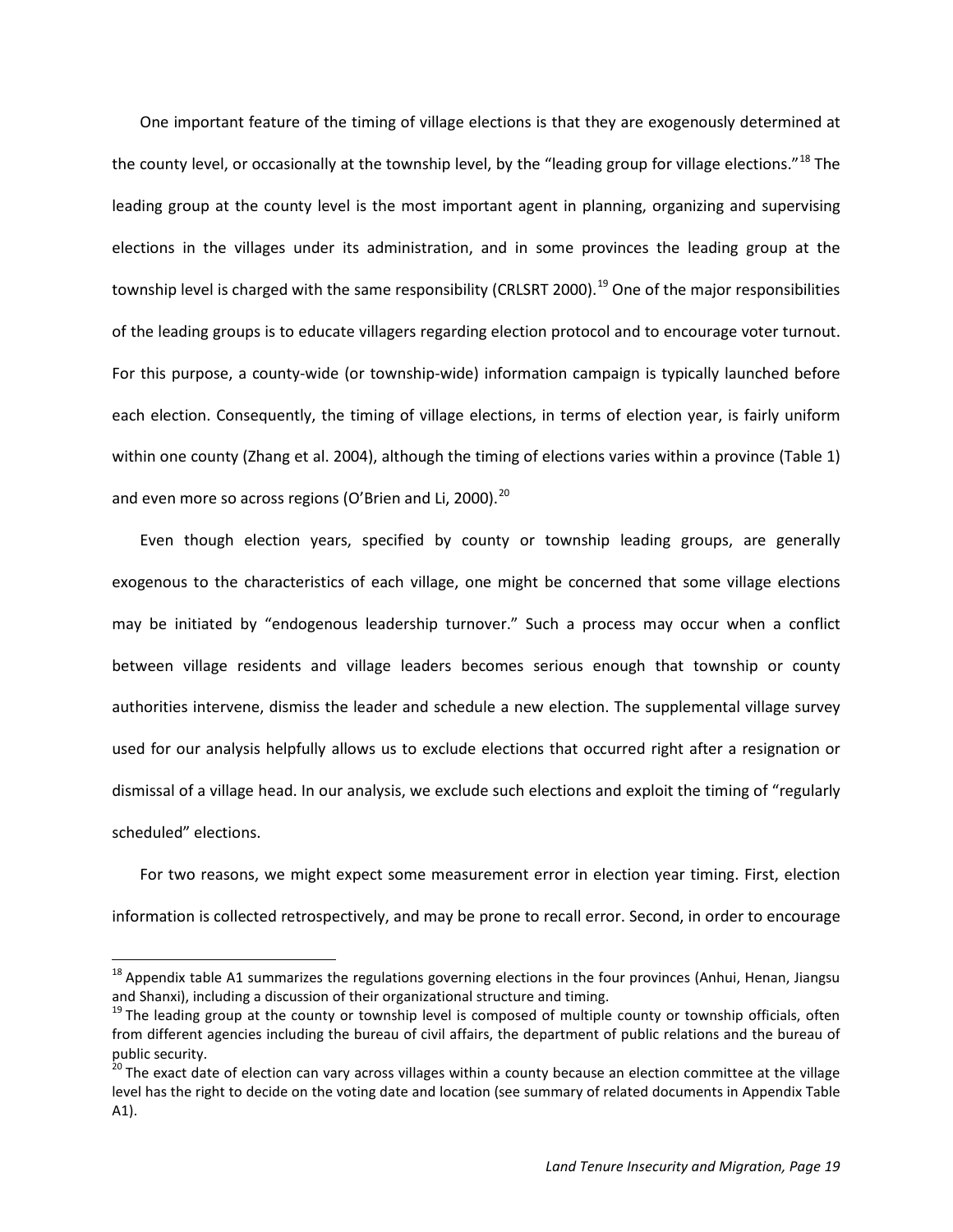One important feature of the timing of village elections is that they are exogenously determined at the county level, or occasionally at the township level, by the "leading group for village elections."[18] The leading group at the county level is the most important agent in planning, organizing and supervising elections in the villages under its administration, and in some provinces the leading group at the township level is charged with the same responsibility (CRLSRT 2000).[19] One of the major responsibilities of the leading groups is to educate villagers regarding election protocol and to encourage voter turnout. For this purpose, a county-wide (or township-wide) information campaign is typically launched before each election. Consequently, the timing of village elections, in terms of election year, is fairly uniform within one county (Zhang et al. 2004), although the timing of elections varies within a province (Table 1) and even more so across regions (O'Brien and Li, 2000).[20]

Even though election years, specified by county or township leading groups, are generally exogenous to the characteristics of each village, one might be concerned that some village elections may be initiated by "endogenous leadership turnover." Such a process may occur when a conflict between village residents and village leaders becomes serious enough that township or county authorities intervene, dismiss the leader and schedule a new election. The supplemental village survey used for our analysis helpfully allows us to exclude elections that occurred right after a resignation or dismissal of a village head. In our analysis, we exclude such elections and exploit the timing of "regularly scheduled" elections.

For two reasons, we might expect some measurement error in election year timing. First, election information is collected retrospectively, and may be prone to recall error. Second, in order to encourage

---

[18] Appendix table A1 summarizes the regulations governing elections in the four provinces (Anhui, Henan, Jiangsu and Shanxi), including a discussion of their organizational structure and timing.

[19] The leading group at the county or township level is composed of multiple county or township officials, often from different agencies including the bureau of civil affairs, the department of public relations and the bureau of public security.

[20] The exact date of election can vary across villages within a county because an election committee at the village level has the right to decide on the voting date and location (see summary of related documents in Appendix Table A1).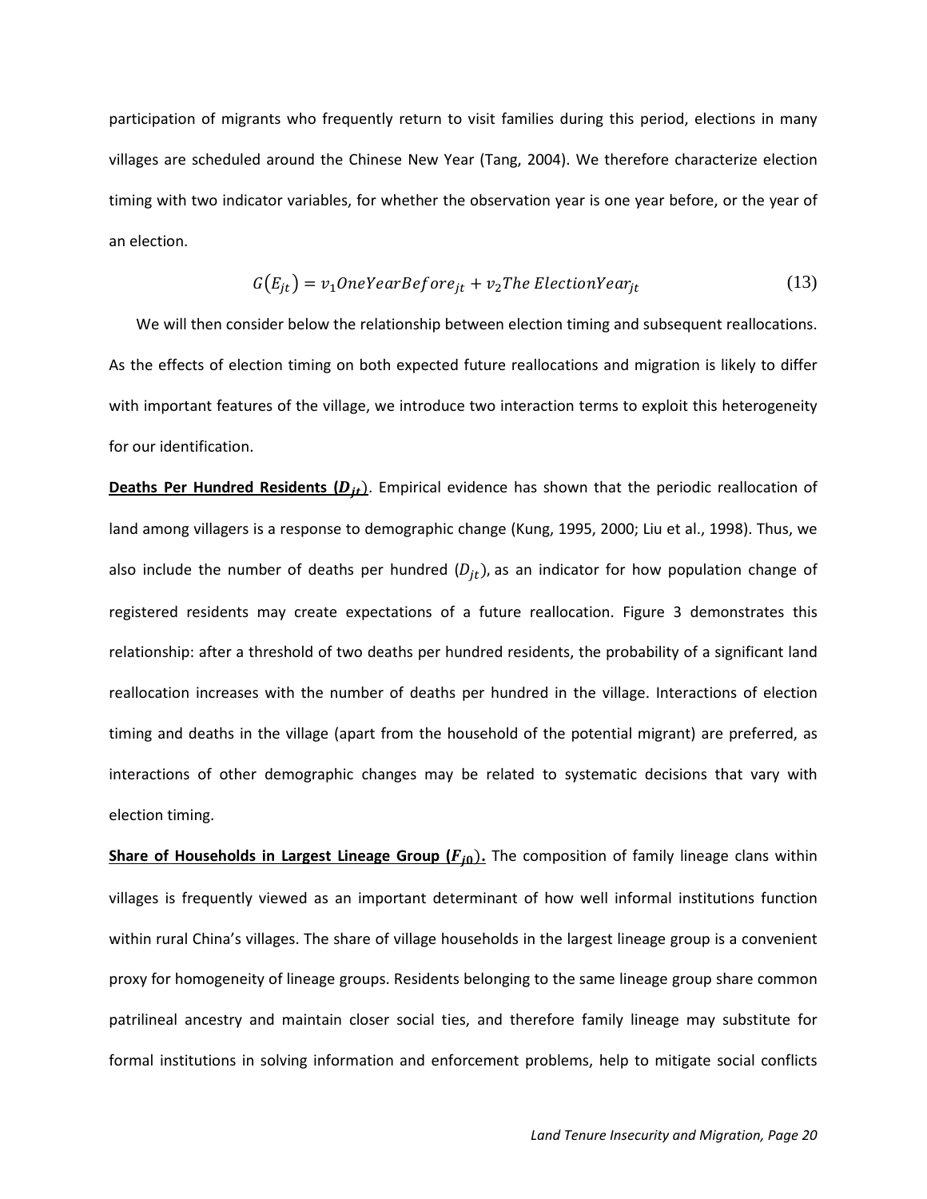participation of migrants who frequently return to visit families during this period, elections in many villages are scheduled around the Chinese New Year (Tang, 2004). We therefore characterize election timing with two indicator variables, for whether the observation year is one year before, or the year of an election.

$$G(E_{jt}) = v_1 OneYearBefore_{jt} + v_2 The\ ElectionYear_{jt} \tag{13}$$

We will then consider below the relationship between election timing and subsequent reallocations. As the effects of election timing on both expected future reallocations and migration is likely to differ with important features of the village, we introduce two interaction terms to exploit this heterogeneity for our identification.

**Deaths Per Hundred Residents ($D_{jt}$)**. Empirical evidence has shown that the periodic reallocation of land among villagers is a response to demographic change (Kung, 1995, 2000; Liu et al., 1998). Thus, we also include the number of deaths per hundred ($D_{jt}$), as an indicator for how population change of registered residents may create expectations of a future reallocation. Figure 3 demonstrates this relationship: after a threshold of two deaths per hundred residents, the probability of a significant land reallocation increases with the number of deaths per hundred in the village. Interactions of election timing and deaths in the village (apart from the household of the potential migrant) are preferred, as interactions of other demographic changes may be related to systematic decisions that vary with election timing.

**Share of Households in Largest Lineage Group ($F_{j0}$).** The composition of family lineage clans within villages is frequently viewed as an important determinant of how well informal institutions function within rural China's villages. The share of village households in the largest lineage group is a convenient proxy for homogeneity of lineage groups. Residents belonging to the same lineage group share common patrilineal ancestry and maintain closer social ties, and therefore family lineage may substitute for formal institutions in solving information and enforcement problems, help to mitigate social conflicts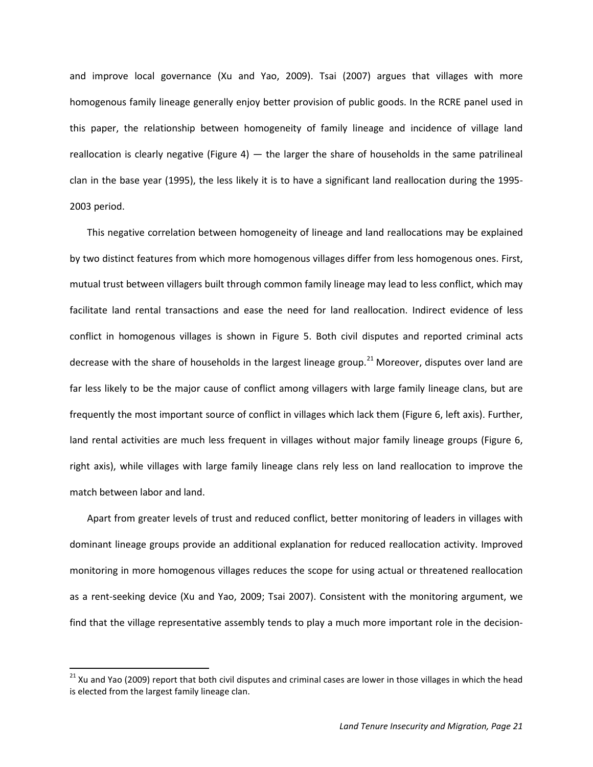and improve local governance (Xu and Yao, 2009). Tsai (2007) argues that villages with more homogenous family lineage generally enjoy better provision of public goods. In the RCRE panel used in this paper, the relationship between homogeneity of family lineage and incidence of village land reallocation is clearly negative (Figure 4) — the larger the share of households in the same patrilineal clan in the base year (1995), the less likely it is to have a significant land reallocation during the 1995-2003 period.

This negative correlation between homogeneity of lineage and land reallocations may be explained by two distinct features from which more homogenous villages differ from less homogenous ones. First, mutual trust between villagers built through common family lineage may lead to less conflict, which may facilitate land rental transactions and ease the need for land reallocation. Indirect evidence of less conflict in homogenous villages is shown in Figure 5. Both civil disputes and reported criminal acts decrease with the share of households in the largest lineage group.[21] Moreover, disputes over land are far less likely to be the major cause of conflict among villagers with large family lineage clans, but are frequently the most important source of conflict in villages which lack them (Figure 6, left axis). Further, land rental activities are much less frequent in villages without major family lineage groups (Figure 6, right axis), while villages with large family lineage clans rely less on land reallocation to improve the match between labor and land.

Apart from greater levels of trust and reduced conflict, better monitoring of leaders in villages with dominant lineage groups provide an additional explanation for reduced reallocation activity. Improved monitoring in more homogenous villages reduces the scope for using actual or threatened reallocation as a rent-seeking device (Xu and Yao, 2009; Tsai 2007). Consistent with the monitoring argument, we find that the village representative assembly tends to play a much more important role in the decision-

[21] Xu and Yao (2009) report that both civil disputes and criminal cases are lower in those villages in which the head is elected from the largest family lineage clan.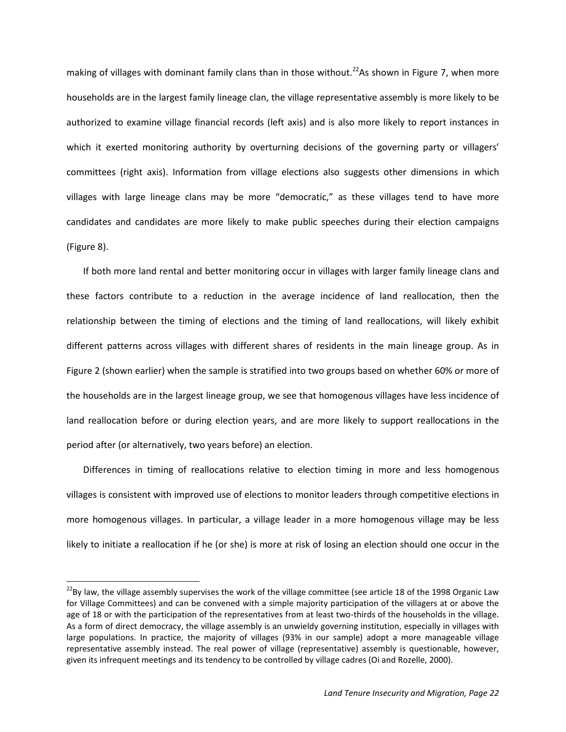making of villages with dominant family clans than in those without.[22] As shown in Figure 7, when more households are in the largest family lineage clan, the village representative assembly is more likely to be authorized to examine village financial records (left axis) and is also more likely to report instances in which it exerted monitoring authority by overturning decisions of the governing party or villagers' committees (right axis). Information from village elections also suggests other dimensions in which villages with large lineage clans may be more "democratic," as these villages tend to have more candidates and candidates are more likely to make public speeches during their election campaigns (Figure 8).

If both more land rental and better monitoring occur in villages with larger family lineage clans and these factors contribute to a reduction in the average incidence of land reallocation, then the relationship between the timing of elections and the timing of land reallocations, will likely exhibit different patterns across villages with different shares of residents in the main lineage group. As in Figure 2 (shown earlier) when the sample is stratified into two groups based on whether 60% or more of the households are in the largest lineage group, we see that homogenous villages have less incidence of land reallocation before or during election years, and are more likely to support reallocations in the period after (or alternatively, two years before) an election.

Differences in timing of reallocations relative to election timing in more and less homogenous villages is consistent with improved use of elections to monitor leaders through competitive elections in more homogenous villages. In particular, a village leader in a more homogenous village may be less likely to initiate a reallocation if he (or she) is more at risk of losing an election should one occur in the

[22] By law, the village assembly supervises the work of the village committee (see article 18 of the 1998 Organic Law for Village Committees) and can be convened with a simple majority participation of the villagers at or above the age of 18 or with the participation of the representatives from at least two-thirds of the households in the village. As a form of direct democracy, the village assembly is an unwieldy governing institution, especially in villages with large populations. In practice, the majority of villages (93% in our sample) adopt a more manageable village representative assembly instead. The real power of village (representative) assembly is questionable, however, given its infrequent meetings and its tendency to be controlled by village cadres (Oi and Rozelle, 2000).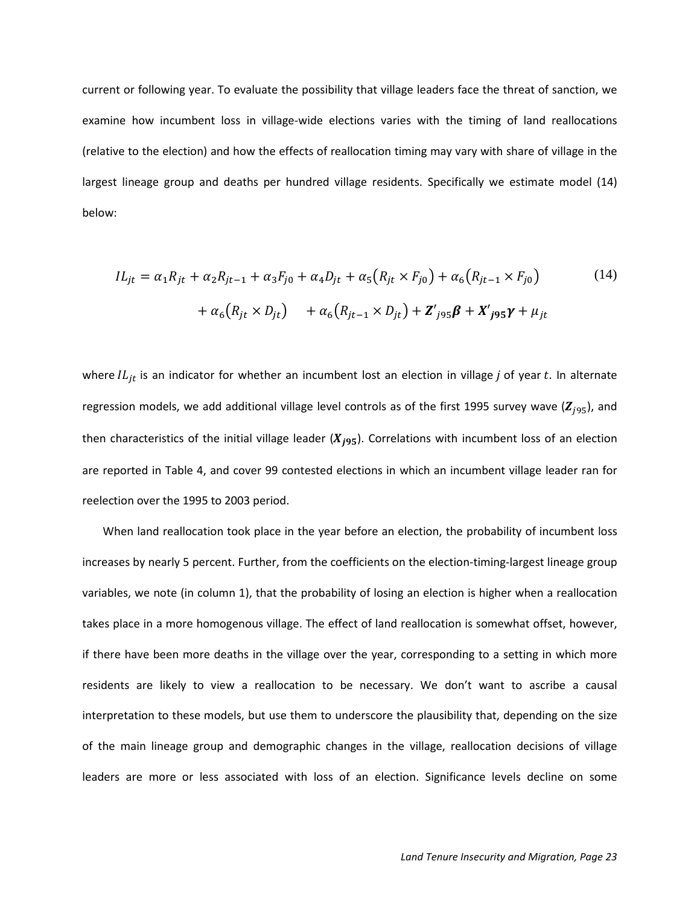current or following year. To evaluate the possibility that village leaders face the threat of sanction, we examine how incumbent loss in village-wide elections varies with the timing of land reallocations (relative to the election) and how the effects of reallocation timing may vary with share of village in the largest lineage group and deaths per hundred village residents. Specifically we estimate model (14) below:

$$
\begin{aligned}
IL_{jt} = {} & \alpha_1 R_{jt} + \alpha_2 R_{jt-1} + \alpha_3 F_{j0} + \alpha_4 D_{jt} + \alpha_5 (R_{jt} \times F_{j0}) + \alpha_6 (R_{jt-1} \times F_{j0}) \\
& + \alpha_6 (R_{jt} \times D_{jt}) \quad + \alpha_6 (R_{jt-1} \times D_{jt}) + \boldsymbol{Z'}_{j95}\boldsymbol{\beta} + \boldsymbol{X'}_{\boldsymbol{j95}}\boldsymbol{\gamma} + \mu_{jt}
\end{aligned} \tag{14}
$$

where $IL_{jt}$ is an indicator for whether an incumbent lost an election in village $j$ of year $t$. In alternate regression models, we add additional village level controls as of the first 1995 survey wave ($\boldsymbol{Z}_{j95}$), and then characteristics of the initial village leader ($\boldsymbol{X}_{\boldsymbol{j95}}$). Correlations with incumbent loss of an election are reported in Table 4, and cover 99 contested elections in which an incumbent village leader ran for reelection over the 1995 to 2003 period.

When land reallocation took place in the year before an election, the probability of incumbent loss increases by nearly 5 percent. Further, from the coefficients on the election-timing-largest lineage group variables, we note (in column 1), that the probability of losing an election is higher when a reallocation takes place in a more homogenous village. The effect of land reallocation is somewhat offset, however, if there have been more deaths in the village over the year, corresponding to a setting in which more residents are likely to view a reallocation to be necessary. We don't want to ascribe a causal interpretation to these models, but use them to underscore the plausibility that, depending on the size of the main lineage group and demographic changes in the village, reallocation decisions of village leaders are more or less associated with loss of an election. Significance levels decline on some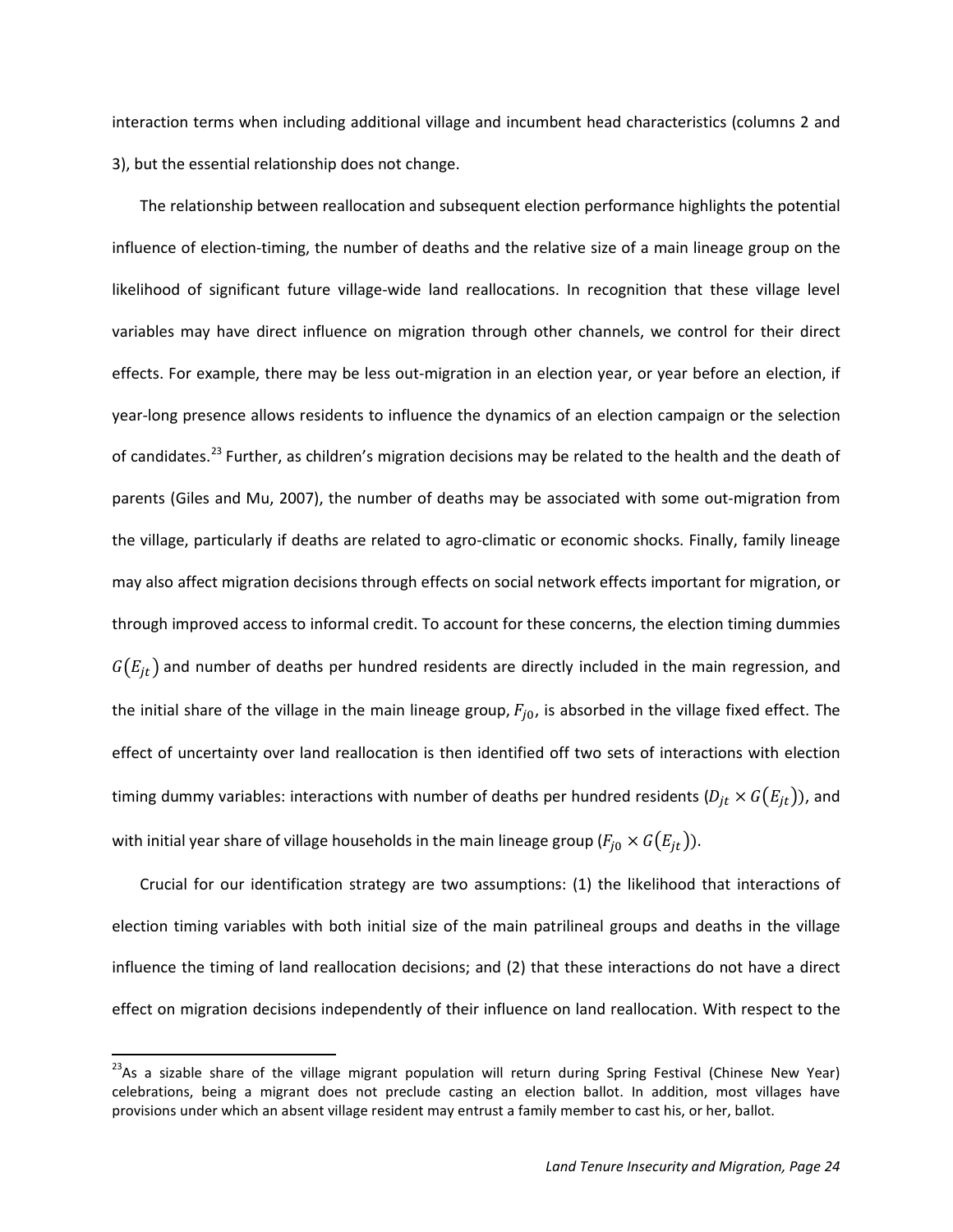interaction terms when including additional village and incumbent head characteristics (columns 2 and 3), but the essential relationship does not change.

The relationship between reallocation and subsequent election performance highlights the potential influence of election-timing, the number of deaths and the relative size of a main lineage group on the likelihood of significant future village-wide land reallocations. In recognition that these village level variables may have direct influence on migration through other channels, we control for their direct effects. For example, there may be less out-migration in an election year, or year before an election, if year-long presence allows residents to influence the dynamics of an election campaign or the selection of candidates.[23] Further, as children's migration decisions may be related to the health and the death of parents (Giles and Mu, 2007), the number of deaths may be associated with some out-migration from the village, particularly if deaths are related to agro-climatic or economic shocks. Finally, family lineage may also affect migration decisions through effects on social network effects important for migration, or through improved access to informal credit. To account for these concerns, the election timing dummies $G(E_{jt})$ and number of deaths per hundred residents are directly included in the main regression, and the initial share of the village in the main lineage group, $F_{j0}$, is absorbed in the village fixed effect. The effect of uncertainty over land reallocation is then identified off two sets of interactions with election timing dummy variables: interactions with number of deaths per hundred residents ($D_{jt} \times G(E_{jt})$), and with initial year share of village households in the main lineage group ($F_{j0} \times G(E_{jt})$).

Crucial for our identification strategy are two assumptions: (1) the likelihood that interactions of election timing variables with both initial size of the main patrilineal groups and deaths in the village influence the timing of land reallocation decisions; and (2) that these interactions do not have a direct effect on migration decisions independently of their influence on land reallocation. With respect to the

[23]As a sizable share of the village migrant population will return during Spring Festival (Chinese New Year) celebrations, being a migrant does not preclude casting an election ballot. In addition, most villages have provisions under which an absent village resident may entrust a family member to cast his, or her, ballot.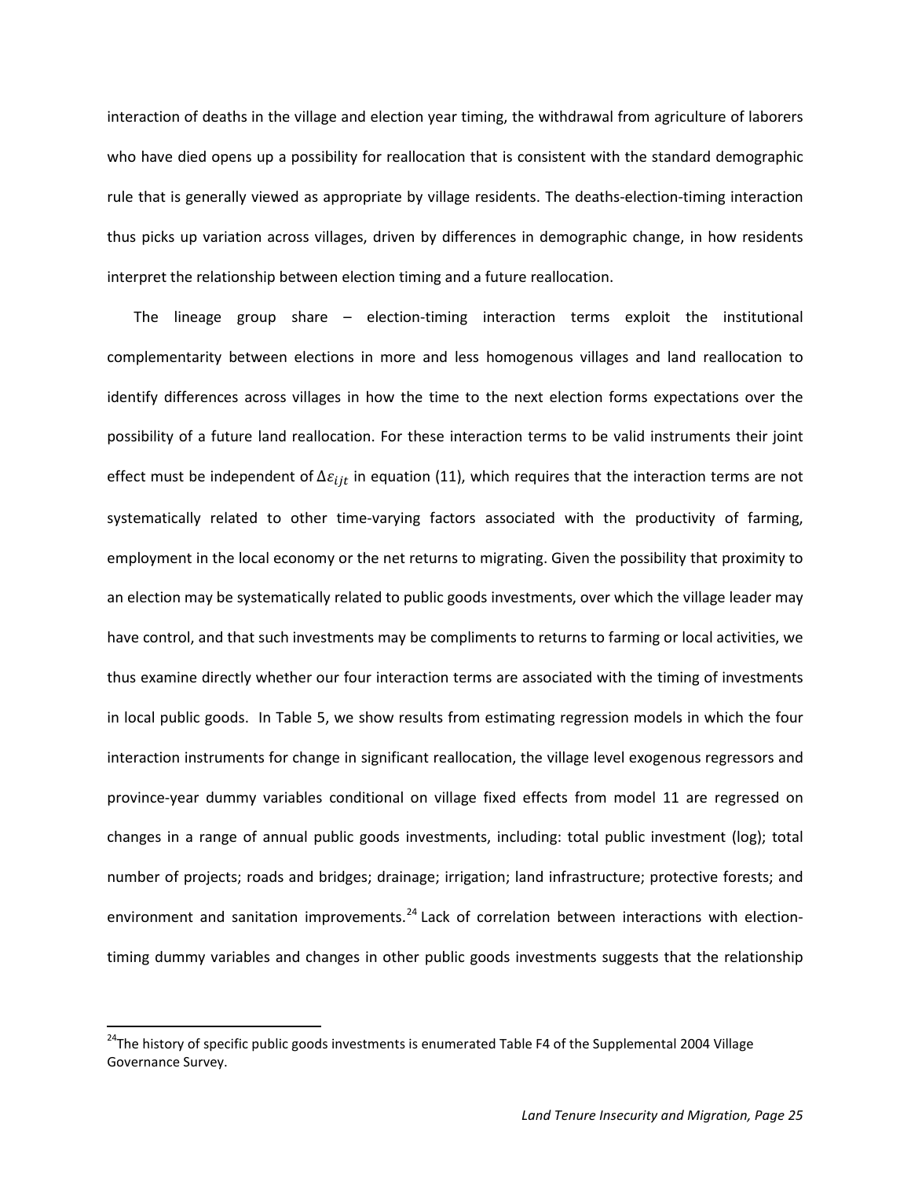interaction of deaths in the village and election year timing, the withdrawal from agriculture of laborers who have died opens up a possibility for reallocation that is consistent with the standard demographic rule that is generally viewed as appropriate by village residents. The deaths-election-timing interaction thus picks up variation across villages, driven by differences in demographic change, in how residents interpret the relationship between election timing and a future reallocation.

The lineage group share – election-timing interaction terms exploit the institutional complementarity between elections in more and less homogenous villages and land reallocation to identify differences across villages in how the time to the next election forms expectations over the possibility of a future land reallocation. For these interaction terms to be valid instruments their joint effect must be independent of $\Delta\varepsilon_{ijt}$ in equation (11), which requires that the interaction terms are not systematically related to other time-varying factors associated with the productivity of farming, employment in the local economy or the net returns to migrating. Given the possibility that proximity to an election may be systematically related to public goods investments, over which the village leader may have control, and that such investments may be compliments to returns to farming or local activities, we thus examine directly whether our four interaction terms are associated with the timing of investments in local public goods. In Table 5, we show results from estimating regression models in which the four interaction instruments for change in significant reallocation, the village level exogenous regressors and province-year dummy variables conditional on village fixed effects from model 11 are regressed on changes in a range of annual public goods investments, including: total public investment (log); total number of projects; roads and bridges; drainage; irrigation; land infrastructure; protective forests; and environment and sanitation improvements.[24] Lack of correlation between interactions with election-timing dummy variables and changes in other public goods investments suggests that the relationship

[24]The history of specific public goods investments is enumerated Table F4 of the Supplemental 2004 Village Governance Survey.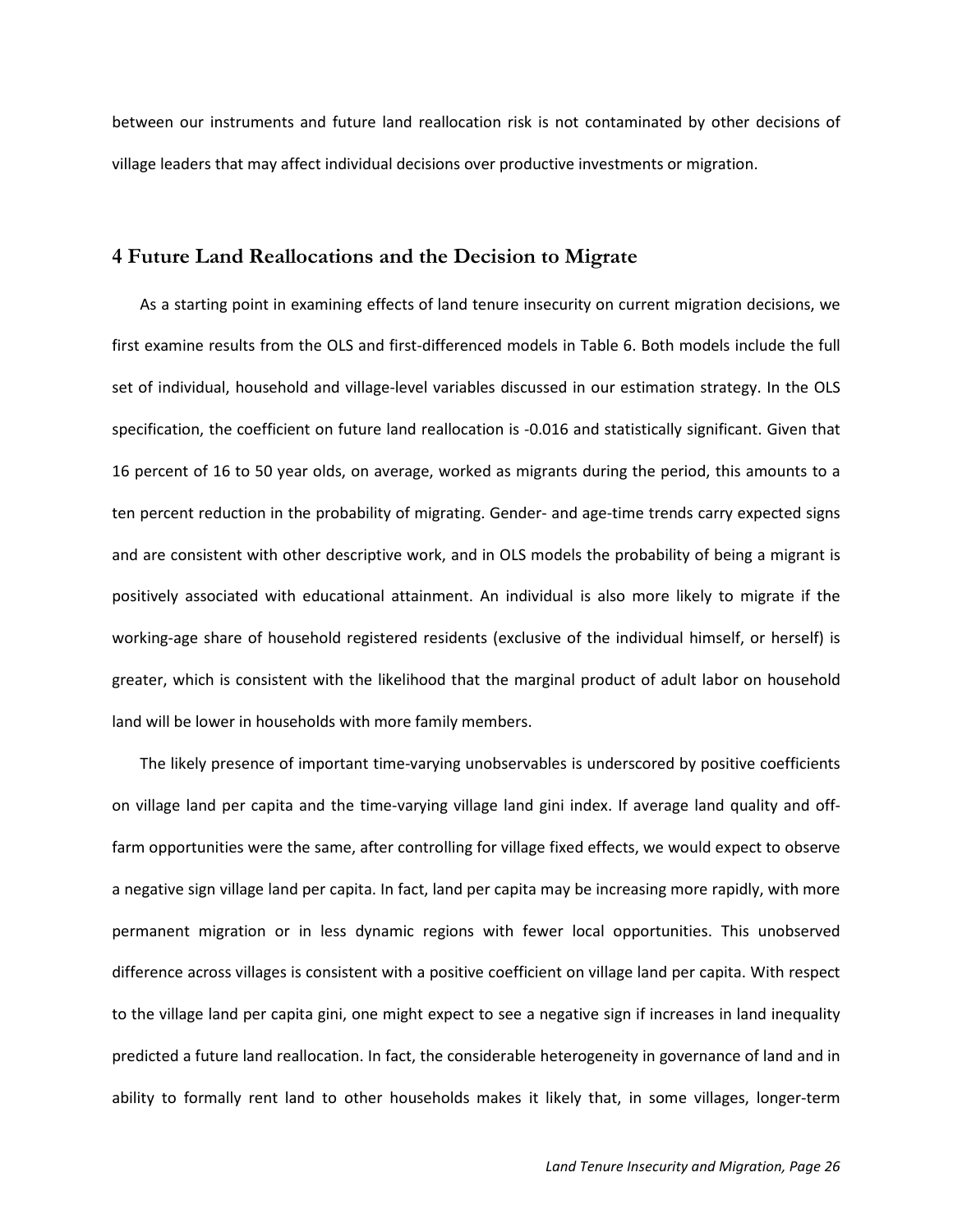between our instruments and future land reallocation risk is not contaminated by other decisions of village leaders that may affect individual decisions over productive investments or migration.

## 4 Future Land Reallocations and the Decision to Migrate

As a starting point in examining effects of land tenure insecurity on current migration decisions, we first examine results from the OLS and first-differenced models in Table 6. Both models include the full set of individual, household and village-level variables discussed in our estimation strategy. In the OLS specification, the coefficient on future land reallocation is -0.016 and statistically significant. Given that 16 percent of 16 to 50 year olds, on average, worked as migrants during the period, this amounts to a ten percent reduction in the probability of migrating. Gender- and age-time trends carry expected signs and are consistent with other descriptive work, and in OLS models the probability of being a migrant is positively associated with educational attainment. An individual is also more likely to migrate if the working-age share of household registered residents (exclusive of the individual himself, or herself) is greater, which is consistent with the likelihood that the marginal product of adult labor on household land will be lower in households with more family members.

The likely presence of important time-varying unobservables is underscored by positive coefficients on village land per capita and the time-varying village land gini index. If average land quality and off-farm opportunities were the same, after controlling for village fixed effects, we would expect to observe a negative sign village land per capita. In fact, land per capita may be increasing more rapidly, with more permanent migration or in less dynamic regions with fewer local opportunities. This unobserved difference across villages is consistent with a positive coefficient on village land per capita. With respect to the village land per capita gini, one might expect to see a negative sign if increases in land inequality predicted a future land reallocation. In fact, the considerable heterogeneity in governance of land and in ability to formally rent land to other households makes it likely that, in some villages, longer-term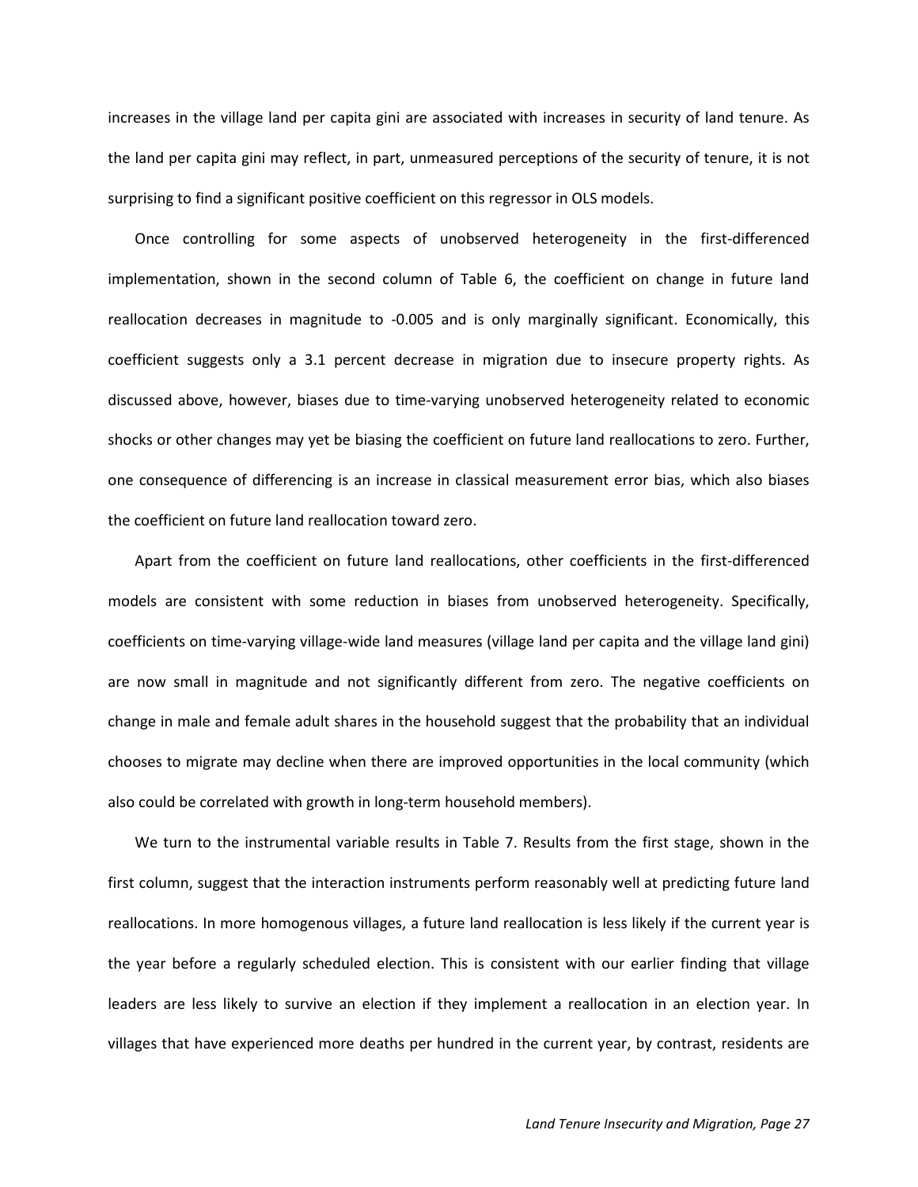increases in the village land per capita gini are associated with increases in security of land tenure. As the land per capita gini may reflect, in part, unmeasured perceptions of the security of tenure, it is not surprising to find a significant positive coefficient on this regressor in OLS models.

Once controlling for some aspects of unobserved heterogeneity in the first-differenced implementation, shown in the second column of Table 6, the coefficient on change in future land reallocation decreases in magnitude to -0.005 and is only marginally significant. Economically, this coefficient suggests only a 3.1 percent decrease in migration due to insecure property rights. As discussed above, however, biases due to time-varying unobserved heterogeneity related to economic shocks or other changes may yet be biasing the coefficient on future land reallocations to zero. Further, one consequence of differencing is an increase in classical measurement error bias, which also biases the coefficient on future land reallocation toward zero.

Apart from the coefficient on future land reallocations, other coefficients in the first-differenced models are consistent with some reduction in biases from unobserved heterogeneity. Specifically, coefficients on time-varying village-wide land measures (village land per capita and the village land gini) are now small in magnitude and not significantly different from zero. The negative coefficients on change in male and female adult shares in the household suggest that the probability that an individual chooses to migrate may decline when there are improved opportunities in the local community (which also could be correlated with growth in long-term household members).

We turn to the instrumental variable results in Table 7. Results from the first stage, shown in the first column, suggest that the interaction instruments perform reasonably well at predicting future land reallocations. In more homogenous villages, a future land reallocation is less likely if the current year is the year before a regularly scheduled election. This is consistent with our earlier finding that village leaders are less likely to survive an election if they implement a reallocation in an election year. In villages that have experienced more deaths per hundred in the current year, by contrast, residents are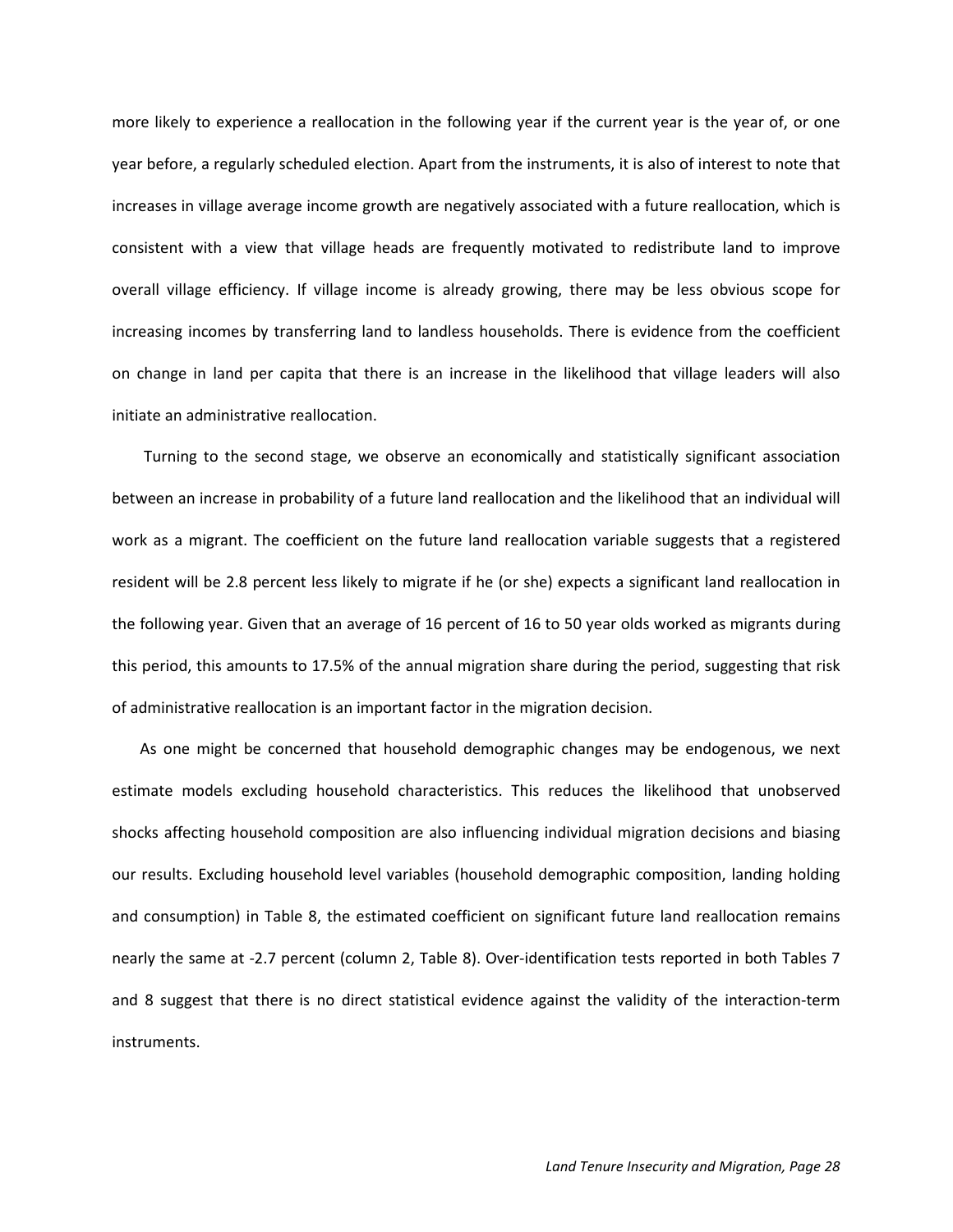more likely to experience a reallocation in the following year if the current year is the year of, or one year before, a regularly scheduled election. Apart from the instruments, it is also of interest to note that increases in village average income growth are negatively associated with a future reallocation, which is consistent with a view that village heads are frequently motivated to redistribute land to improve overall village efficiency. If village income is already growing, there may be less obvious scope for increasing incomes by transferring land to landless households. There is evidence from the coefficient on change in land per capita that there is an increase in the likelihood that village leaders will also initiate an administrative reallocation.

Turning to the second stage, we observe an economically and statistically significant association between an increase in probability of a future land reallocation and the likelihood that an individual will work as a migrant. The coefficient on the future land reallocation variable suggests that a registered resident will be 2.8 percent less likely to migrate if he (or she) expects a significant land reallocation in the following year. Given that an average of 16 percent of 16 to 50 year olds worked as migrants during this period, this amounts to 17.5% of the annual migration share during the period, suggesting that risk of administrative reallocation is an important factor in the migration decision.

As one might be concerned that household demographic changes may be endogenous, we next estimate models excluding household characteristics. This reduces the likelihood that unobserved shocks affecting household composition are also influencing individual migration decisions and biasing our results. Excluding household level variables (household demographic composition, landing holding and consumption) in Table 8, the estimated coefficient on significant future land reallocation remains nearly the same at -2.7 percent (column 2, Table 8). Over-identification tests reported in both Tables 7 and 8 suggest that there is no direct statistical evidence against the validity of the interaction-term instruments.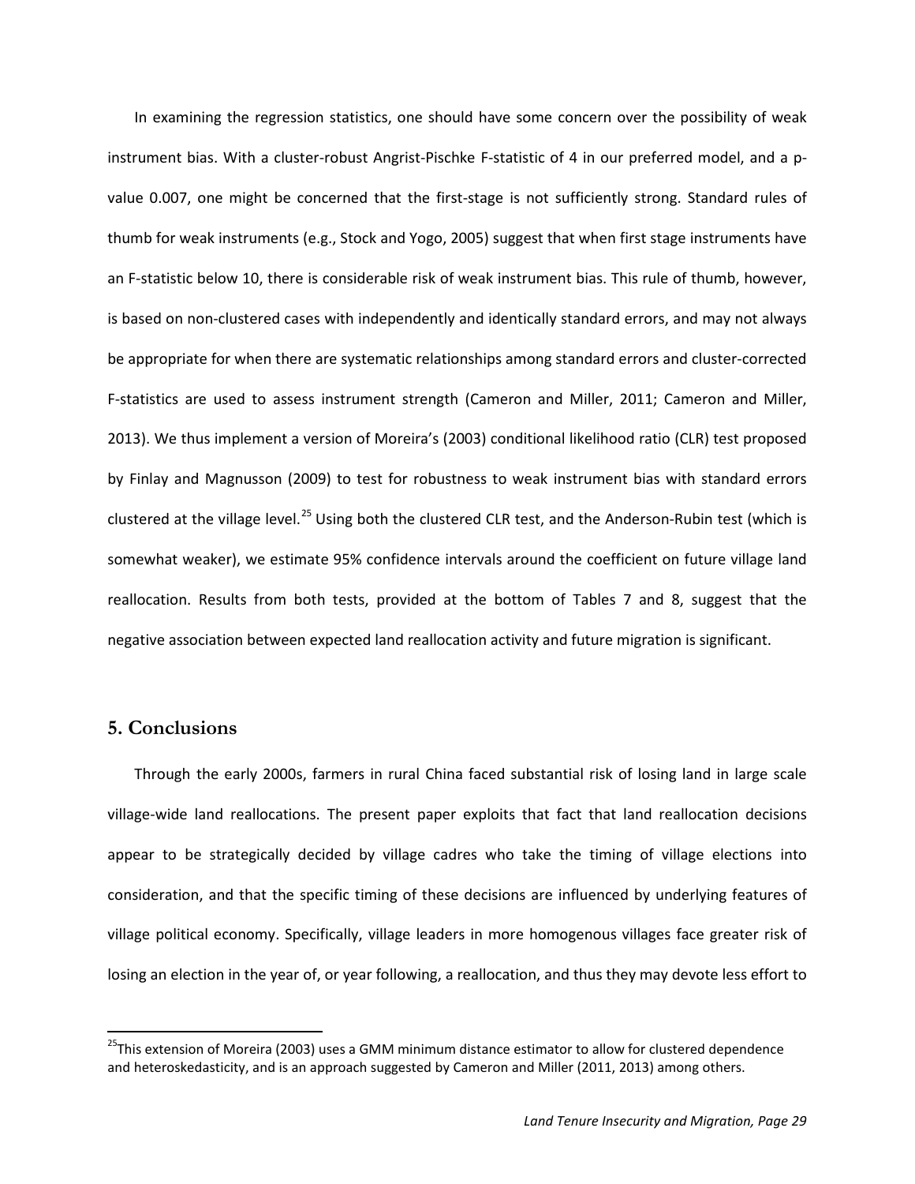In examining the regression statistics, one should have some concern over the possibility of weak instrument bias. With a cluster-robust Angrist-Pischke F-statistic of 4 in our preferred model, and a p-value 0.007, one might be concerned that the first-stage is not sufficiently strong. Standard rules of thumb for weak instruments (e.g., Stock and Yogo, 2005) suggest that when first stage instruments have an F-statistic below 10, there is considerable risk of weak instrument bias. This rule of thumb, however, is based on non-clustered cases with independently and identically standard errors, and may not always be appropriate for when there are systematic relationships among standard errors and cluster-corrected F-statistics are used to assess instrument strength (Cameron and Miller, 2011; Cameron and Miller, 2013). We thus implement a version of Moreira's (2003) conditional likelihood ratio (CLR) test proposed by Finlay and Magnusson (2009) to test for robustness to weak instrument bias with standard errors clustered at the village level.[25] Using both the clustered CLR test, and the Anderson-Rubin test (which is somewhat weaker), we estimate 95% confidence intervals around the coefficient on future village land reallocation. Results from both tests, provided at the bottom of Tables 7 and 8, suggest that the negative association between expected land reallocation activity and future migration is significant.

## 5. Conclusions

Through the early 2000s, farmers in rural China faced substantial risk of losing land in large scale village-wide land reallocations. The present paper exploits that fact that land reallocation decisions appear to be strategically decided by village cadres who take the timing of village elections into consideration, and that the specific timing of these decisions are influenced by underlying features of village political economy. Specifically, village leaders in more homogenous villages face greater risk of losing an election in the year of, or year following, a reallocation, and thus they may devote less effort to

[25] This extension of Moreira (2003) uses a GMM minimum distance estimator to allow for clustered dependence and heteroskedasticity, and is an approach suggested by Cameron and Miller (2011, 2013) among others.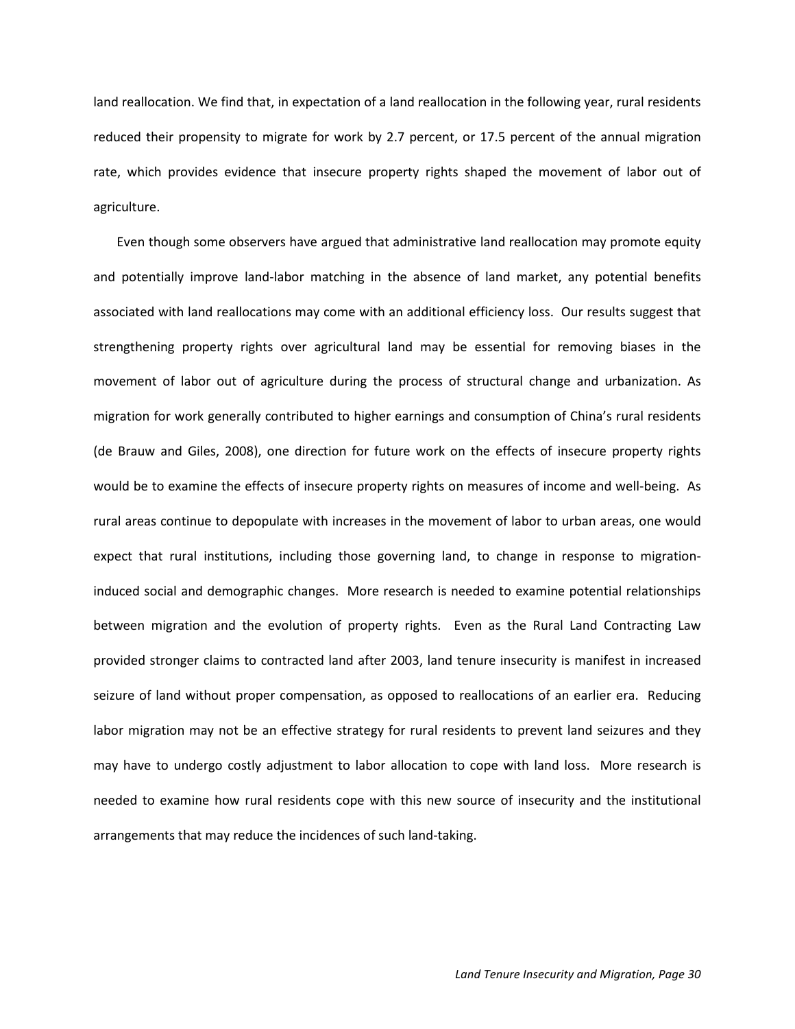land reallocation. We find that, in expectation of a land reallocation in the following year, rural residents reduced their propensity to migrate for work by 2.7 percent, or 17.5 percent of the annual migration rate, which provides evidence that insecure property rights shaped the movement of labor out of agriculture.

Even though some observers have argued that administrative land reallocation may promote equity and potentially improve land-labor matching in the absence of land market, any potential benefits associated with land reallocations may come with an additional efficiency loss. Our results suggest that strengthening property rights over agricultural land may be essential for removing biases in the movement of labor out of agriculture during the process of structural change and urbanization. As migration for work generally contributed to higher earnings and consumption of China's rural residents (de Brauw and Giles, 2008), one direction for future work on the effects of insecure property rights would be to examine the effects of insecure property rights on measures of income and well-being. As rural areas continue to depopulate with increases in the movement of labor to urban areas, one would expect that rural institutions, including those governing land, to change in response to migration-induced social and demographic changes. More research is needed to examine potential relationships between migration and the evolution of property rights. Even as the Rural Land Contracting Law provided stronger claims to contracted land after 2003, land tenure insecurity is manifest in increased seizure of land without proper compensation, as opposed to reallocations of an earlier era. Reducing labor migration may not be an effective strategy for rural residents to prevent land seizures and they may have to undergo costly adjustment to labor allocation to cope with land loss. More research is needed to examine how rural residents cope with this new source of insecurity and the institutional arrangements that may reduce the incidences of such land-taking.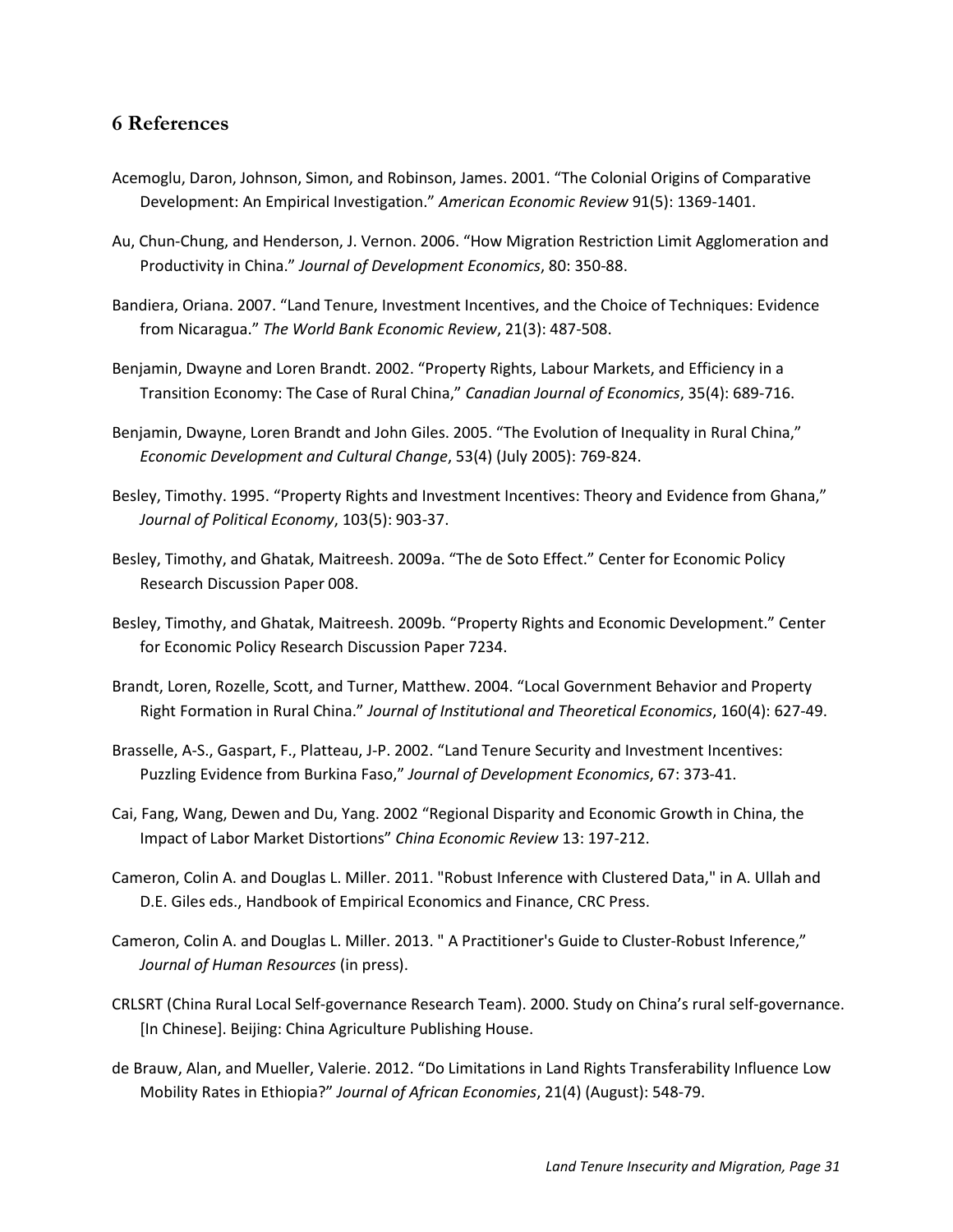## 6 References

Acemoglu, Daron, Johnson, Simon, and Robinson, James. 2001. “The Colonial Origins of Comparative Development: An Empirical Investigation.” *American Economic Review* 91(5): 1369-1401.

Au, Chun-Chung, and Henderson, J. Vernon. 2006. “How Migration Restriction Limit Agglomeration and Productivity in China.” *Journal of Development Economics*, 80: 350-88.

Bandiera, Oriana. 2007. “Land Tenure, Investment Incentives, and the Choice of Techniques: Evidence from Nicaragua.” *The World Bank Economic Review*, 21(3): 487-508.

Benjamin, Dwayne and Loren Brandt. 2002. “Property Rights, Labour Markets, and Efficiency in a Transition Economy: The Case of Rural China,” *Canadian Journal of Economics*, 35(4): 689-716.

Benjamin, Dwayne, Loren Brandt and John Giles. 2005. “The Evolution of Inequality in Rural China,” *Economic Development and Cultural Change*, 53(4) (July 2005): 769-824.

Besley, Timothy. 1995. “Property Rights and Investment Incentives: Theory and Evidence from Ghana,” *Journal of Political Economy*, 103(5): 903-37.

Besley, Timothy, and Ghatak, Maitreesh. 2009a. “The de Soto Effect.” Center for Economic Policy Research Discussion Paper 008.

Besley, Timothy, and Ghatak, Maitreesh. 2009b. “Property Rights and Economic Development.” Center for Economic Policy Research Discussion Paper 7234.

Brandt, Loren, Rozelle, Scott, and Turner, Matthew. 2004. “Local Government Behavior and Property Right Formation in Rural China.” *Journal of Institutional and Theoretical Economics*, 160(4): 627-49.

Brasselle, A-S., Gaspart, F., Platteau, J-P. 2002. “Land Tenure Security and Investment Incentives: Puzzling Evidence from Burkina Faso,” *Journal of Development Economics*, 67: 373-41.

Cai, Fang, Wang, Dewen and Du, Yang. 2002 “Regional Disparity and Economic Growth in China, the Impact of Labor Market Distortions” *China Economic Review* 13: 197-212.

Cameron, Colin A. and Douglas L. Miller. 2011. "Robust Inference with Clustered Data," in A. Ullah and D.E. Giles eds., Handbook of Empirical Economics and Finance, CRC Press.

Cameron, Colin A. and Douglas L. Miller. 2013. " A Practitioner's Guide to Cluster-Robust Inference," *Journal of Human Resources* (in press).

CRLSRT (China Rural Local Self-governance Research Team). 2000. Study on China’s rural self-governance. [In Chinese]. Beijing: China Agriculture Publishing House.

de Brauw, Alan, and Mueller, Valerie. 2012. “Do Limitations in Land Rights Transferability Influence Low Mobility Rates in Ethiopia?” *Journal of African Economies*, 21(4) (August): 548-79.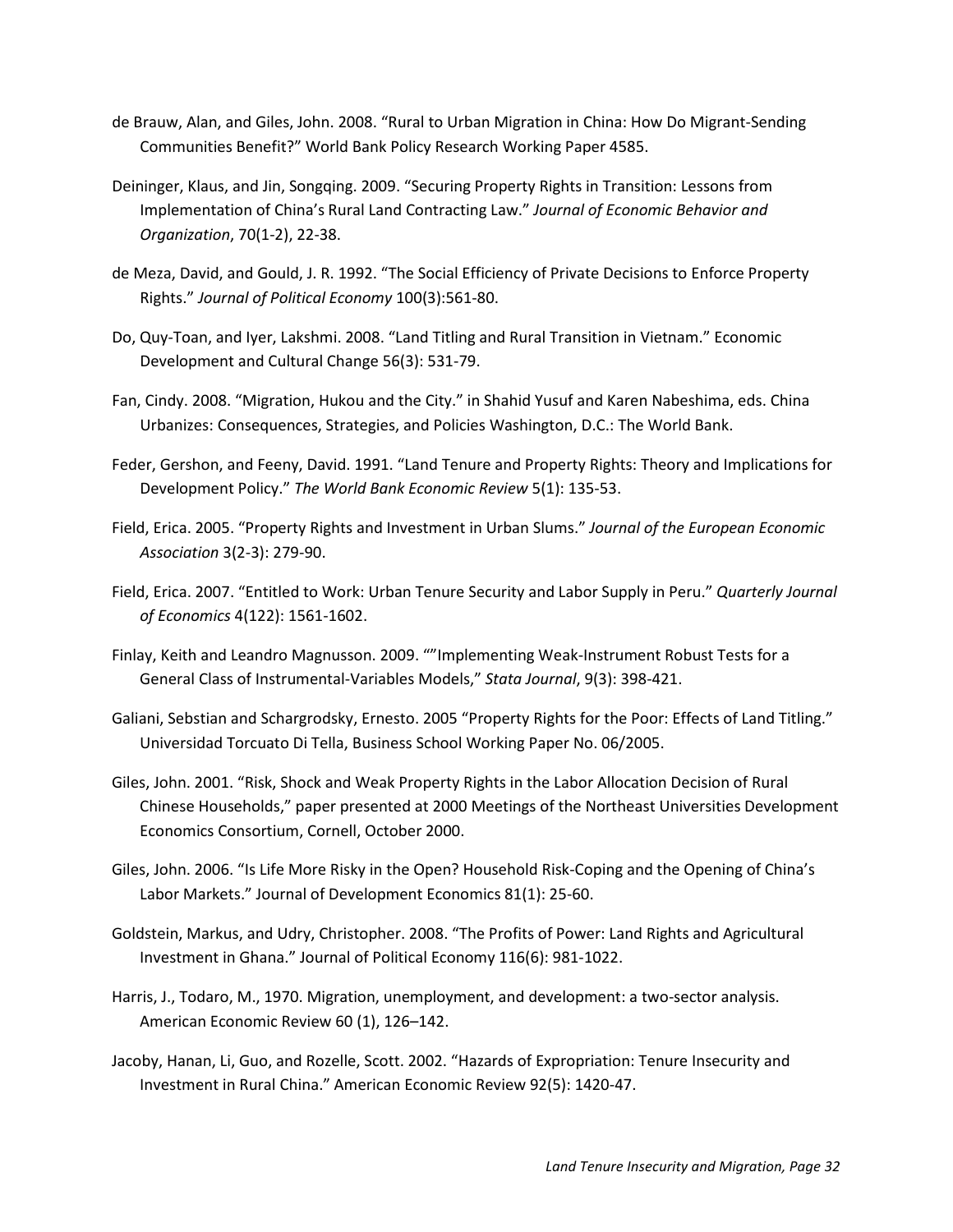de Brauw, Alan, and Giles, John. 2008. "Rural to Urban Migration in China: How Do Migrant-Sending Communities Benefit?" World Bank Policy Research Working Paper 4585.

Deininger, Klaus, and Jin, Songqing. 2009. "Securing Property Rights in Transition: Lessons from Implementation of China's Rural Land Contracting Law." *Journal of Economic Behavior and Organization*, 70(1-2), 22-38.

de Meza, David, and Gould, J. R. 1992. "The Social Efficiency of Private Decisions to Enforce Property Rights." *Journal of Political Economy* 100(3):561-80.

Do, Quy-Toan, and Iyer, Lakshmi. 2008. "Land Titling and Rural Transition in Vietnam." Economic Development and Cultural Change 56(3): 531-79.

Fan, Cindy. 2008. "Migration, Hukou and the City." in Shahid Yusuf and Karen Nabeshima, eds. China Urbanizes: Consequences, Strategies, and Policies Washington, D.C.: The World Bank.

Feder, Gershon, and Feeny, David. 1991. "Land Tenure and Property Rights: Theory and Implications for Development Policy." *The World Bank Economic Review* 5(1): 135-53.

Field, Erica. 2005. "Property Rights and Investment in Urban Slums." *Journal of the European Economic Association* 3(2-3): 279-90.

Field, Erica. 2007. "Entitled to Work: Urban Tenure Security and Labor Supply in Peru." *Quarterly Journal of Economics* 4(122): 1561-1602.

Finlay, Keith and Leandro Magnusson. 2009. ""Implementing Weak-Instrument Robust Tests for a General Class of Instrumental-Variables Models," *Stata Journal*, 9(3): 398-421.

Galiani, Sebstian and Schargrodsky, Ernesto. 2005 "Property Rights for the Poor: Effects of Land Titling." Universidad Torcuato Di Tella, Business School Working Paper No. 06/2005.

Giles, John. 2001. "Risk, Shock and Weak Property Rights in the Labor Allocation Decision of Rural Chinese Households," paper presented at 2000 Meetings of the Northeast Universities Development Economics Consortium, Cornell, October 2000.

Giles, John. 2006. "Is Life More Risky in the Open? Household Risk-Coping and the Opening of China's Labor Markets." Journal of Development Economics 81(1): 25-60.

Goldstein, Markus, and Udry, Christopher. 2008. "The Profits of Power: Land Rights and Agricultural Investment in Ghana." Journal of Political Economy 116(6): 981-1022.

Harris, J., Todaro, M., 1970. Migration, unemployment, and development: a two-sector analysis. American Economic Review 60 (1), 126–142.

Jacoby, Hanan, Li, Guo, and Rozelle, Scott. 2002. "Hazards of Expropriation: Tenure Insecurity and Investment in Rural China." American Economic Review 92(5): 1420-47.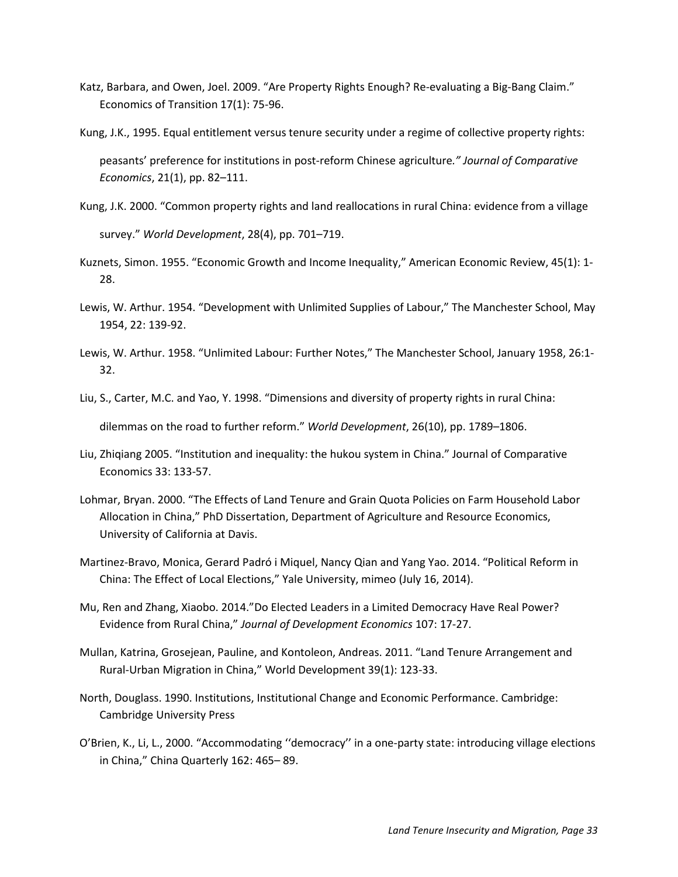Katz, Barbara, and Owen, Joel. 2009. "Are Property Rights Enough? Re-evaluating a Big-Bang Claim." Economics of Transition 17(1): 75-96.

Kung, J.K., 1995. Equal entitlement versus tenure security under a regime of collective property rights: peasants' preference for institutions in post-reform Chinese agriculture*." Journal of Comparative Economics*, 21(1), pp. 82–111.

Kung, J.K. 2000. "Common property rights and land reallocations in rural China: evidence from a village survey." *World Development*, 28(4), pp. 701–719.

Kuznets, Simon. 1955. "Economic Growth and Income Inequality," American Economic Review, 45(1): 1-28.

Lewis, W. Arthur. 1954. "Development with Unlimited Supplies of Labour," The Manchester School, May 1954, 22: 139-92.

Lewis, W. Arthur. 1958. "Unlimited Labour: Further Notes," The Manchester School, January 1958, 26:1-32.

Liu, S., Carter, M.C. and Yao, Y. 1998. "Dimensions and diversity of property rights in rural China: dilemmas on the road to further reform." *World Development*, 26(10), pp. 1789–1806.

Liu, Zhiqiang 2005. "Institution and inequality: the hukou system in China." Journal of Comparative Economics 33: 133-57.

Lohmar, Bryan. 2000. "The Effects of Land Tenure and Grain Quota Policies on Farm Household Labor Allocation in China," PhD Dissertation, Department of Agriculture and Resource Economics, University of California at Davis.

Martinez-Bravo, Monica, Gerard Padró i Miquel, Nancy Qian and Yang Yao. 2014. "Political Reform in China: The Effect of Local Elections," Yale University, mimeo (July 16, 2014).

Mu, Ren and Zhang, Xiaobo. 2014."Do Elected Leaders in a Limited Democracy Have Real Power? Evidence from Rural China," *Journal of Development Economics* 107: 17-27.

Mullan, Katrina, Grosejean, Pauline, and Kontoleon, Andreas. 2011. "Land Tenure Arrangement and Rural-Urban Migration in China," World Development 39(1): 123-33.

North, Douglass. 1990. Institutions, Institutional Change and Economic Performance. Cambridge: Cambridge University Press

O'Brien, K., Li, L., 2000. "Accommodating ''democracy'' in a one-party state: introducing village elections in China," China Quarterly 162: 465– 89.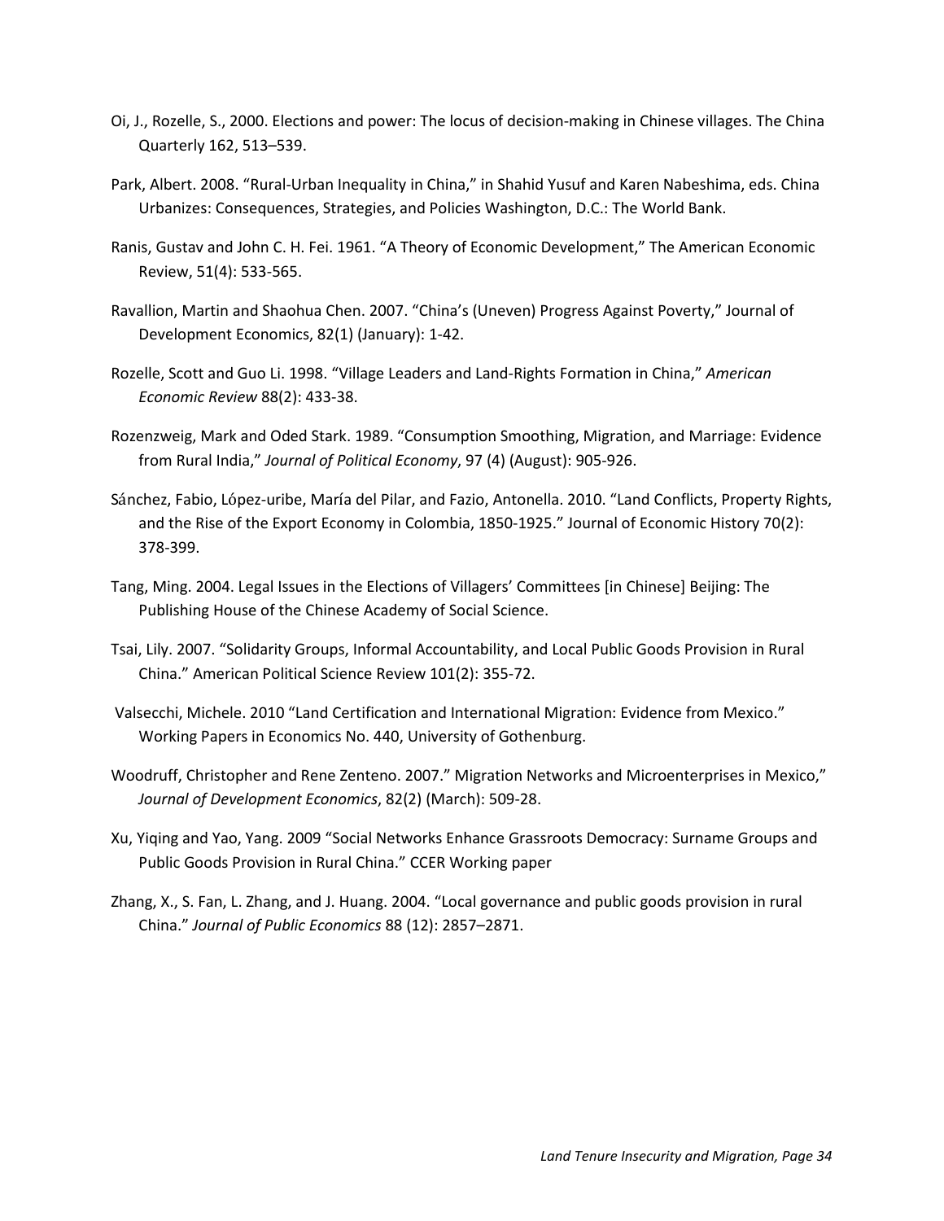Oi, J., Rozelle, S., 2000. Elections and power: The locus of decision-making in Chinese villages. The China Quarterly 162, 513–539.

Park, Albert. 2008. "Rural-Urban Inequality in China," in Shahid Yusuf and Karen Nabeshima, eds. China Urbanizes: Consequences, Strategies, and Policies Washington, D.C.: The World Bank.

Ranis, Gustav and John C. H. Fei. 1961. "A Theory of Economic Development," The American Economic Review, 51(4): 533-565.

Ravallion, Martin and Shaohua Chen. 2007. "China's (Uneven) Progress Against Poverty," Journal of Development Economics, 82(1) (January): 1-42.

Rozelle, Scott and Guo Li. 1998. "Village Leaders and Land-Rights Formation in China," *American Economic Review* 88(2): 433-38.

Rozenzweig, Mark and Oded Stark. 1989. "Consumption Smoothing, Migration, and Marriage: Evidence from Rural India," *Journal of Political Economy*, 97 (4) (August): 905-926.

Sánchez, Fabio, López-uribe, María del Pilar, and Fazio, Antonella. 2010. "Land Conflicts, Property Rights, and the Rise of the Export Economy in Colombia, 1850-1925." Journal of Economic History 70(2): 378-399.

Tang, Ming. 2004. Legal Issues in the Elections of Villagers' Committees [in Chinese] Beijing: The Publishing House of the Chinese Academy of Social Science.

Tsai, Lily. 2007. "Solidarity Groups, Informal Accountability, and Local Public Goods Provision in Rural China." American Political Science Review 101(2): 355-72.

Valsecchi, Michele. 2010 "Land Certification and International Migration: Evidence from Mexico." Working Papers in Economics No. 440, University of Gothenburg.

Woodruff, Christopher and Rene Zenteno. 2007." Migration Networks and Microenterprises in Mexico," *Journal of Development Economics*, 82(2) (March): 509-28.

Xu, Yiqing and Yao, Yang. 2009 "Social Networks Enhance Grassroots Democracy: Surname Groups and Public Goods Provision in Rural China." CCER Working paper

Zhang, X., S. Fan, L. Zhang, and J. Huang. 2004. "Local governance and public goods provision in rural China." *Journal of Public Economics* 88 (12): 2857–2871.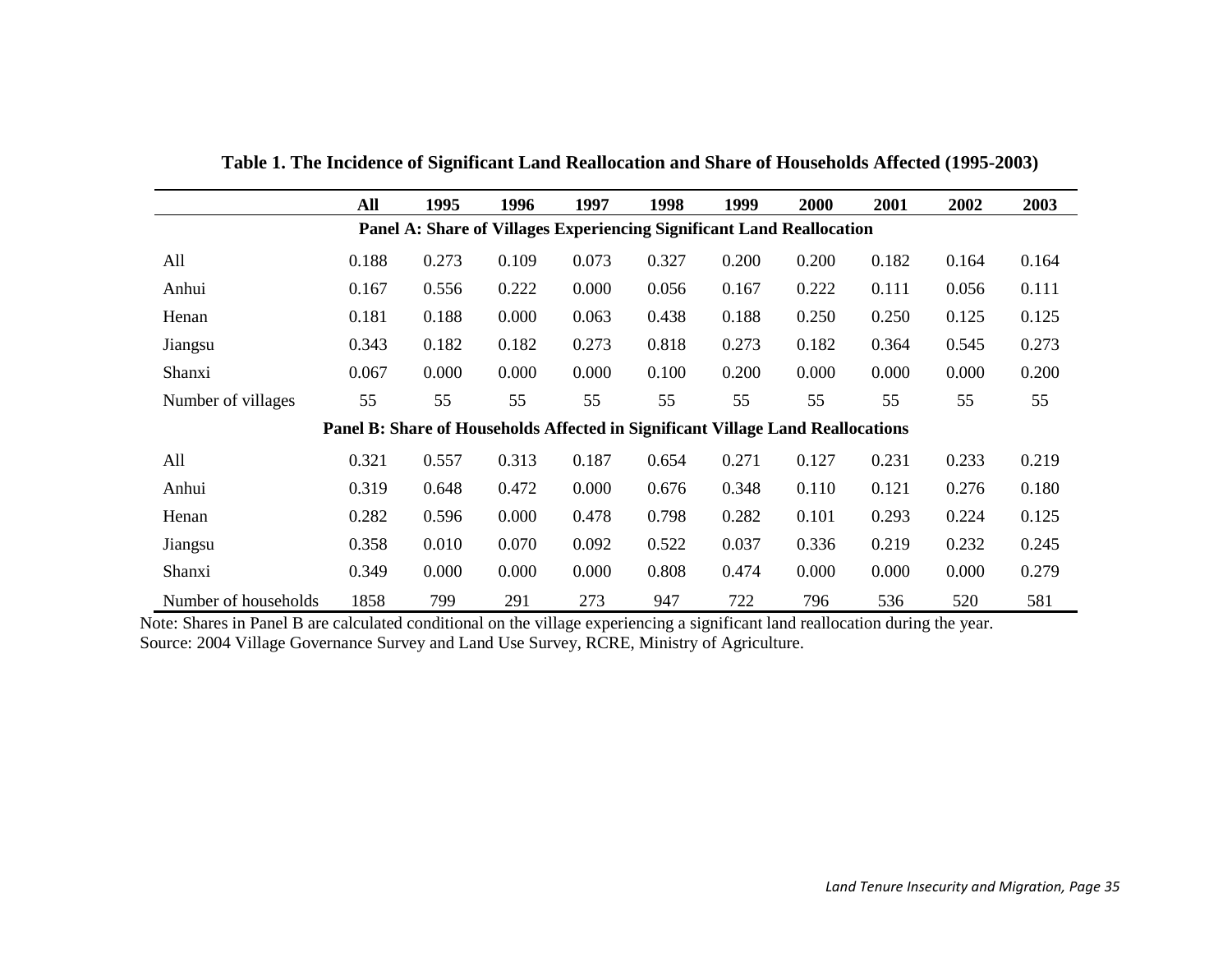**Table 1. The Incidence of Significant Land Reallocation and Share of Households Affected (1995-2003)**

| | All | 1995 | 1996 | 1997 | 1998 | 1999 | 2000 | 2001 | 2002 | 2003 |
|---|---|---|---|---|---|---|---|---|---|---|
| **Panel A: Share of Villages Experiencing Significant Land Reallocation** | | | | | | | | | | |
| All | 0.188 | 0.273 | 0.109 | 0.073 | 0.327 | 0.200 | 0.200 | 0.182 | 0.164 | 0.164 |
| Anhui | 0.167 | 0.556 | 0.222 | 0.000 | 0.056 | 0.167 | 0.222 | 0.111 | 0.056 | 0.111 |
| Henan | 0.181 | 0.188 | 0.000 | 0.063 | 0.438 | 0.188 | 0.250 | 0.250 | 0.125 | 0.125 |
| Jiangsu | 0.343 | 0.182 | 0.182 | 0.273 | 0.818 | 0.273 | 0.182 | 0.364 | 0.545 | 0.273 |
| Shanxi | 0.067 | 0.000 | 0.000 | 0.000 | 0.100 | 0.200 | 0.000 | 0.000 | 0.000 | 0.200 |
| Number of villages | 55 | 55 | 55 | 55 | 55 | 55 | 55 | 55 | 55 | 55 |
| **Panel B: Share of Households Affected in Significant Village Land Reallocations** | | | | | | | | | | |
| All | 0.321 | 0.557 | 0.313 | 0.187 | 0.654 | 0.271 | 0.127 | 0.231 | 0.233 | 0.219 |
| Anhui | 0.319 | 0.648 | 0.472 | 0.000 | 0.676 | 0.348 | 0.110 | 0.121 | 0.276 | 0.180 |
| Henan | 0.282 | 0.596 | 0.000 | 0.478 | 0.798 | 0.282 | 0.101 | 0.293 | 0.224 | 0.125 |
| Jiangsu | 0.358 | 0.010 | 0.070 | 0.092 | 0.522 | 0.037 | 0.336 | 0.219 | 0.232 | 0.245 |
| Shanxi | 0.349 | 0.000 | 0.000 | 0.000 | 0.808 | 0.474 | 0.000 | 0.000 | 0.000 | 0.279 |
| Number of households | 1858 | 799 | 291 | 273 | 947 | 722 | 796 | 536 | 520 | 581 |

Note: Shares in Panel B are calculated conditional on the village experiencing a significant land reallocation during the year.
Source: 2004 Village Governance Survey and Land Use Survey, RCRE, Ministry of Agriculture.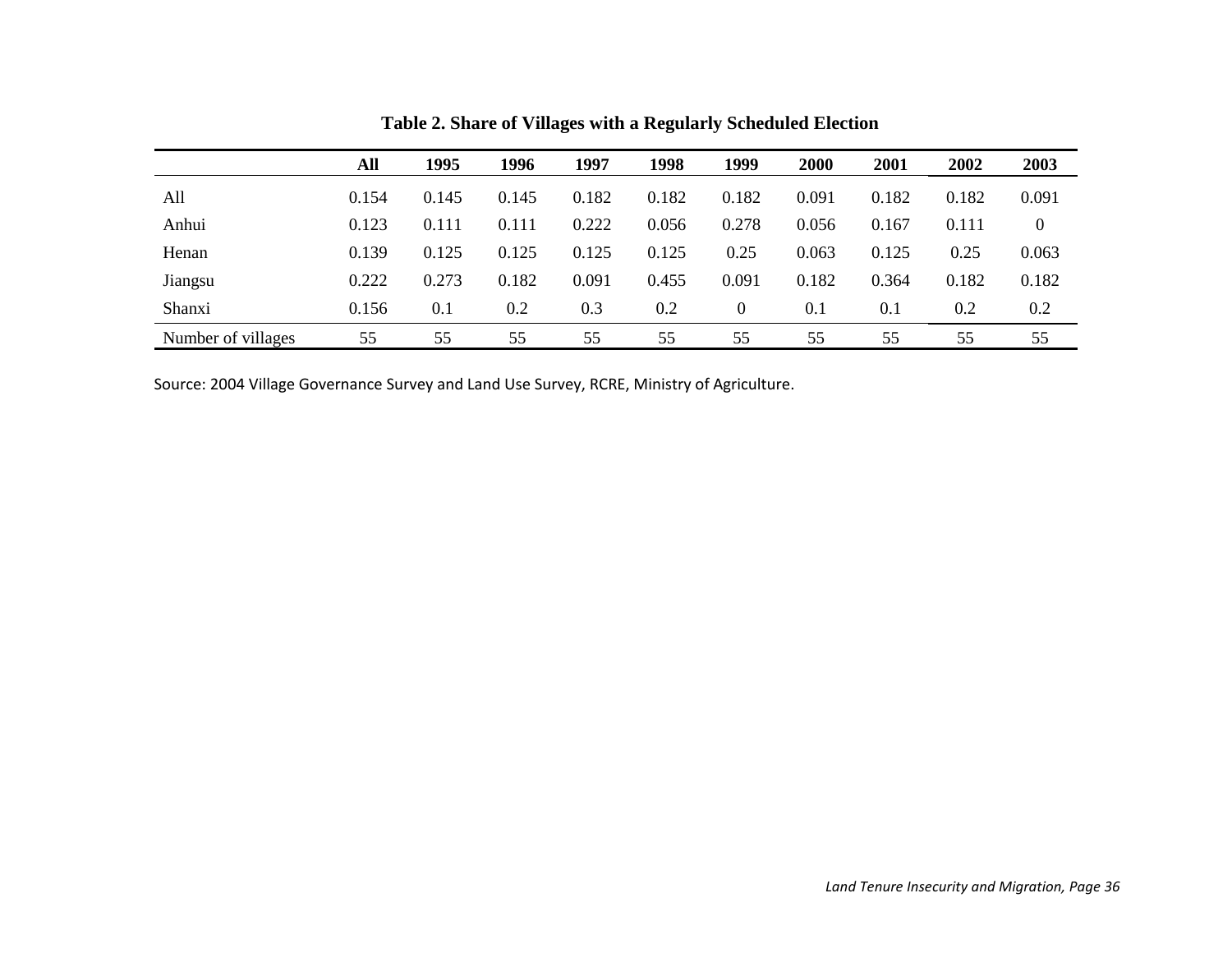**Table 2. Share of Villages with a Regularly Scheduled Election**

| | All | 1995 | 1996 | 1997 | 1998 | 1999 | 2000 | 2001 | 2002 | 2003 |
|---|---|---|---|---|---|---|---|---|---|---|
| All | 0.154 | 0.145 | 0.145 | 0.182 | 0.182 | 0.182 | 0.091 | 0.182 | 0.182 | 0.091 |
| Anhui | 0.123 | 0.111 | 0.111 | 0.222 | 0.056 | 0.278 | 0.056 | 0.167 | 0.111 | 0 |
| Henan | 0.139 | 0.125 | 0.125 | 0.125 | 0.125 | 0.25 | 0.063 | 0.125 | 0.25 | 0.063 |
| Jiangsu | 0.222 | 0.273 | 0.182 | 0.091 | 0.455 | 0.091 | 0.182 | 0.364 | 0.182 | 0.182 |
| Shanxi | 0.156 | 0.1 | 0.2 | 0.3 | 0.2 | 0 | 0.1 | 0.1 | 0.2 | 0.2 |
| Number of villages | 55 | 55 | 55 | 55 | 55 | 55 | 55 | 55 | 55 | 55 |

Source: 2004 Village Governance Survey and Land Use Survey, RCRE, Ministry of Agriculture.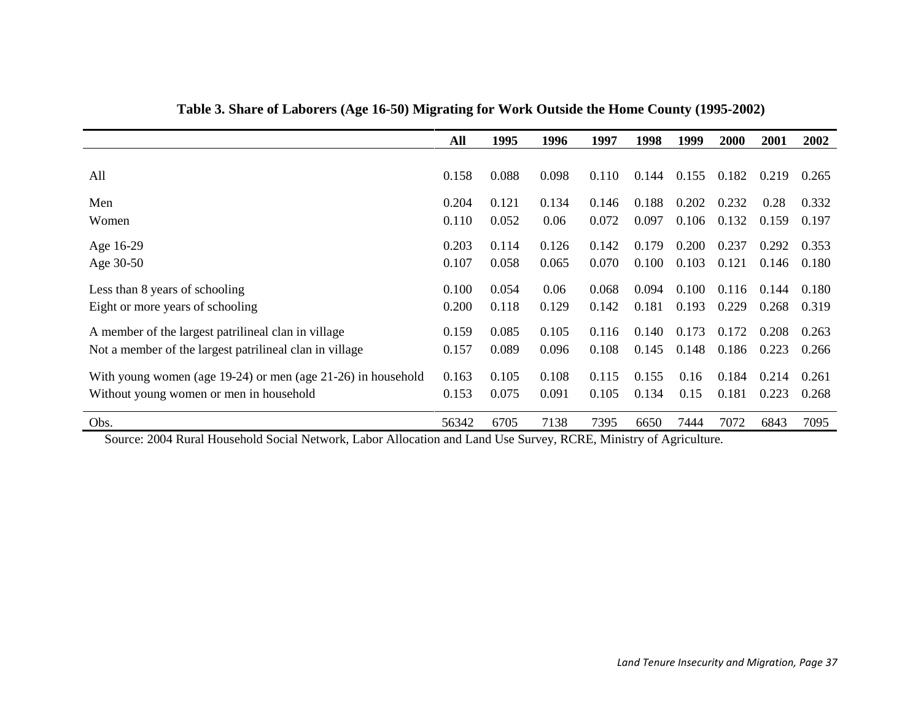**Table 3. Share of Laborers (Age 16-50) Migrating for Work Outside the Home County (1995-2002)**

| | All | 1995 | 1996 | 1997 | 1998 | 1999 | 2000 | 2001 | 2002 |
|---|---|---|---|---|---|---|---|---|---|
| All | 0.158 | 0.088 | 0.098 | 0.110 | 0.144 | 0.155 | 0.182 | 0.219 | 0.265 |
| Men | 0.204 | 0.121 | 0.134 | 0.146 | 0.188 | 0.202 | 0.232 | 0.28 | 0.332 |
| Women | 0.110 | 0.052 | 0.06 | 0.072 | 0.097 | 0.106 | 0.132 | 0.159 | 0.197 |
| Age 16-29 | 0.203 | 0.114 | 0.126 | 0.142 | 0.179 | 0.200 | 0.237 | 0.292 | 0.353 |
| Age 30-50 | 0.107 | 0.058 | 0.065 | 0.070 | 0.100 | 0.103 | 0.121 | 0.146 | 0.180 |
| Less than 8 years of schooling | 0.100 | 0.054 | 0.06 | 0.068 | 0.094 | 0.100 | 0.116 | 0.144 | 0.180 |
| Eight or more years of schooling | 0.200 | 0.118 | 0.129 | 0.142 | 0.181 | 0.193 | 0.229 | 0.268 | 0.319 |
| A member of the largest patrilineal clan in village | 0.159 | 0.085 | 0.105 | 0.116 | 0.140 | 0.173 | 0.172 | 0.208 | 0.263 |
| Not a member of the largest patrilineal clan in village | 0.157 | 0.089 | 0.096 | 0.108 | 0.145 | 0.148 | 0.186 | 0.223 | 0.266 |
| With young women (age 19-24) or men (age 21-26) in household | 0.163 | 0.105 | 0.108 | 0.115 | 0.155 | 0.16 | 0.184 | 0.214 | 0.261 |
| Without young women or men in household | 0.153 | 0.075 | 0.091 | 0.105 | 0.134 | 0.15 | 0.181 | 0.223 | 0.268 |
| Obs. | 56342 | 6705 | 7138 | 7395 | 6650 | 7444 | 7072 | 6843 | 7095 |

Source: 2004 Rural Household Social Network, Labor Allocation and Land Use Survey, RCRE, Ministry of Agriculture.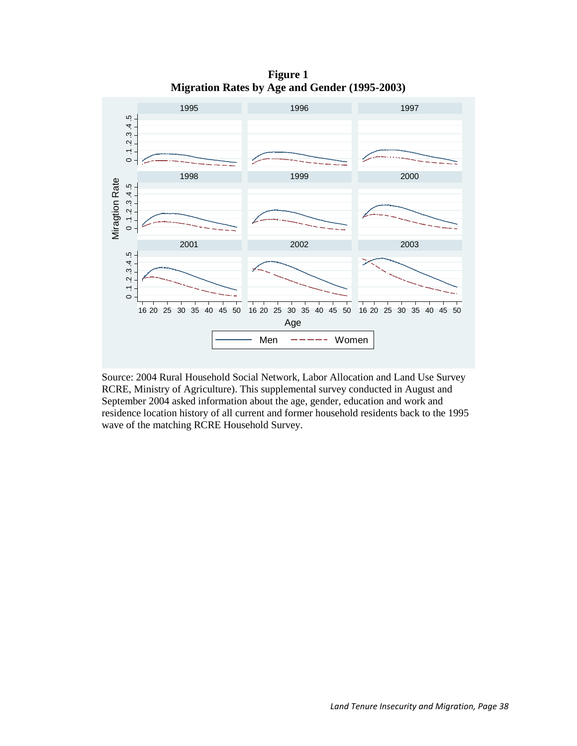**Figure 1**
**Migration Rates by Age and Gender (1995-2003)**

Source: 2004 Rural Household Social Network, Labor Allocation and Land Use Survey RCRE, Ministry of Agriculture). This supplemental survey conducted in August and September 2004 asked information about the age, gender, education and work and residence location history of all current and former household residents back to the 1995 wave of the matching RCRE Household Survey.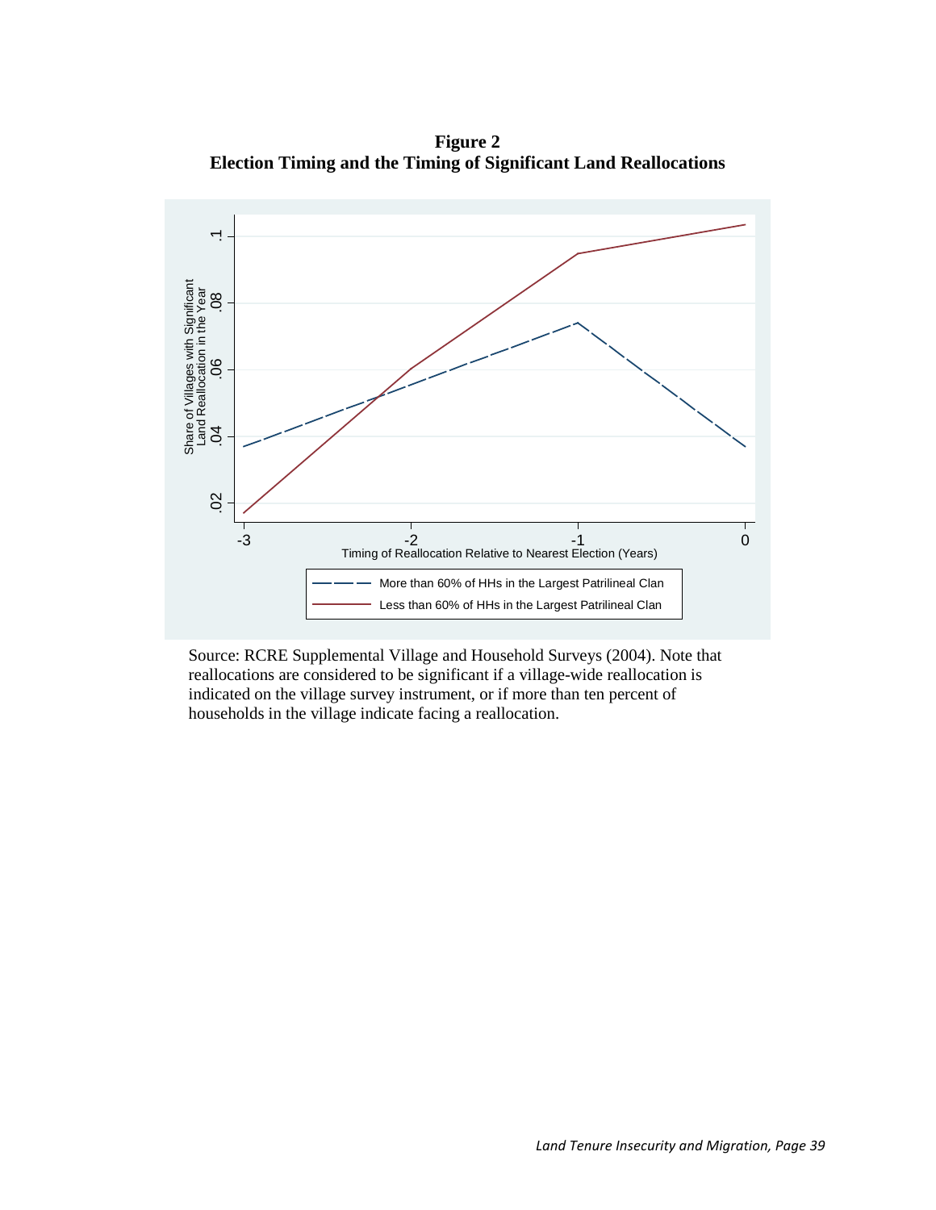**Figure 2**
**Election Timing and the Timing of Significant Land Reallocations**

Source: RCRE Supplemental Village and Household Surveys (2004). Note that reallocations are considered to be significant if a village-wide reallocation is indicated on the village survey instrument, or if more than ten percent of households in the village indicate facing a reallocation.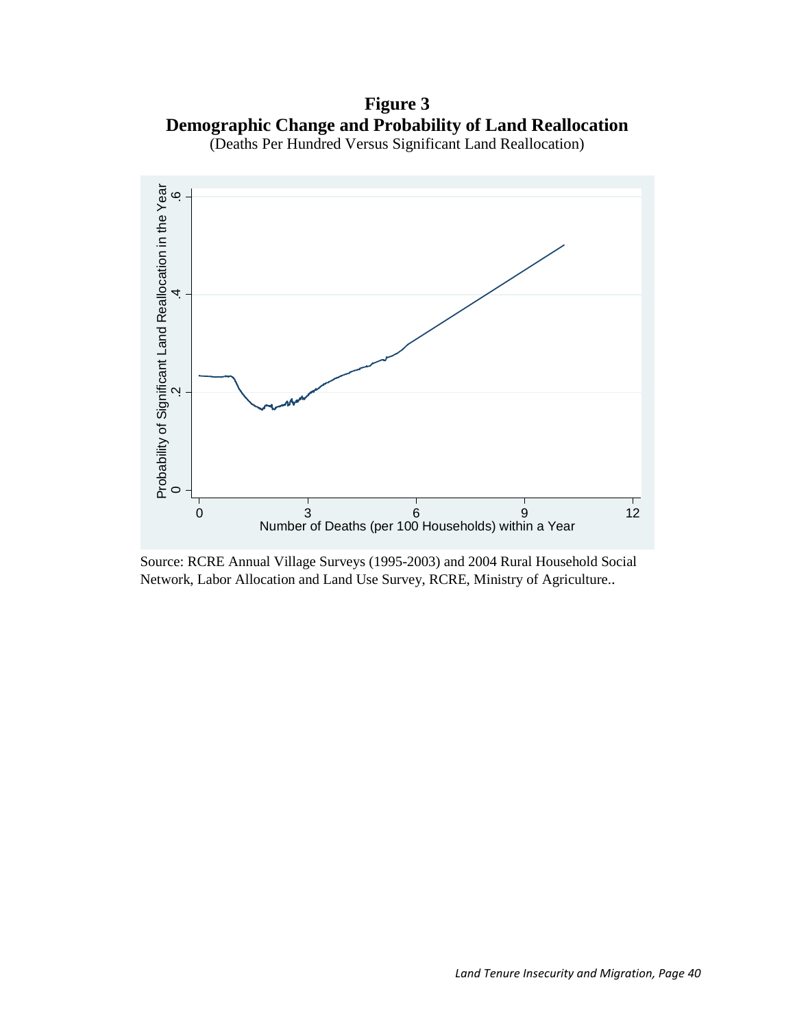**Figure 3**
**Demographic Change and Probability of Land Reallocation**
(Deaths Per Hundred Versus Significant Land Reallocation)

Source: RCRE Annual Village Surveys (1995-2003) and 2004 Rural Household Social Network, Labor Allocation and Land Use Survey, RCRE, Ministry of Agriculture..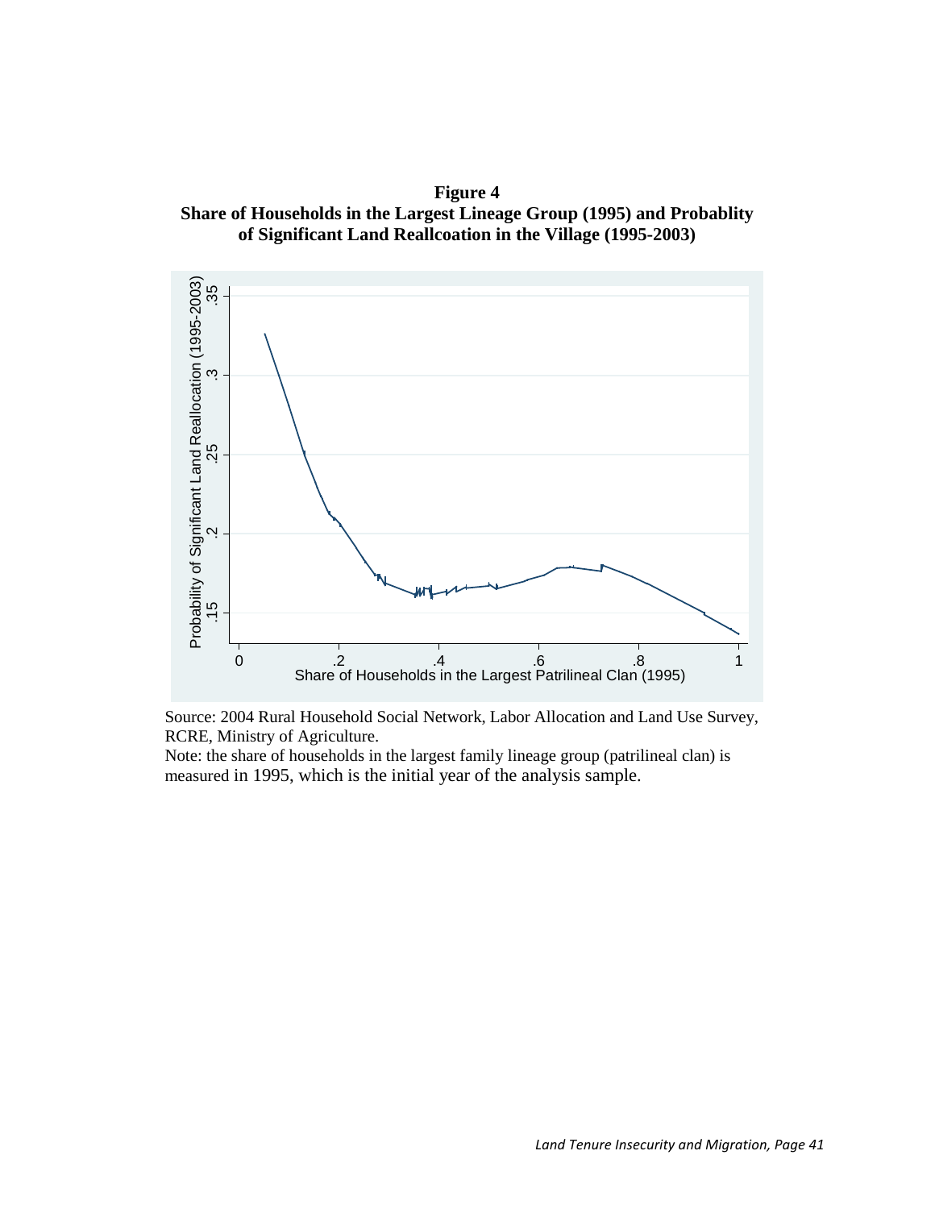**Figure 4**
**Share of Households in the Largest Lineage Group (1995) and Probablity of Significant Land Reallcoation in the Village (1995-2003)**

Source: 2004 Rural Household Social Network, Labor Allocation and Land Use Survey, RCRE, Ministry of Agriculture.

Note: the share of households in the largest family lineage group (patrilineal clan) is measured in 1995, which is the initial year of the analysis sample.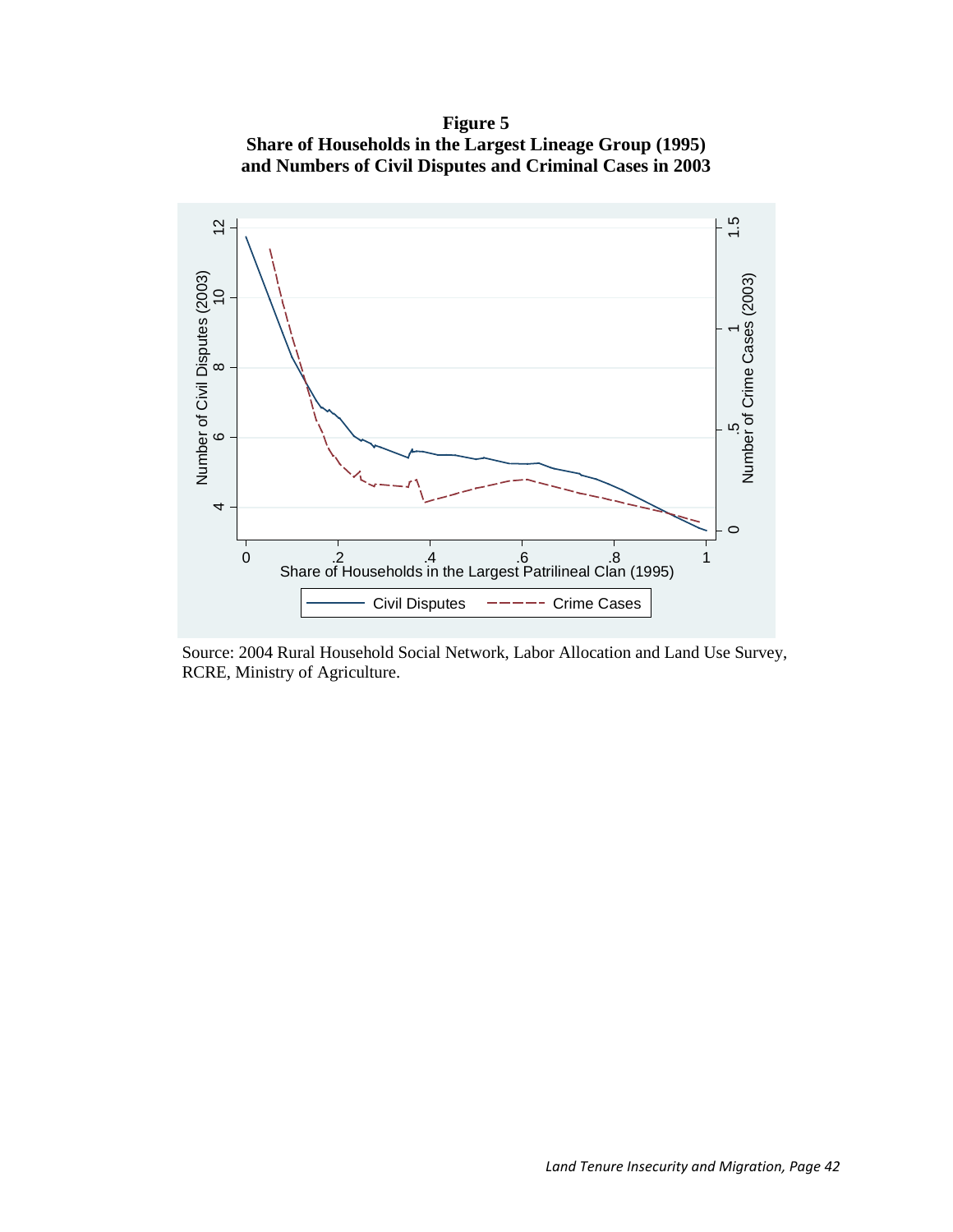**Figure 5**
**Share of Households in the Largest Lineage Group (1995)**
**and Numbers of Civil Disputes and Criminal Cases in 2003**

Source: 2004 Rural Household Social Network, Labor Allocation and Land Use Survey, RCRE, Ministry of Agriculture.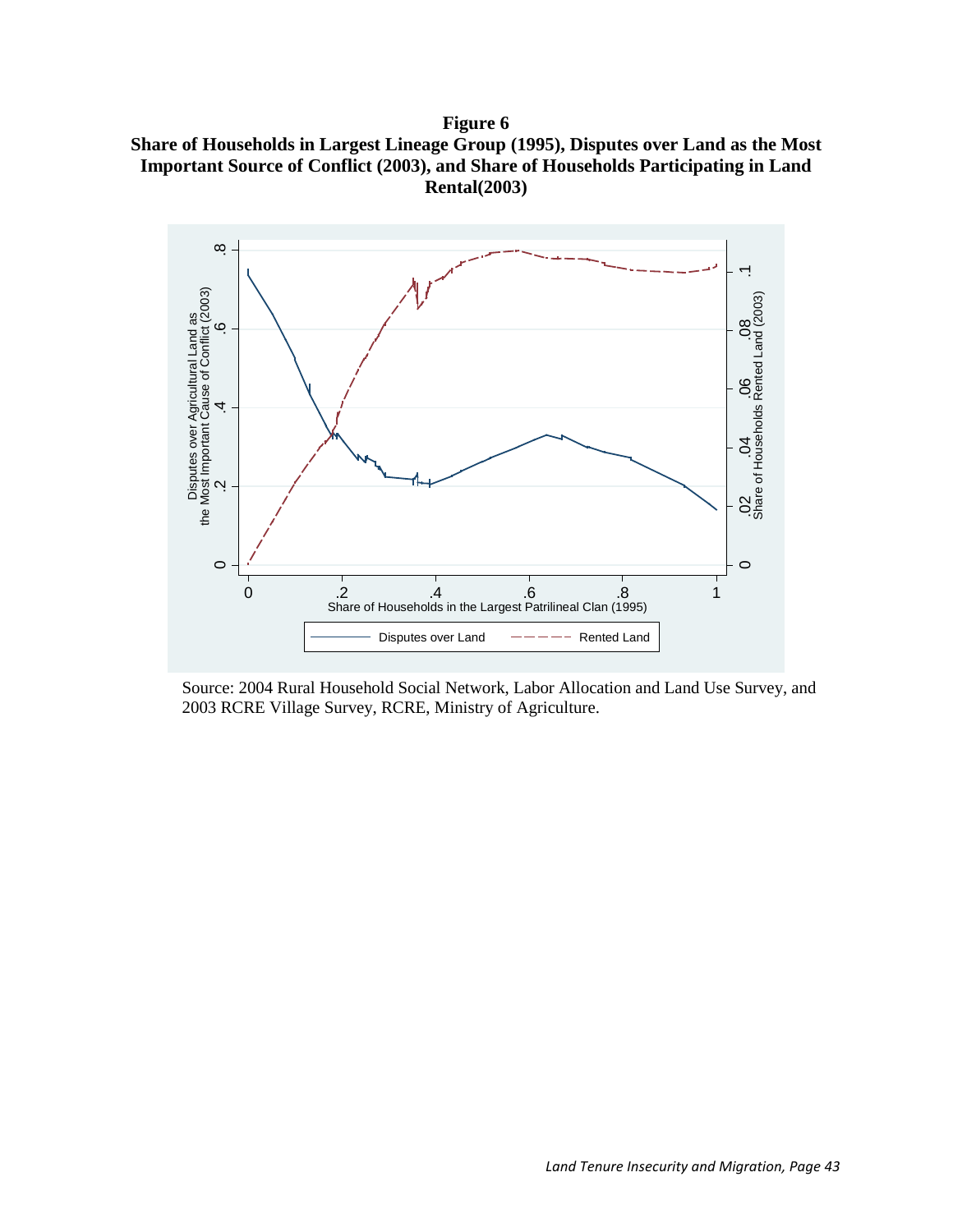**Figure 6**
**Share of Households in Largest Lineage Group (1995), Disputes over Land as the Most Important Source of Conflict (2003), and Share of Households Participating in Land Rental(2003)**

Source: 2004 Rural Household Social Network, Labor Allocation and Land Use Survey, and 2003 RCRE Village Survey, RCRE, Ministry of Agriculture.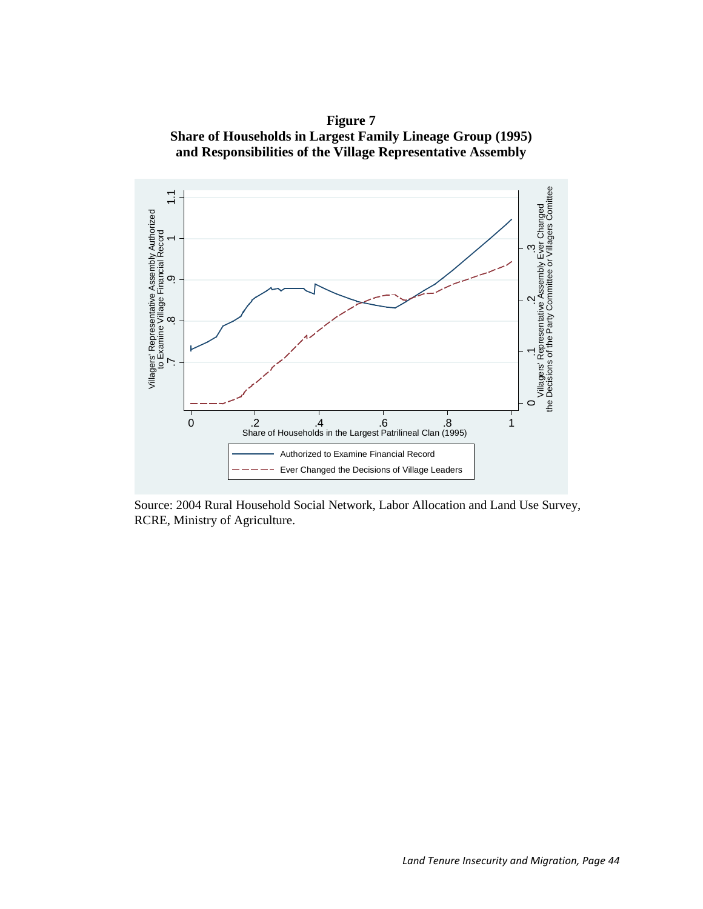**Figure 7**
**Share of Households in Largest Family Lineage Group (1995) and Responsibilities of the Village Representative Assembly**

Source: 2004 Rural Household Social Network, Labor Allocation and Land Use Survey, RCRE, Ministry of Agriculture.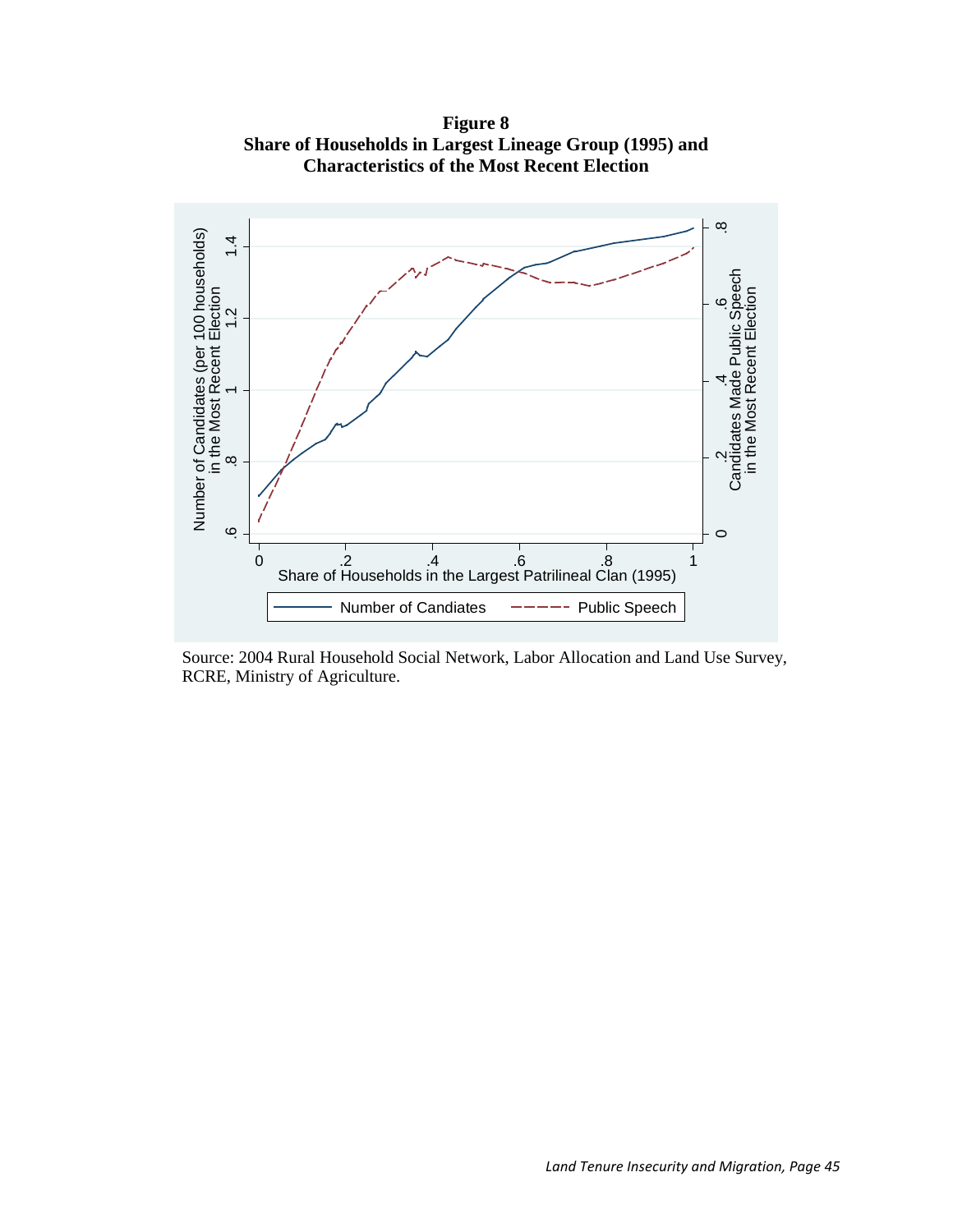**Figure 8**
**Share of Households in Largest Lineage Group (1995) and Characteristics of the Most Recent Election**

Source: 2004 Rural Household Social Network, Labor Allocation and Land Use Survey, RCRE, Ministry of Agriculture.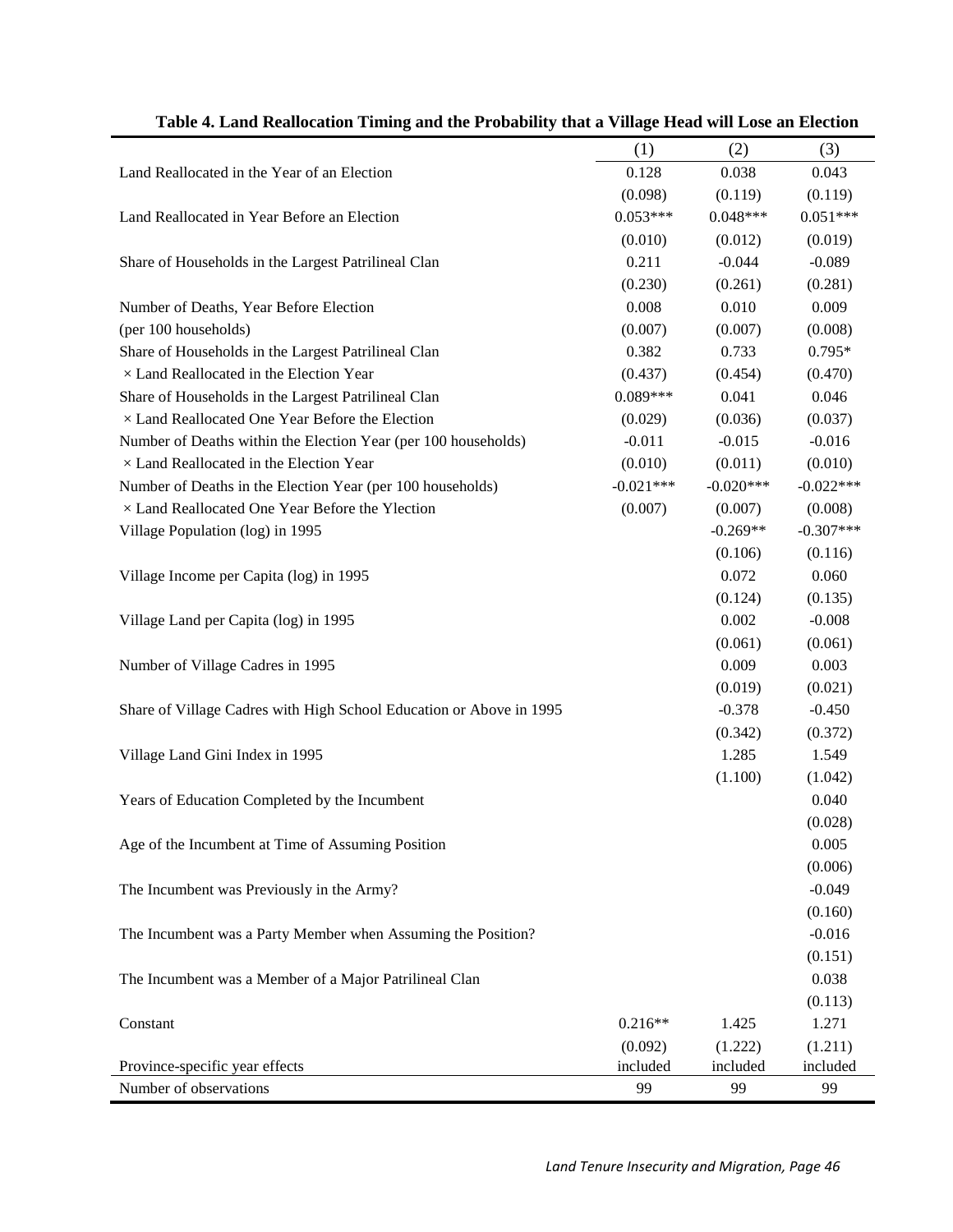**Table 4. Land Reallocation Timing and the Probability that a Village Head will Lose an Election**

| | (1) | (2) | (3) |
|---|---|---|---|
| Land Reallocated in the Year of an Election | 0.128 | 0.038 | 0.043 |
| | (0.098) | (0.119) | (0.119) |
| Land Reallocated in Year Before an Election | 0.053*** | 0.048*** | 0.051*** |
| | (0.010) | (0.012) | (0.019) |
| Share of Households in the Largest Patrilineal Clan | 0.211 | -0.044 | -0.089 |
| | (0.230) | (0.261) | (0.281) |
| Number of Deaths, Year Before Election | 0.008 | 0.010 | 0.009 |
| (per 100 households) | (0.007) | (0.007) | (0.008) |
| Share of Households in the Largest Patrilineal Clan | 0.382 | 0.733 | 0.795* |
| × Land Reallocated in the Election Year | (0.437) | (0.454) | (0.470) |
| Share of Households in the Largest Patrilineal Clan | 0.089*** | 0.041 | 0.046 |
| × Land Reallocated One Year Before the Election | (0.029) | (0.036) | (0.037) |
| Number of Deaths within the Election Year (per 100 households) | -0.011 | -0.015 | -0.016 |
| × Land Reallocated in the Election Year | (0.010) | (0.011) | (0.010) |
| Number of Deaths in the Election Year (per 100 households) | -0.021*** | -0.020*** | -0.022*** |
| × Land Reallocated One Year Before the Ylection | (0.007) | (0.007) | (0.008) |
| Village Population (log) in 1995 | | -0.269** | -0.307*** |
| | | (0.106) | (0.116) |
| Village Income per Capita (log) in 1995 | | 0.072 | 0.060 |
| | | (0.124) | (0.135) |
| Village Land per Capita (log) in 1995 | | 0.002 | -0.008 |
| | | (0.061) | (0.061) |
| Number of Village Cadres in 1995 | | 0.009 | 0.003 |
| | | (0.019) | (0.021) |
| Share of Village Cadres with High School Education or Above in 1995 | | -0.378 | -0.450 |
| | | (0.342) | (0.372) |
| Village Land Gini Index in 1995 | | 1.285 | 1.549 |
| | | (1.100) | (1.042) |
| Years of Education Completed by the Incumbent | | | 0.040 |
| | | | (0.028) |
| Age of the Incumbent at Time of Assuming Position | | | 0.005 |
| | | | (0.006) |
| The Incumbent was Previously in the Army? | | | -0.049 |
| | | | (0.160) |
| The Incumbent was a Party Member when Assuming the Position? | | | -0.016 |
| | | | (0.151) |
| The Incumbent was a Member of a Major Patrilineal Clan | | | 0.038 |
| | | | (0.113) |
| Constant | 0.216** | 1.425 | 1.271 |
| | (0.092) | (1.222) | (1.211) |
| Province-specific year effects | included | included | included |
| Number of observations | 99 | 99 | 99 |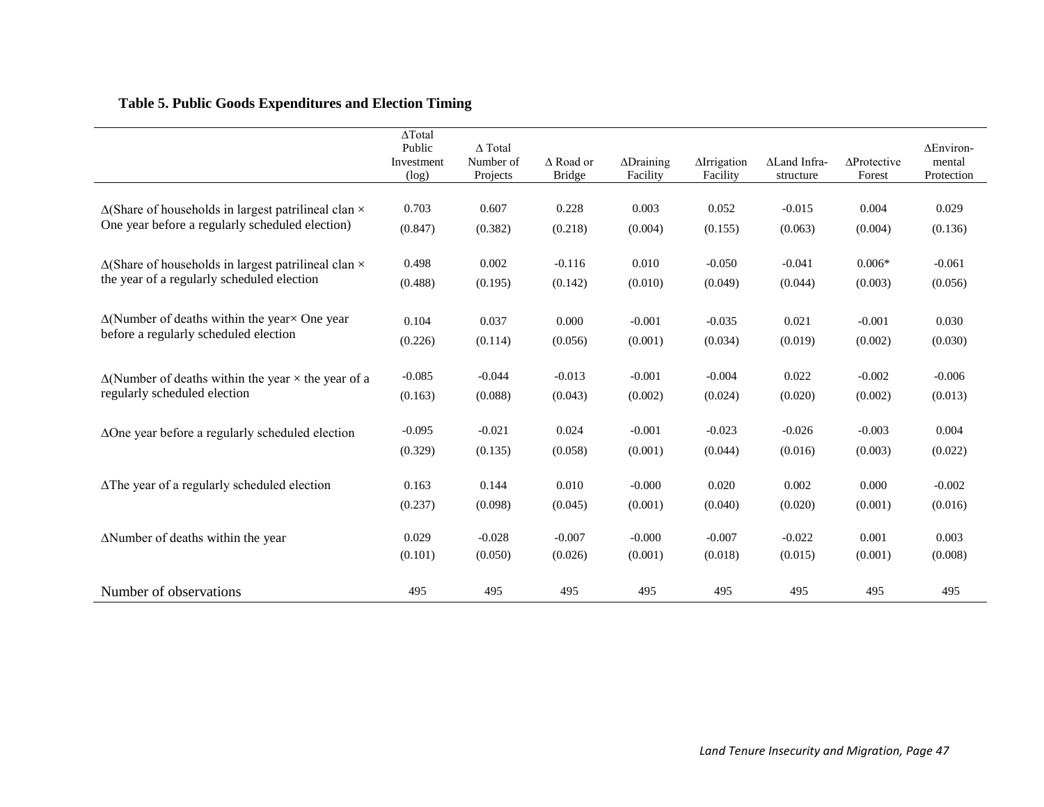**Table 5. Public Goods Expenditures and Election Timing**

| | ΔTotal Public Investment (log) | Δ Total Number of Projects | Δ Road or Bridge | ΔDraining Facility | ΔIrrigation Facility | ΔLand Infra-structure | ΔProtective Forest | ΔEnviron-mental Protection |
|---|---|---|---|---|---|---|---|---|
| Δ(Share of households in largest patrilineal clan × One year before a regularly scheduled election) | 0.703 | 0.607 | 0.228 | 0.003 | 0.052 | -0.015 | 0.004 | 0.029 |
| | (0.847) | (0.382) | (0.218) | (0.004) | (0.155) | (0.063) | (0.004) | (0.136) |
| Δ(Share of households in largest patrilineal clan × the year of a regularly scheduled election | 0.498 | 0.002 | -0.116 | 0.010 | -0.050 | -0.041 | 0.006* | -0.061 |
| | (0.488) | (0.195) | (0.142) | (0.010) | (0.049) | (0.044) | (0.003) | (0.056) |
| Δ(Number of deaths within the year× One year before a regularly scheduled election | 0.104 | 0.037 | 0.000 | -0.001 | -0.035 | 0.021 | -0.001 | 0.030 |
| | (0.226) | (0.114) | (0.056) | (0.001) | (0.034) | (0.019) | (0.002) | (0.030) |
| Δ(Number of deaths within the year × the year of a regularly scheduled election | -0.085 | -0.044 | -0.013 | -0.001 | -0.004 | 0.022 | -0.002 | -0.006 |
| | (0.163) | (0.088) | (0.043) | (0.002) | (0.024) | (0.020) | (0.002) | (0.013) |
| ΔOne year before a regularly scheduled election | -0.095 | -0.021 | 0.024 | -0.001 | -0.023 | -0.026 | -0.003 | 0.004 |
| | (0.329) | (0.135) | (0.058) | (0.001) | (0.044) | (0.016) | (0.003) | (0.022) |
| ΔThe year of a regularly scheduled election | 0.163 | 0.144 | 0.010 | -0.000 | 0.020 | 0.002 | 0.000 | -0.002 |
| | (0.237) | (0.098) | (0.045) | (0.001) | (0.040) | (0.020) | (0.001) | (0.016) |
| ΔNumber of deaths within the year | 0.029 | -0.028 | -0.007 | -0.000 | -0.007 | -0.022 | 0.001 | 0.003 |
| | (0.101) | (0.050) | (0.026) | (0.001) | (0.018) | (0.015) | (0.001) | (0.008) |
| Number of observations | 495 | 495 | 495 | 495 | 495 | 495 | 495 | 495 |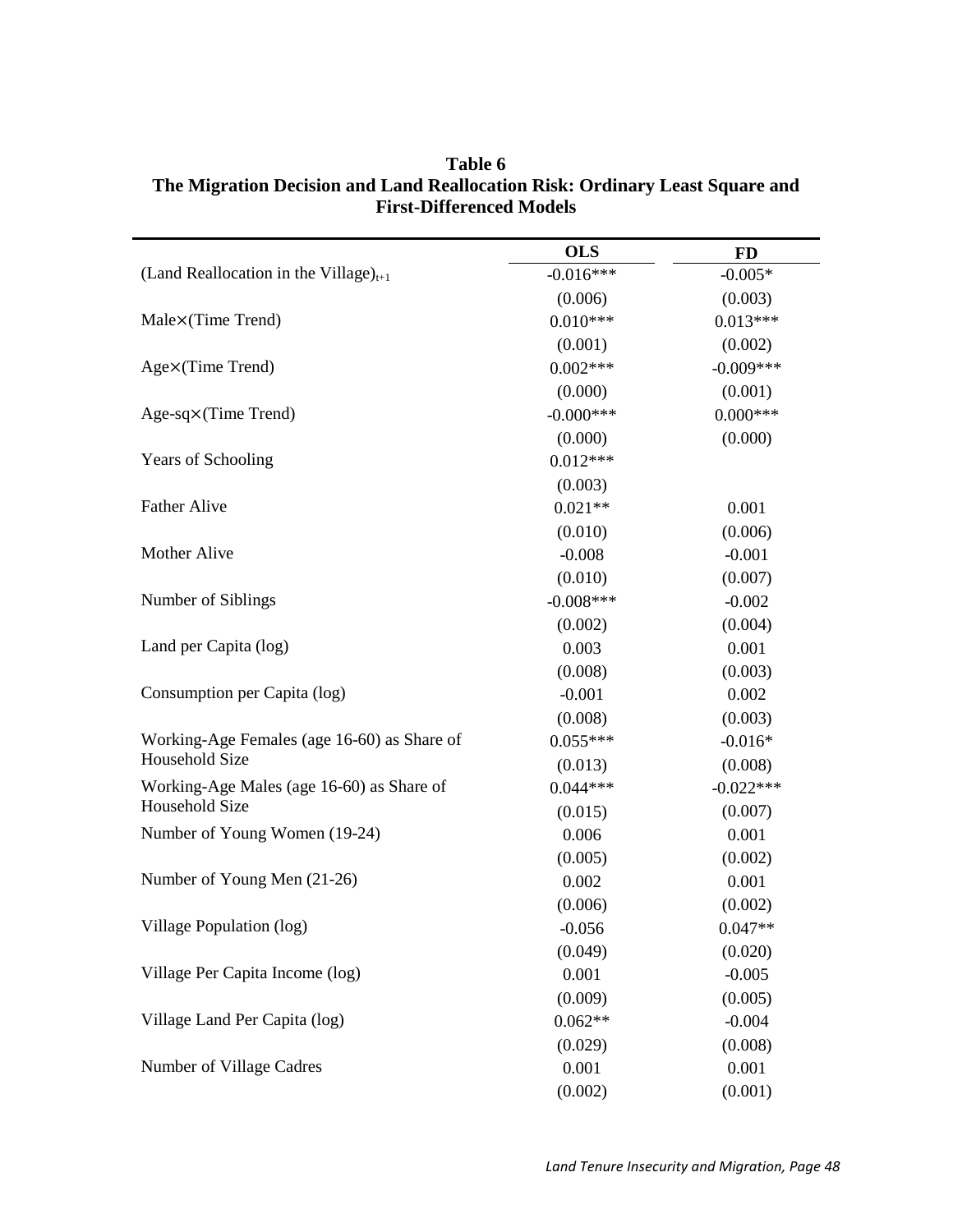**Table 6**
**The Migration Decision and Land Reallocation Risk: Ordinary Least Square and First-Differenced Models**

| | OLS | FD |
|---|---|---|
| (Land Reallocation in the Village)$_{t+1}$ | -0.016*** | -0.005* |
| | (0.006) | (0.003) |
| Male×(Time Trend) | 0.010*** | 0.013*** |
| | (0.001) | (0.002) |
| Age×(Time Trend) | 0.002*** | -0.009*** |
| | (0.000) | (0.001) |
| Age-sq×(Time Trend) | -0.000*** | 0.000*** |
| | (0.000) | (0.000) |
| Years of Schooling | 0.012*** | |
| | (0.003) | |
| Father Alive | 0.021** | 0.001 |
| | (0.010) | (0.006) |
| Mother Alive | -0.008 | -0.001 |
| | (0.010) | (0.007) |
| Number of Siblings | -0.008*** | -0.002 |
| | (0.002) | (0.004) |
| Land per Capita (log) | 0.003 | 0.001 |
| | (0.008) | (0.003) |
| Consumption per Capita (log) | -0.001 | 0.002 |
| | (0.008) | (0.003) |
| Working-Age Females (age 16-60) as Share of Household Size | 0.055*** | -0.016* |
| | (0.013) | (0.008) |
| Working-Age Males (age 16-60) as Share of Household Size | 0.044*** | -0.022*** |
| | (0.015) | (0.007) |
| Number of Young Women (19-24) | 0.006 | 0.001 |
| | (0.005) | (0.002) |
| Number of Young Men (21-26) | 0.002 | 0.001 |
| | (0.006) | (0.002) |
| Village Population (log) | -0.056 | 0.047** |
| | (0.049) | (0.020) |
| Village Per Capita Income (log) | 0.001 | -0.005 |
| | (0.009) | (0.005) |
| Village Land Per Capita (log) | 0.062** | -0.004 |
| | (0.029) | (0.008) |
| Number of Village Cadres | 0.001 | 0.001 |
| | (0.002) | (0.001) |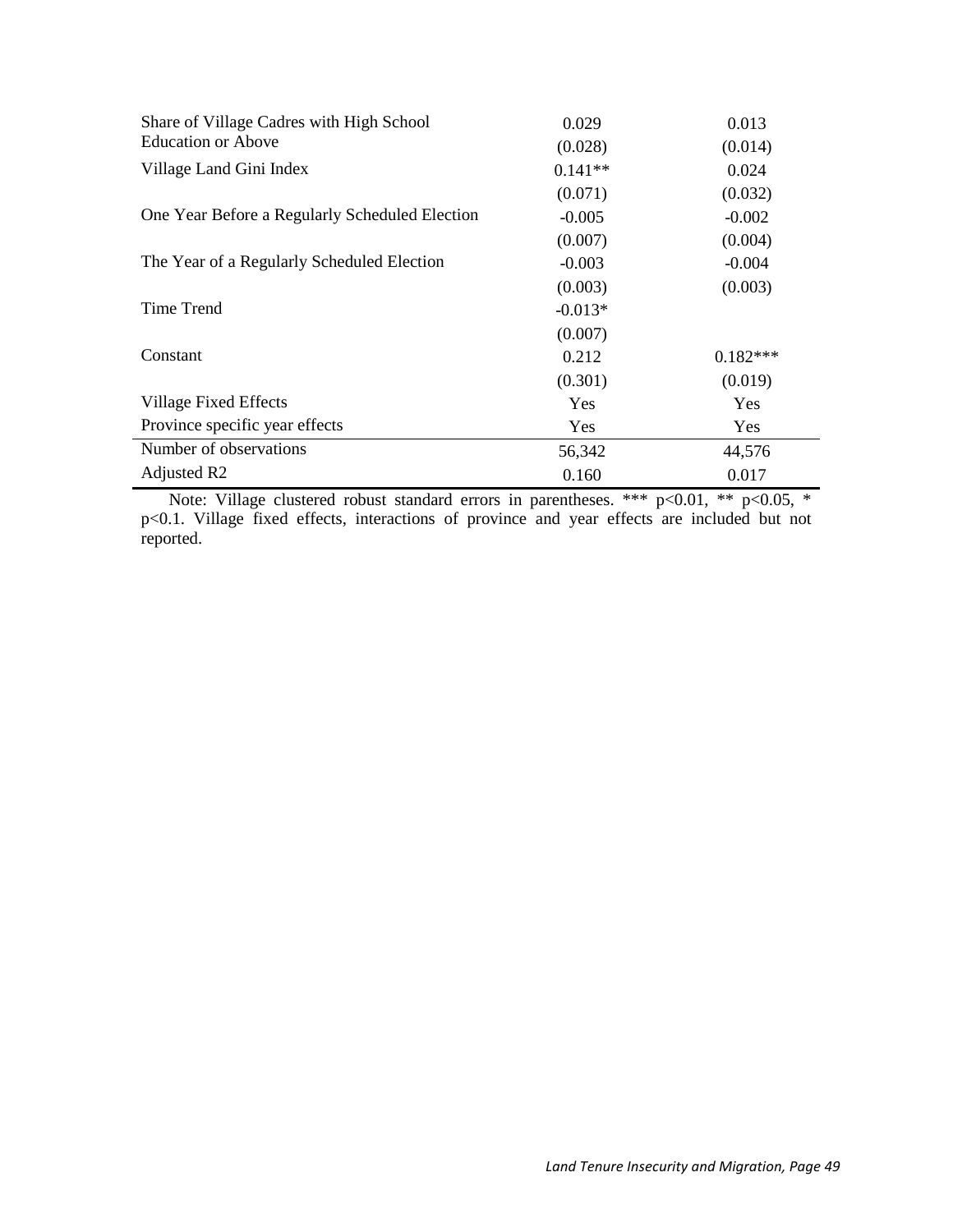| | | |
|---|---|---|
| Share of Village Cadres with High School Education or Above | 0.029 | 0.013 |
| | (0.028) | (0.014) |
| Village Land Gini Index | 0.141** | 0.024 |
| | (0.071) | (0.032) |
| One Year Before a Regularly Scheduled Election | -0.005 | -0.002 |
| | (0.007) | (0.004) |
| The Year of a Regularly Scheduled Election | -0.003 | -0.004 |
| | (0.003) | (0.003) |
| Time Trend | -0.013* | |
| | (0.007) | |
| Constant | 0.212 | 0.182*** |
| | (0.301) | (0.019) |
| Village Fixed Effects | Yes | Yes |
| Province specific year effects | Yes | Yes |
| Number of observations | 56,342 | 44,576 |
| Adjusted R2 | 0.160 | 0.017 |

Note: Village clustered robust standard errors in parentheses. *** p<0.01, ** p<0.05, * p<0.1. Village fixed effects, interactions of province and year effects are included but not reported.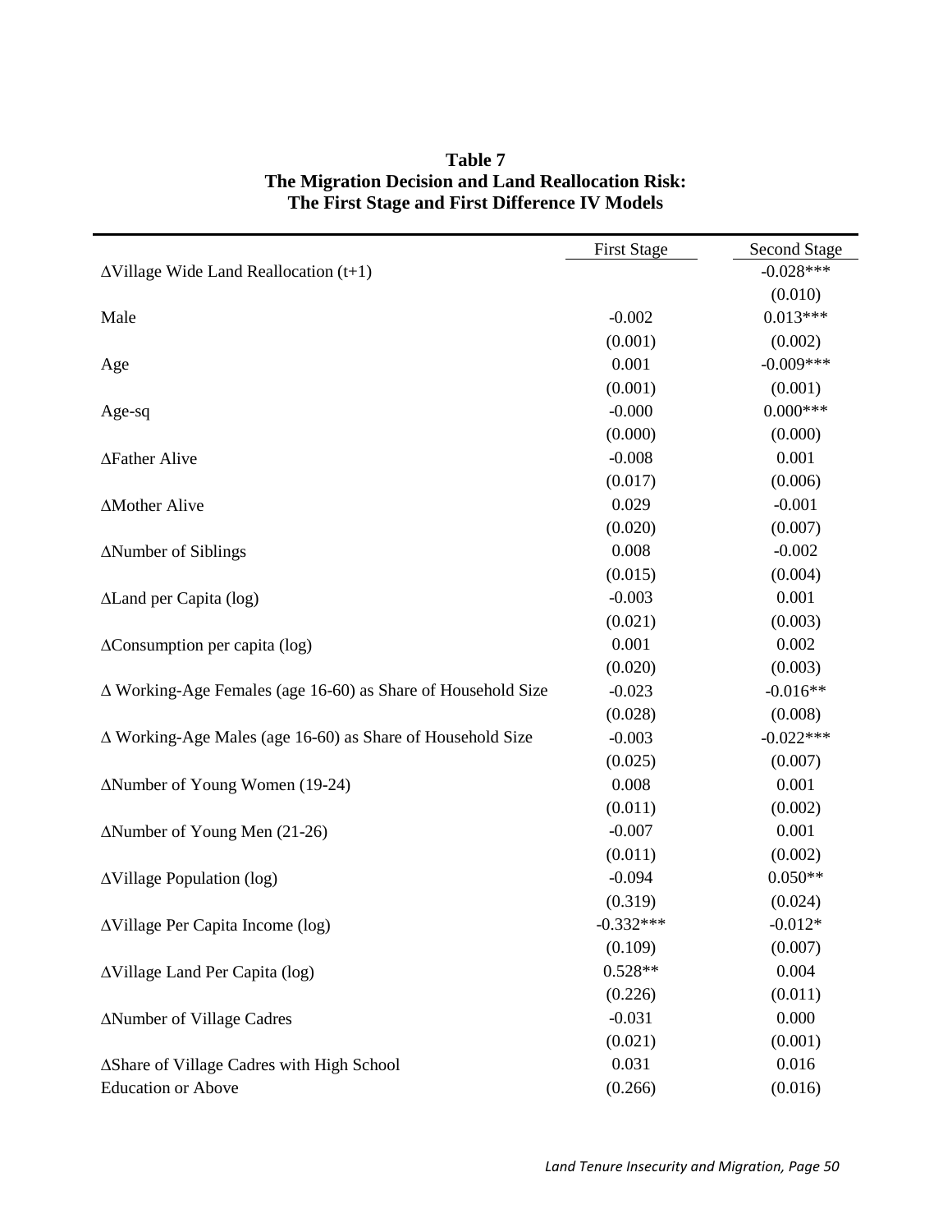**Table 7**
**The Migration Decision and Land Reallocation Risk:**
**The First Stage and First Difference IV Models**

| | First Stage | Second Stage |
|---|---|---|
| ΔVillage Wide Land Reallocation (t+1) | | -0.028*** |
| | | (0.010) |
| Male | -0.002 | 0.013*** |
| | (0.001) | (0.002) |
| Age | 0.001 | -0.009*** |
| | (0.001) | (0.001) |
| Age-sq | -0.000 | 0.000*** |
| | (0.000) | (0.000) |
| ΔFather Alive | -0.008 | 0.001 |
| | (0.017) | (0.006) |
| ΔMother Alive | 0.029 | -0.001 |
| | (0.020) | (0.007) |
| ΔNumber of Siblings | 0.008 | -0.002 |
| | (0.015) | (0.004) |
| ΔLand per Capita (log) | -0.003 | 0.001 |
| | (0.021) | (0.003) |
| ΔConsumption per capita (log) | 0.001 | 0.002 |
| | (0.020) | (0.003) |
| Δ Working-Age Females (age 16-60) as Share of Household Size | -0.023 | -0.016** |
| | (0.028) | (0.008) |
| Δ Working-Age Males (age 16-60) as Share of Household Size | -0.003 | -0.022*** |
| | (0.025) | (0.007) |
| ΔNumber of Young Women (19-24) | 0.008 | 0.001 |
| | (0.011) | (0.002) |
| ΔNumber of Young Men (21-26) | -0.007 | 0.001 |
| | (0.011) | (0.002) |
| ΔVillage Population (log) | -0.094 | 0.050** |
| | (0.319) | (0.024) |
| ΔVillage Per Capita Income (log) | -0.332*** | -0.012* |
| | (0.109) | (0.007) |
| ΔVillage Land Per Capita (log) | 0.528** | 0.004 |
| | (0.226) | (0.011) |
| ΔNumber of Village Cadres | -0.031 | 0.000 |
| | (0.021) | (0.001) |
| ΔShare of Village Cadres with High School Education or Above | 0.031 | 0.016 |
| | (0.266) | (0.016) |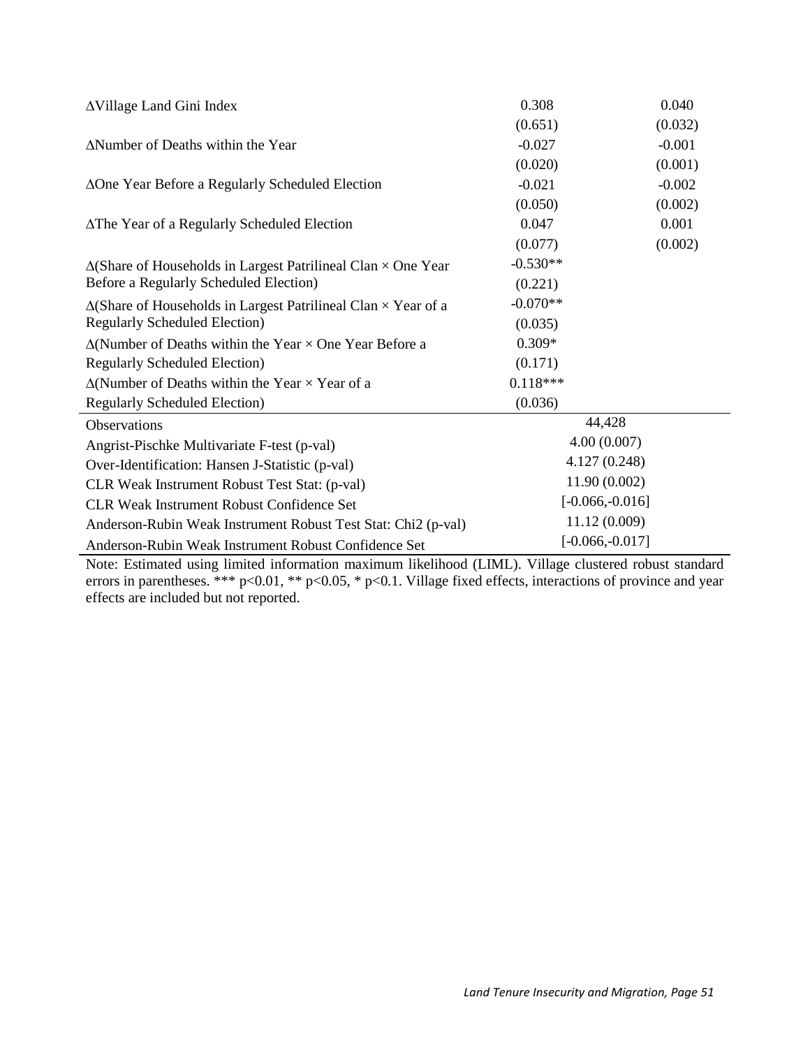| | | |
|---|---|---|
| ΔVillage Land Gini Index | 0.308 | 0.040 |
| | (0.651) | (0.032) |
| ΔNumber of Deaths within the Year | -0.027 | -0.001 |
| | (0.020) | (0.001) |
| ΔOne Year Before a Regularly Scheduled Election | -0.021 | -0.002 |
| | (0.050) | (0.002) |
| ΔThe Year of a Regularly Scheduled Election | 0.047 | 0.001 |
| | (0.077) | (0.002) |
| Δ(Share of Households in Largest Patrilineal Clan × One Year Before a Regularly Scheduled Election) | -0.530** | |
| | (0.221) | |
| Δ(Share of Households in Largest Patrilineal Clan × Year of a Regularly Scheduled Election) | -0.070** | |
| | (0.035) | |
| Δ(Number of Deaths within the Year × One Year Before a Regularly Scheduled Election) | 0.309* | |
| | (0.171) | |
| Δ(Number of Deaths within the Year × Year of a Regularly Scheduled Election) | 0.118*** | |
| | (0.036) | |
| Observations | 44,428 | |
| Angrist-Pischke Multivariate F-test (p-val) | 4.00 (0.007) | |
| Over-Identification: Hansen J-Statistic (p-val) | 4.127 (0.248) | |
| CLR Weak Instrument Robust Test Stat: (p-val) | 11.90 (0.002) | |
| CLR Weak Instrument Robust Confidence Set | [-0.066,-0.016] | |
| Anderson-Rubin Weak Instrument Robust Test Stat: Chi2 (p-val) | 11.12 (0.009) | |
| Anderson-Rubin Weak Instrument Robust Confidence Set | [-0.066,-0.017] | |

Note: Estimated using limited information maximum likelihood (LIML). Village clustered robust standard errors in parentheses. *** p<0.01, ** p<0.05, * p<0.1. Village fixed effects, interactions of province and year effects are included but not reported.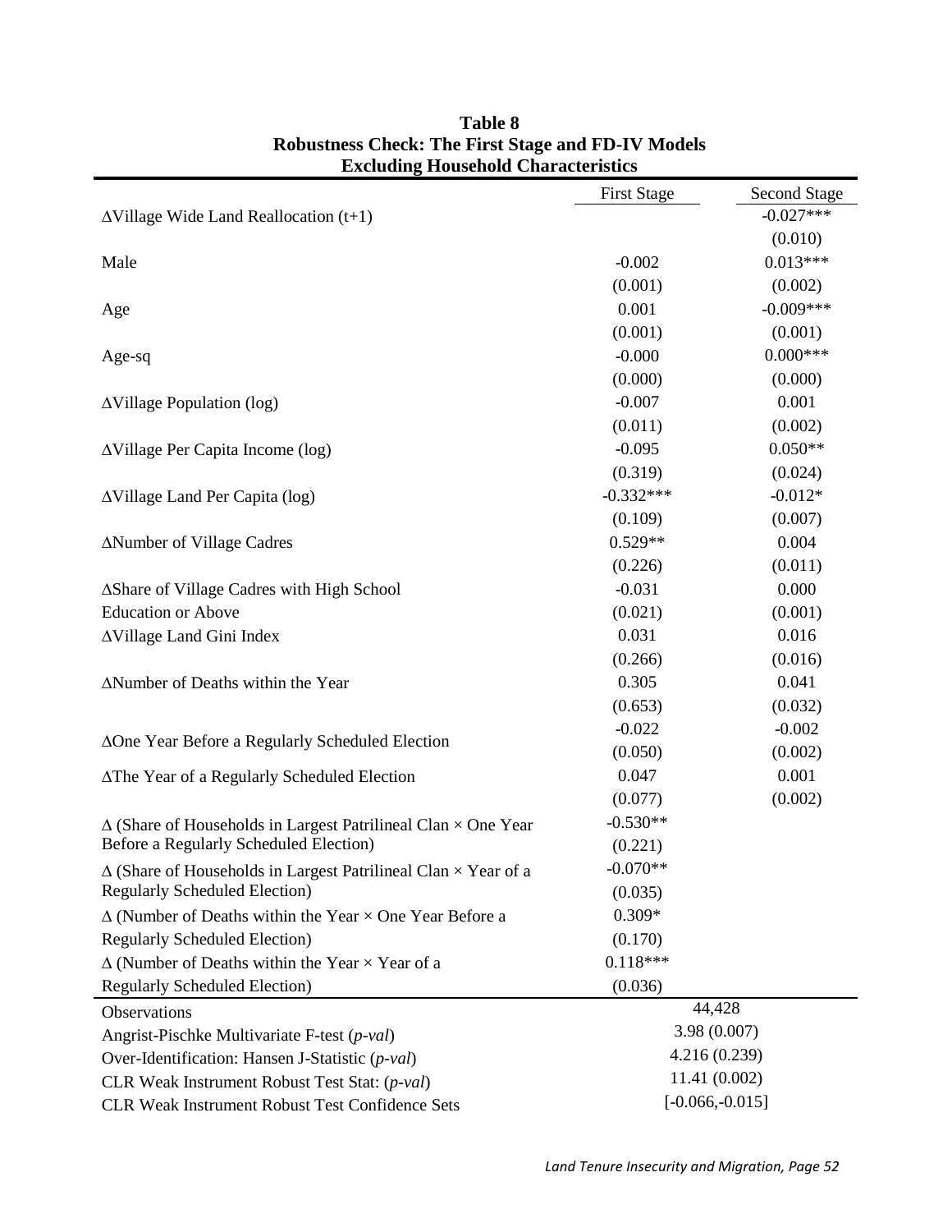**Table 8**
**Robustness Check: The First Stage and FD-IV Models Excluding Household Characteristics**

| | First Stage | Second Stage |
|---|---|---|
| ΔVillage Wide Land Reallocation (t+1) | | -0.027*** |
| | | (0.010) |
| Male | -0.002 | 0.013*** |
| | (0.001) | (0.002) |
| Age | 0.001 | -0.009*** |
| | (0.001) | (0.001) |
| Age-sq | -0.000 | 0.000*** |
| | (0.000) | (0.000) |
| ΔVillage Population (log) | -0.007 | 0.001 |
| | (0.011) | (0.002) |
| ΔVillage Per Capita Income (log) | -0.095 | 0.050** |
| | (0.319) | (0.024) |
| ΔVillage Land Per Capita (log) | -0.332*** | -0.012* |
| | (0.109) | (0.007) |
| ΔNumber of Village Cadres | 0.529** | 0.004 |
| | (0.226) | (0.011) |
| ΔShare of Village Cadres with High School Education or Above | -0.031 | 0.000 |
| | (0.021) | (0.001) |
| ΔVillage Land Gini Index | 0.031 | 0.016 |
| | (0.266) | (0.016) |
| ΔNumber of Deaths within the Year | 0.305 | 0.041 |
| | (0.653) | (0.032) |
| ΔOne Year Before a Regularly Scheduled Election | -0.022 | -0.002 |
| | (0.050) | (0.002) |
| ΔThe Year of a Regularly Scheduled Election | 0.047 | 0.001 |
| | (0.077) | (0.002) |
| Δ (Share of Households in Largest Patrilineal Clan × One Year Before a Regularly Scheduled Election) | -0.530** | |
| | (0.221) | |
| Δ (Share of Households in Largest Patrilineal Clan × Year of a Regularly Scheduled Election) | -0.070** | |
| | (0.035) | |
| Δ (Number of Deaths within the Year × One Year Before a Regularly Scheduled Election) | 0.309* | |
| | (0.170) | |
| Δ (Number of Deaths within the Year × Year of a Regularly Scheduled Election) | 0.118*** | |
| | (0.036) | |
| Observations | 44,428 | |
| Angrist-Pischke Multivariate F-test (*p-val*) | 3.98 (0.007) | |
| Over-Identification: Hansen J-Statistic (*p-val*) | 4.216 (0.239) | |
| CLR Weak Instrument Robust Test Stat: (*p-val*) | 11.41 (0.002) | |
| CLR Weak Instrument Robust Test Confidence Sets | [-0.066,-0.015] | |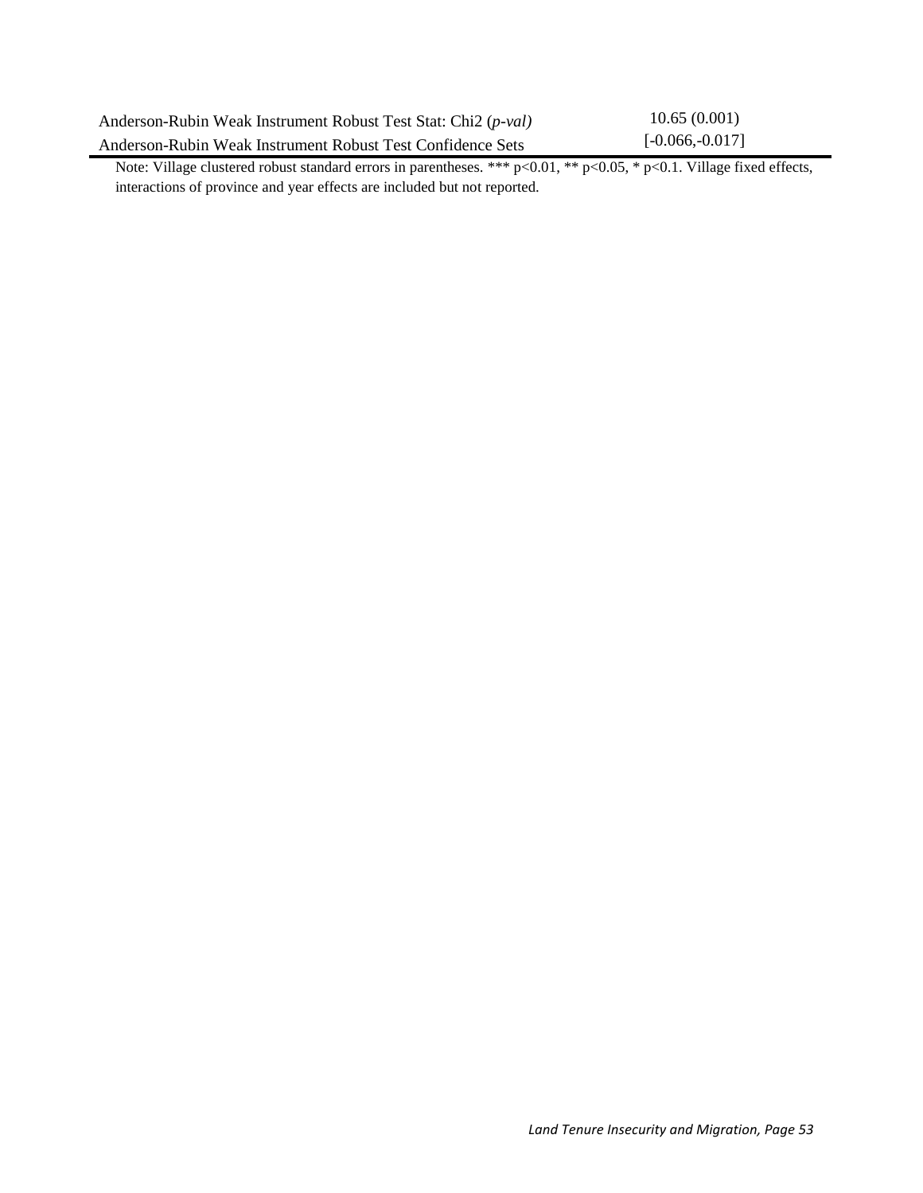| | |
|---|---|
| Anderson-Rubin Weak Instrument Robust Test Stat: Chi2 (*p-val)* | 10.65 (0.001) |
| Anderson-Rubin Weak Instrument Robust Test Confidence Sets | [-0.066,-0.017] |

Note: Village clustered robust standard errors in parentheses. *** p<0.01, ** p<0.05, * p<0.1. Village fixed effects, interactions of province and year effects are included but not reported.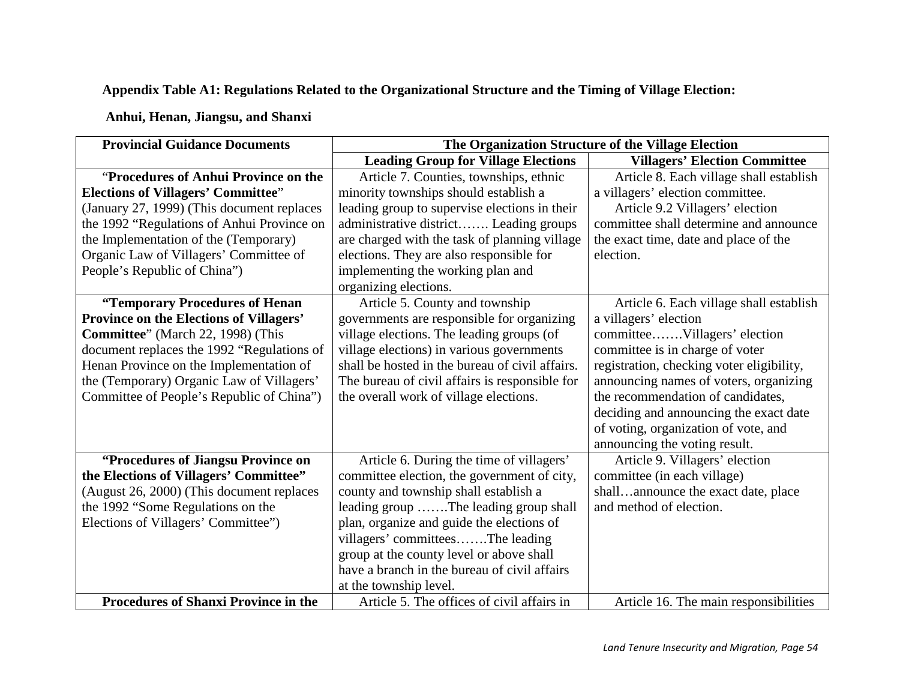**Appendix Table A1: Regulations Related to the Organizational Structure and the Timing of Village Election:**

**Anhui, Henan, Jiangsu, and Shanxi**

| Provincial Guidance Documents | The Organization Structure of the Village Election | |
|---|---|---|
| | **Leading Group for Village Elections** | **Villagers' Election Committee** |
| "**Procedures of Anhui Province on the Elections of Villagers' Committee**" (January 27, 1999) (This document replaces the 1992 "Regulations of Anhui Province on the Implementation of the (Temporary) Organic Law of Villagers' Committee of People's Republic of China") | Article 7. Counties, townships, ethnic minority townships should establish a leading group to supervise elections in their administrative district……. Leading groups are charged with the task of planning village elections. They are also responsible for implementing the working plan and organizing elections. | Article 8. Each village shall establish a villagers' election committee. Article 9.2 Villagers' election committee shall determine and announce the exact time, date and place of the election. |
| **"Temporary Procedures of Henan Province on the Elections of Villagers' Committee**" (March 22, 1998) (This document replaces the 1992 "Regulations of Henan Province on the Implementation of the (Temporary) Organic Law of Villagers' Committee of People's Republic of China") | Article 5. County and township governments are responsible for organizing village elections. The leading groups (of village elections) in various governments shall be hosted in the bureau of civil affairs. The bureau of civil affairs is responsible for the overall work of village elections. | Article 6. Each village shall establish a villagers' election committee…….Villagers' election committee is in charge of voter registration, checking voter eligibility, announcing names of voters, organizing the recommendation of candidates, deciding and announcing the exact date of voting, organization of vote, and announcing the voting result. |
| **"Procedures of Jiangsu Province on the Elections of Villagers' Committee"** (August 26, 2000) (This document replaces the 1992 "Some Regulations on the Elections of Villagers' Committee") | Article 6. During the time of villagers' committee election, the government of city, county and township shall establish a leading group …….The leading group shall plan, organize and guide the elections of villagers' committees…….The leading group at the county level or above shall have a branch in the bureau of civil affairs at the township level. | Article 9. Villagers' election committee (in each village) shall…announce the exact date, place and method of election. |
| **Procedures of Shanxi Province in the** | Article 5. The offices of civil affairs in | Article 16. The main responsibilities |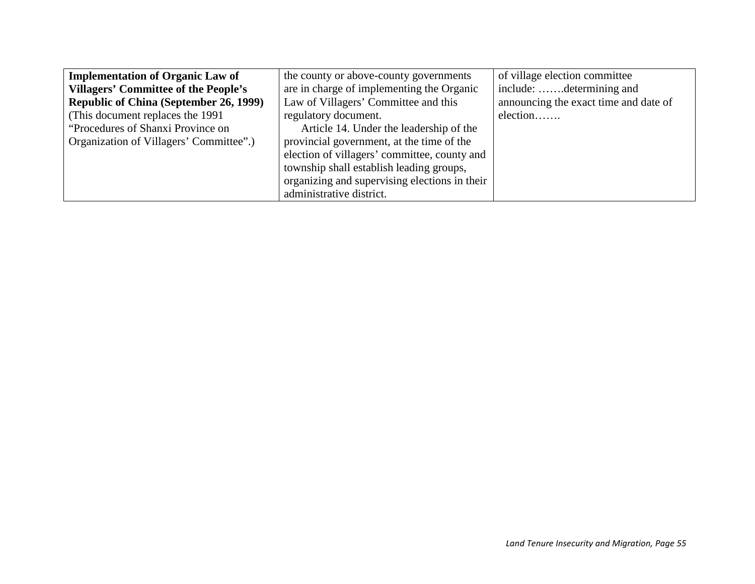| | | |
|---|---|---|
| **Implementation of Organic Law of Villagers' Committee of the People's Republic of China (September 26, 1999)** (This document replaces the 1991 "Procedures of Shanxi Province on Organization of Villagers' Committee".) | the county or above-county governments are in charge of implementing the Organic Law of Villagers' Committee and this regulatory document. Article 14. Under the leadership of the provincial government, at the time of the election of villagers' committee, county and township shall establish leading groups, organizing and supervising elections in their administrative district. | of village election committee include: …….determining and announcing the exact time and date of election……. |